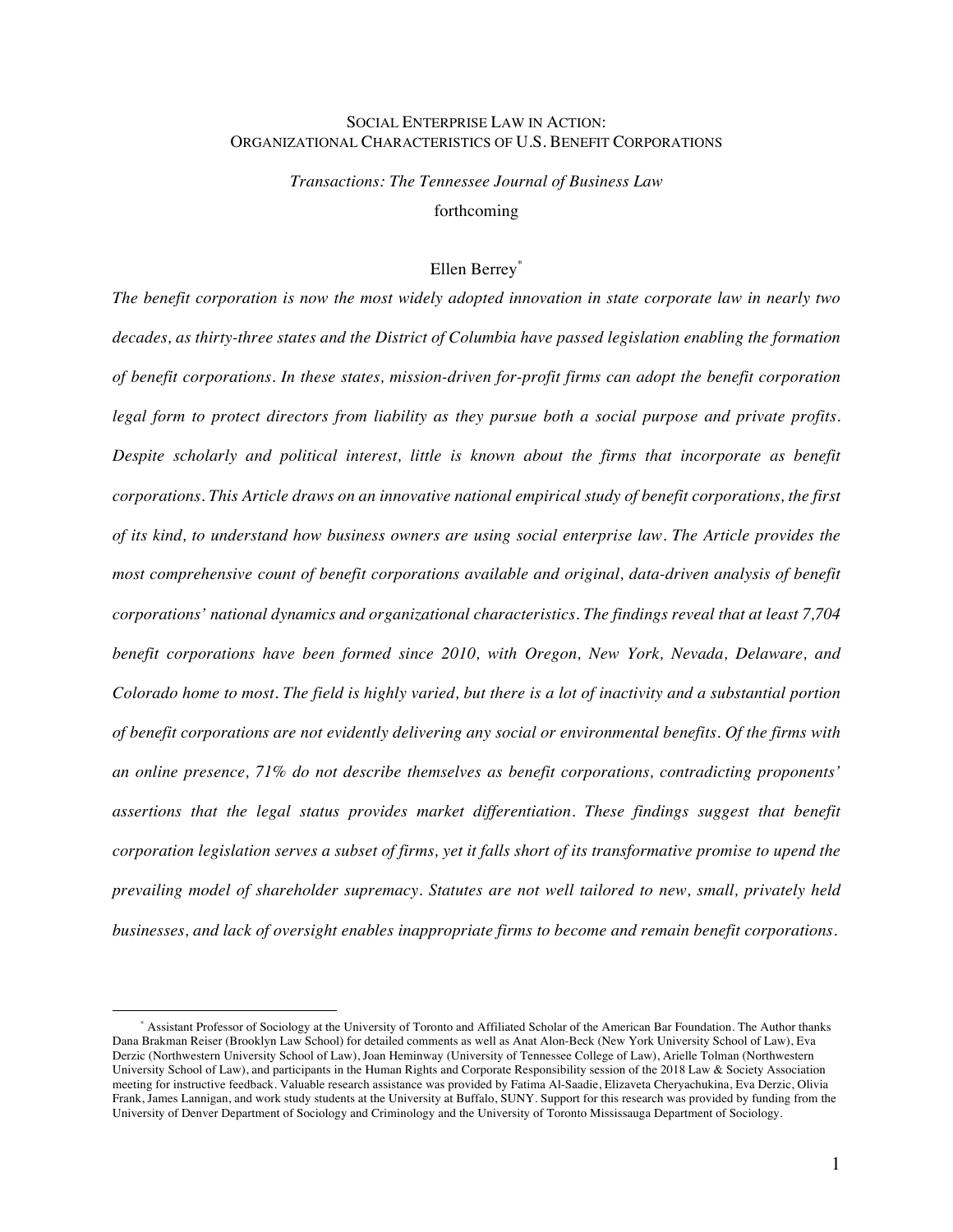# Social Enterprise Law in Action: Organizational Characteristics of U.S. Benefit Corporations

*Transactions: The Tennessee Journal of Business Law*

forthcoming

Ellen Berrey[*]

*The benefit corporation is now the most widely adopted innovation in state corporate law in nearly two decades, as thirty-three states and the District of Columbia have passed legislation enabling the formation of benefit corporations. In these states, mission-driven for-profit firms can adopt the benefit corporation legal form to protect directors from liability as they pursue both a social purpose and private profits. Despite scholarly and political interest, little is known about the firms that incorporate as benefit corporations. This Article draws on an innovative national empirical study of benefit corporations, the first of its kind, to understand how business owners are using social enterprise law. The Article provides the most comprehensive count of benefit corporations available and original, data-driven analysis of benefit corporations' national dynamics and organizational characteristics. The findings reveal that at least 7,704 benefit corporations have been formed since 2010, with Oregon, New York, Nevada, Delaware, and Colorado home to most. The field is highly varied, but there is a lot of inactivity and a substantial portion of benefit corporations are not evidently delivering any social or environmental benefits. Of the firms with an online presence, 71% do not describe themselves as benefit corporations, contradicting proponents' assertions that the legal status provides market differentiation. These findings suggest that benefit corporation legislation serves a subset of firms, yet it falls short of its transformative promise to upend the prevailing model of shareholder supremacy. Statutes are not well tailored to new, small, privately held businesses, and lack of oversight enables inappropriate firms to become and remain benefit corporations.*

---

[*] Assistant Professor of Sociology at the University of Toronto and Affiliated Scholar of the American Bar Foundation. The Author thanks Dana Brakman Reiser (Brooklyn Law School) for detailed comments as well as Anat Alon-Beck (New York University School of Law), Eva Derzic (Northwestern University School of Law), Joan Heminway (University of Tennessee College of Law), Arielle Tolman (Northwestern University School of Law), and participants in the Human Rights and Corporate Responsibility session of the 2018 Law & Society Association meeting for instructive feedback. Valuable research assistance was provided by Fatima Al-Saadie, Elizaveta Cheryachukina, Eva Derzic, Olivia Frank, James Lannigan, and work study students at the University at Buffalo, SUNY. Support for this research was provided by funding from the University of Denver Department of Sociology and Criminology and the University of Toronto Mississauga Department of Sociology.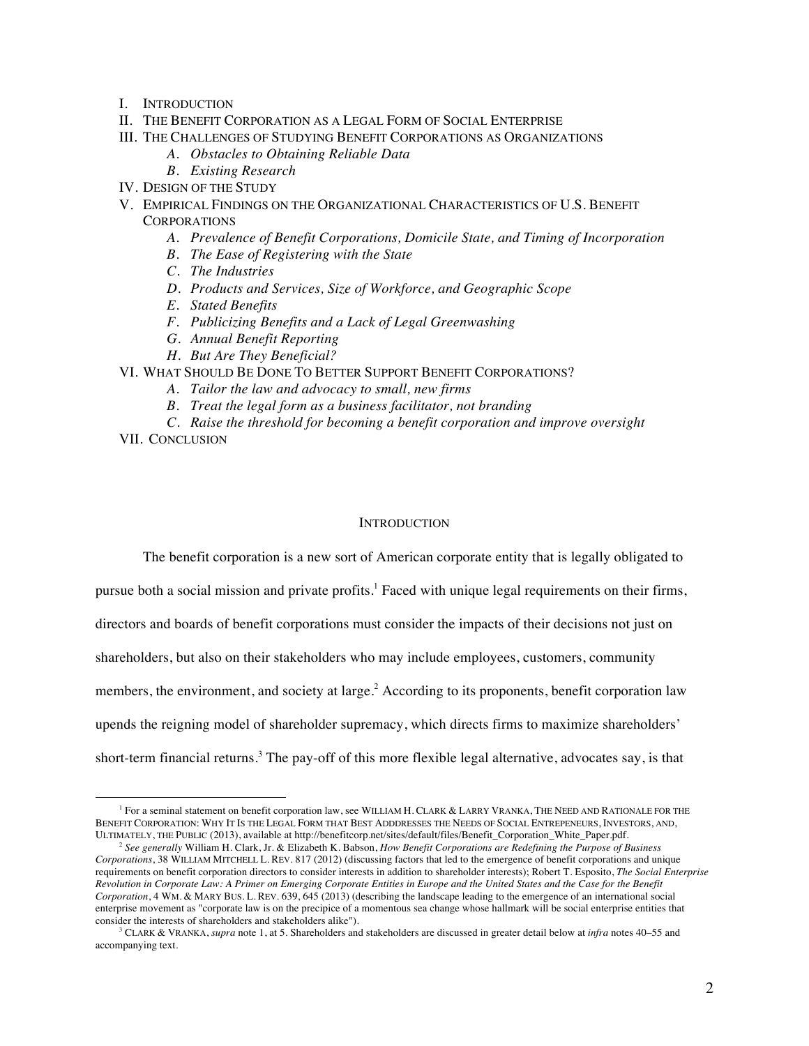I. INTRODUCTION
II. THE BENEFIT CORPORATION AS A LEGAL FORM OF SOCIAL ENTERPRISE
III. THE CHALLENGES OF STUDYING BENEFIT CORPORATIONS AS ORGANIZATIONS
    - *A. Obstacles to Obtaining Reliable Data*
    - *B. Existing Research*
IV. DESIGN OF THE STUDY
V. EMPIRICAL FINDINGS ON THE ORGANIZATIONAL CHARACTERISTICS OF U.S. BENEFIT CORPORATIONS
    - *A. Prevalence of Benefit Corporations, Domicile State, and Timing of Incorporation*
    - *B. The Ease of Registering with the State*
    - *C. The Industries*
    - *D. Products and Services, Size of Workforce, and Geographic Scope*
    - *E. Stated Benefits*
    - *F. Publicizing Benefits and a Lack of Legal Greenwashing*
    - *G. Annual Benefit Reporting*
    - *H. But Are They Beneficial?*
VI. WHAT SHOULD BE DONE TO BETTER SUPPORT BENEFIT CORPORATIONS?
    - *A. Tailor the law and advocacy to small, new firms*
    - *B. Treat the legal form as a business facilitator, not branding*
    - *C. Raise the threshold for becoming a benefit corporation and improve oversight*
VII. CONCLUSION

## INTRODUCTION

The benefit corporation is a new sort of American corporate entity that is legally obligated to pursue both a social mission and private profits.[1] Faced with unique legal requirements on their firms, directors and boards of benefit corporations must consider the impacts of their decisions not just on shareholders, but also on their stakeholders who may include employees, customers, community members, the environment, and society at large.[2] According to its proponents, benefit corporation law upends the reigning model of shareholder supremacy, which directs firms to maximize shareholders' short-term financial returns.[3] The pay-off of this more flexible legal alternative, advocates say, is that

---

[1] For a seminal statement on benefit corporation law, see WILLIAM H. CLARK & LARRY VRANKA, THE NEED AND RATIONALE FOR THE BENEFIT CORPORATION: WHY IT IS THE LEGAL FORM THAT BEST ADDDRESSES THE NEEDS OF SOCIAL ENTREPENEURS, INVESTORS, AND, ULTIMATELY, THE PUBLIC (2013), available at http://benefitcorp.net/sites/default/files/Benefit_Corporation_White_Paper.pdf.

[2] *See generally* William H. Clark, Jr. & Elizabeth K. Babson, *How Benefit Corporations are Redefining the Purpose of Business Corporations*, 38 WILLIAM MITCHELL L. REV. 817 (2012) (discussing factors that led to the emergence of benefit corporations and unique requirements on benefit corporation directors to consider interests in addition to shareholder interests); Robert T. Esposito, *The Social Enterprise Revolution in Corporate Law: A Primer on Emerging Corporate Entities in Europe and the United States and the Case for the Benefit Corporation*, 4 WM. & MARY BUS. L. REV. 639, 645 (2013) (describing the landscape leading to the emergence of an international social enterprise movement as "corporate law is on the precipice of a momentous sea change whose hallmark will be social enterprise entities that consider the interests of shareholders and stakeholders alike").

[3] CLARK & VRANKA, *supra* note 1, at 5. Shareholders and stakeholders are discussed in greater detail below at *infra* notes 40–55 and accompanying text.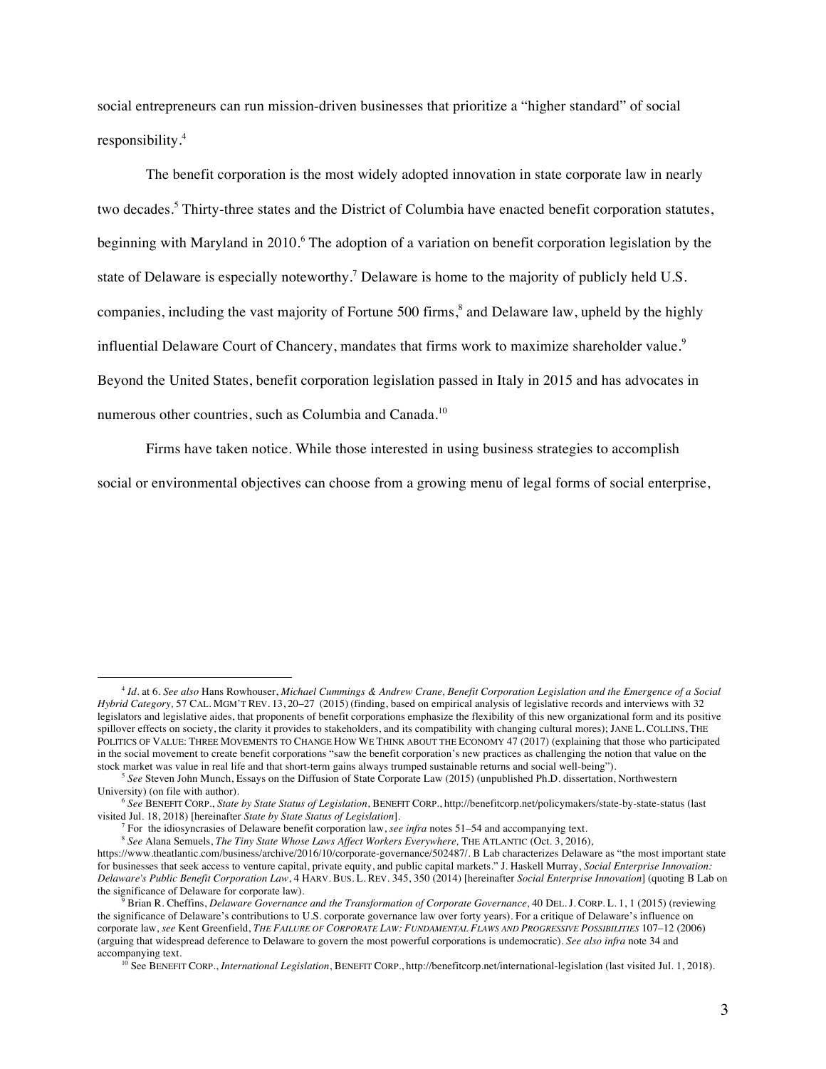social entrepreneurs can run mission-driven businesses that prioritize a "higher standard" of social responsibility.[4]

The benefit corporation is the most widely adopted innovation in state corporate law in nearly two decades.[5] Thirty-three states and the District of Columbia have enacted benefit corporation statutes, beginning with Maryland in 2010.[6] The adoption of a variation on benefit corporation legislation by the state of Delaware is especially noteworthy.[7] Delaware is home to the majority of publicly held U.S. companies, including the vast majority of Fortune 500 firms,[8] and Delaware law, upheld by the highly influential Delaware Court of Chancery, mandates that firms work to maximize shareholder value.[9] Beyond the United States, benefit corporation legislation passed in Italy in 2015 and has advocates in numerous other countries, such as Columbia and Canada.[10]

Firms have taken notice. While those interested in using business strategies to accomplish social or environmental objectives can choose from a growing menu of legal forms of social enterprise,

---

[4] *Id*. at 6. *See also* Hans Rowhouser, *Michael Cummings & Andrew Crane, Benefit Corporation Legislation and the Emergence of a Social Hybrid Category,* 57 CAL. MGM'T REV. 13, 20–27 (2015) (finding, based on empirical analysis of legislative records and interviews with 32 legislators and legislative aides, that proponents of benefit corporations emphasize the flexibility of this new organizational form and its positive spillover effects on society, the clarity it provides to stakeholders, and its compatibility with changing cultural mores); JANE L. COLLINS, THE POLITICS OF VALUE: THREE MOVEMENTS TO CHANGE HOW WE THINK ABOUT THE ECONOMY 47 (2017) (explaining that those who participated in the social movement to create benefit corporations "saw the benefit corporation's new practices as challenging the notion that value on the stock market was value in real life and that short-term gains always trumped sustainable returns and social well-being").

[5] *See* Steven John Munch, Essays on the Diffusion of State Corporate Law (2015) (unpublished Ph.D. dissertation, Northwestern University) (on file with author).

[6] *See* BENEFIT CORP., *State by State Status of Legislation*, BENEFIT CORP., http://benefitcorp.net/policymakers/state-by-state-status (last visited Jul. 18, 2018) [hereinafter *State by State Status of Legislation*].

[7] For the idiosyncrasies of Delaware benefit corporation law, *see infra* notes 51–54 and accompanying text.

[8] *See* Alana Semuels, *The Tiny State Whose Laws Affect Workers Everywhere,* THE ATLANTIC (Oct. 3, 2016), https://www.theatlantic.com/business/archive/2016/10/corporate-governance/502487/. B Lab characterizes Delaware as "the most important state for businesses that seek access to venture capital, private equity, and public capital markets." J. Haskell Murray, *Social Enterprise Innovation: Delaware's Public Benefit Corporation Law*, 4 HARV. BUS. L. REV. 345, 350 (2014) [hereinafter *Social Enterprise Innovation*] (quoting B Lab on the significance of Delaware for corporate law).

[9] Brian R. Cheffins, *Delaware Governance and the Transformation of Corporate Governance,* 40 DEL. J. CORP. L. 1, 1 (2015) (reviewing the significance of Delaware's contributions to U.S. corporate governance law over forty years). For a critique of Delaware's influence on corporate law, *see* Kent Greenfield, *THE FAILURE OF CORPORATE LAW: FUNDAMENTAL FLAWS AND PROGRESSIVE POSSIBILITIES* 107–12 (2006) (arguing that widespread deference to Delaware to govern the most powerful corporations is undemocratic). *See also infra* note 34 and accompanying text.

[10] See BENEFIT CORP., *International Legislation*, BENEFIT CORP., http://benefitcorp.net/international-legislation (last visited Jul. 1, 2018).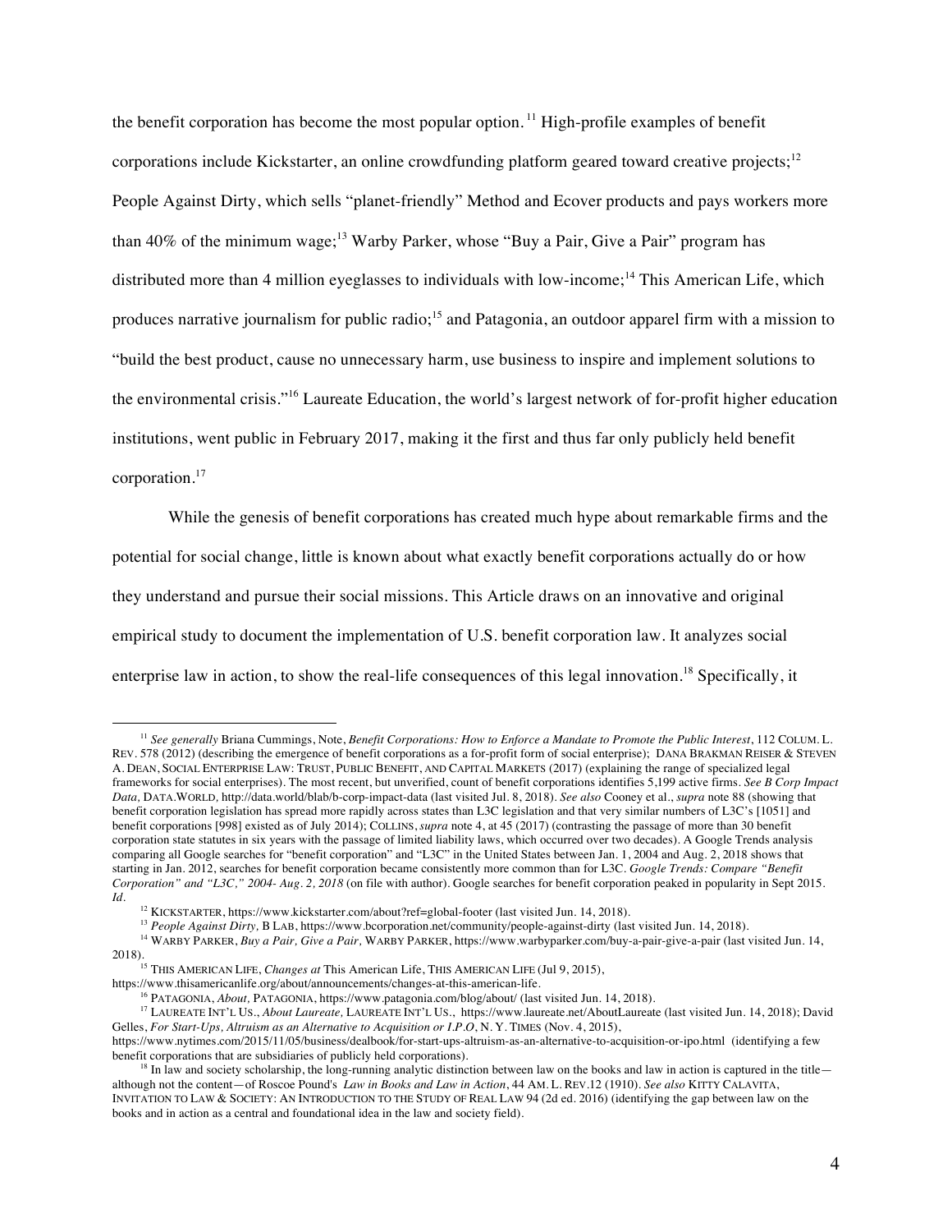the benefit corporation has become the most popular option.[11] High-profile examples of benefit corporations include Kickstarter, an online crowdfunding platform geared toward creative projects;[12] People Against Dirty, which sells "planet-friendly" Method and Ecover products and pays workers more than 40% of the minimum wage;[13] Warby Parker, whose "Buy a Pair, Give a Pair" program has distributed more than 4 million eyeglasses to individuals with low-income;[14] This American Life, which produces narrative journalism for public radio;[15] and Patagonia, an outdoor apparel firm with a mission to "build the best product, cause no unnecessary harm, use business to inspire and implement solutions to the environmental crisis."[16] Laureate Education, the world's largest network of for-profit higher education institutions, went public in February 2017, making it the first and thus far only publicly held benefit corporation.[17]

While the genesis of benefit corporations has created much hype about remarkable firms and the potential for social change, little is known about what exactly benefit corporations actually do or how they understand and pursue their social missions. This Article draws on an innovative and original empirical study to document the implementation of U.S. benefit corporation law. It analyzes social enterprise law in action, to show the real-life consequences of this legal innovation.[18] Specifically, it

---

[11] *See generally* Briana Cummings, Note, *Benefit Corporations: How to Enforce a Mandate to Promote the Public Interest*, 112 COLUM. L. REV. 578 (2012) (describing the emergence of benefit corporations as a for-profit form of social enterprise); DANA BRAKMAN REISER & STEVEN A. DEAN, SOCIAL ENTERPRISE LAW: TRUST, PUBLIC BENEFIT, AND CAPITAL MARKETS (2017) (explaining the range of specialized legal frameworks for social enterprises). The most recent, but unverified, count of benefit corporations identifies 5,199 active firms. *See B Corp Impact Data,* DATA.WORLD, http://data.world/blab/b-corp-impact-data (last visited Jul. 8, 2018). *See also* Cooney et al., *supra* note 88 (showing that benefit corporation legislation has spread more rapidly across states than L3C legislation and that very similar numbers of L3C's [1051] and benefit corporations [998] existed as of July 2014); COLLINS, *supra* note 4, at 45 (2017) (contrasting the passage of more than 30 benefit corporation state statutes in six years with the passage of limited liability laws, which occurred over two decades). A Google Trends analysis comparing all Google searches for "benefit corporation" and "L3C" in the United States between Jan. 1, 2004 and Aug. 2, 2018 shows that starting in Jan. 2012, searches for benefit corporation became consistently more common than for L3C. *Google Trends: Compare "Benefit Corporation" and "L3C," 2004- Aug. 2, 2018* (on file with author). Google searches for benefit corporation peaked in popularity in Sept 2015. *Id.*

[12] KICKSTARTER, https://www.kickstarter.com/about?ref=global-footer (last visited Jun. 14, 2018).

[13] *People Against Dirty,* B LAB, https://www.bcorporation.net/community/people-against-dirty (last visited Jun. 14, 2018).

[14] WARBY PARKER, *Buy a Pair, Give a Pair,* WARBY PARKER, https://www.warbyparker.com/buy-a-pair-give-a-pair (last visited Jun. 14, 2018).

[15] THIS AMERICAN LIFE, *Changes at* This American Life, THIS AMERICAN LIFE (Jul 9, 2015), https://www.thisamericanlife.org/about/announcements/changes-at-this-american-life.

[16] PATAGONIA, *About,* PATAGONIA, https://www.patagonia.com/blog/about/ (last visited Jun. 14, 2018).

[17] LAUREATE INT'L US., *About Laureate,* LAUREATE INT'L US., https://www.laureate.net/AboutLaureate (last visited Jun. 14, 2018); David Gelles, *For Start-Ups, Altruism as an Alternative to Acquisition or I.P.O*, N. Y. TIMES (Nov. 4, 2015), https://www.nytimes.com/2015/11/05/business/dealbook/for-start-ups-altruism-as-an-alternative-to-acquisition-or-ipo.html (identifying a few benefit corporations that are subsidiaries of publicly held corporations).

[18] In law and society scholarship, the long-running analytic distinction between law on the books and law in action is captured in the title—although not the content—of Roscoe Pound's *Law in Books and Law in Action*, 44 AM. L. REV.12 (1910). *See also* KITTY CALAVITA, INVITATION TO LAW & SOCIETY: AN INTRODUCTION TO THE STUDY OF REAL LAW 94 (2d ed. 2016) (identifying the gap between law on the books and in action as a central and foundational idea in the law and society field).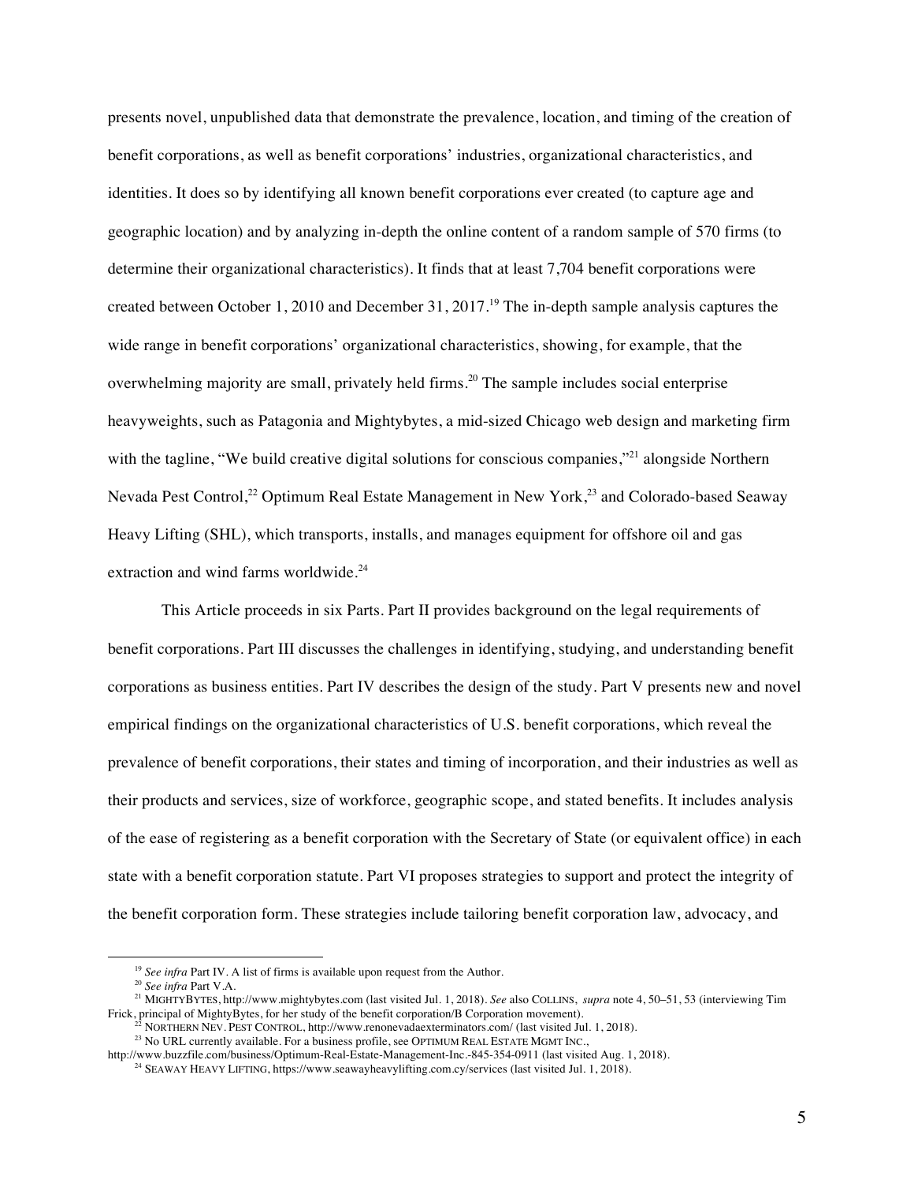presents novel, unpublished data that demonstrate the prevalence, location, and timing of the creation of benefit corporations, as well as benefit corporations' industries, organizational characteristics, and identities. It does so by identifying all known benefit corporations ever created (to capture age and geographic location) and by analyzing in-depth the online content of a random sample of 570 firms (to determine their organizational characteristics). It finds that at least 7,704 benefit corporations were created between October 1, 2010 and December 31, 2017.[19] The in-depth sample analysis captures the wide range in benefit corporations' organizational characteristics, showing, for example, that the overwhelming majority are small, privately held firms.[20] The sample includes social enterprise heavyweights, such as Patagonia and Mightybytes, a mid-sized Chicago web design and marketing firm with the tagline, "We build creative digital solutions for conscious companies,"[21] alongside Northern Nevada Pest Control,[22] Optimum Real Estate Management in New York,[23] and Colorado-based Seaway Heavy Lifting (SHL), which transports, installs, and manages equipment for offshore oil and gas extraction and wind farms worldwide.[24]

This Article proceeds in six Parts. Part II provides background on the legal requirements of benefit corporations. Part III discusses the challenges in identifying, studying, and understanding benefit corporations as business entities. Part IV describes the design of the study. Part V presents new and novel empirical findings on the organizational characteristics of U.S. benefit corporations, which reveal the prevalence of benefit corporations, their states and timing of incorporation, and their industries as well as their products and services, size of workforce, geographic scope, and stated benefits. It includes analysis of the ease of registering as a benefit corporation with the Secretary of State (or equivalent office) in each state with a benefit corporation statute. Part VI proposes strategies to support and protect the integrity of the benefit corporation form. These strategies include tailoring benefit corporation law, advocacy, and

---

[19] *See infra* Part IV. A list of firms is available upon request from the Author.

[20] *See infra* Part V.A.

[21] MIGHTYBYTES, http://www.mightybytes.com (last visited Jul. 1, 2018). *See* also COLLINS, *supra* note 4, 50–51, 53 (interviewing Tim Frick, principal of MightyBytes, for her study of the benefit corporation/B Corporation movement).

[22] NORTHERN NEV. PEST CONTROL, http://www.renonevadaexterminators.com/ (last visited Jul. 1, 2018).

[23] No URL currently available. For a business profile, see OPTIMUM REAL ESTATE MGMT INC., http://www.buzzfile.com/business/Optimum-Real-Estate-Management-Inc.-845-354-0911 (last visited Aug. 1, 2018).

[24] SEAWAY HEAVY LIFTING, https://www.seawayheavylifting.com.cy/services (last visited Jul. 1, 2018).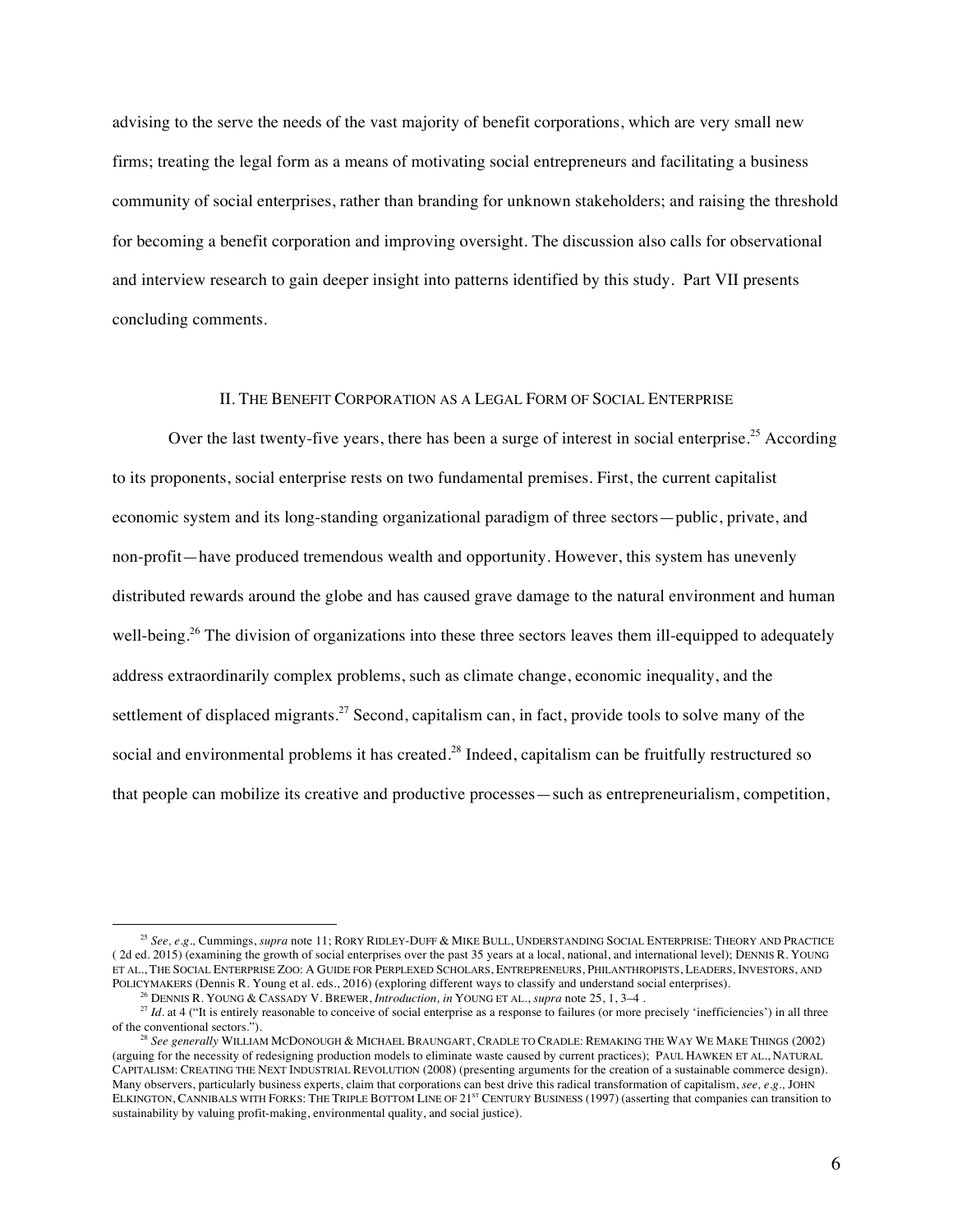advising to the serve the needs of the vast majority of benefit corporations, which are very small new firms; treating the legal form as a means of motivating social entrepreneurs and facilitating a business community of social enterprises, rather than branding for unknown stakeholders; and raising the threshold for becoming a benefit corporation and improving oversight. The discussion also calls for observational and interview research to gain deeper insight into patterns identified by this study. Part VII presents concluding comments.

## II. THE BENEFIT CORPORATION AS A LEGAL FORM OF SOCIAL ENTERPRISE

Over the last twenty-five years, there has been a surge of interest in social enterprise.[25] According to its proponents, social enterprise rests on two fundamental premises. First, the current capitalist economic system and its long-standing organizational paradigm of three sectors—public, private, and non-profit—have produced tremendous wealth and opportunity. However, this system has unevenly distributed rewards around the globe and has caused grave damage to the natural environment and human well-being.[26] The division of organizations into these three sectors leaves them ill-equipped to adequately address extraordinarily complex problems, such as climate change, economic inequality, and the settlement of displaced migrants.[27] Second, capitalism can, in fact, provide tools to solve many of the social and environmental problems it has created.[28] Indeed, capitalism can be fruitfully restructured so that people can mobilize its creative and productive processes—such as entrepreneurialism, competition,

---

[25] *See, e.g.,* Cummings, *supra* note 11; RORY RIDLEY-DUFF & MIKE BULL, UNDERSTANDING SOCIAL ENTERPRISE: THEORY AND PRACTICE ( 2d ed. 2015) (examining the growth of social enterprises over the past 35 years at a local, national, and international level); DENNIS R. YOUNG ET AL., THE SOCIAL ENTERPRISE ZOO: A GUIDE FOR PERPLEXED SCHOLARS, ENTREPRENEURS, PHILANTHROPISTS, LEADERS, INVESTORS, AND POLICYMAKERS (Dennis R. Young et al. eds., 2016) (exploring different ways to classify and understand social enterprises).

[26] DENNIS R. YOUNG & CASSADY V. BREWER, *Introduction, in* YOUNG ET AL., *supra* note 25, 1, 3–4 .

[27] *Id.* at 4 ("It is entirely reasonable to conceive of social enterprise as a response to failures (or more precisely 'inefficiencies') in all three of the conventional sectors.").

[28] *See generally* WILLIAM MCDONOUGH & MICHAEL BRAUNGART, CRADLE TO CRADLE: REMAKING THE WAY WE MAKE THINGS (2002) (arguing for the necessity of redesigning production models to eliminate waste caused by current practices); PAUL HAWKEN ET AL., NATURAL CAPITALISM: CREATING THE NEXT INDUSTRIAL REVOLUTION (2008) (presenting arguments for the creation of a sustainable commerce design). Many observers, particularly business experts, claim that corporations can best drive this radical transformation of capitalism, *see, e.g.,* JOHN ELKINGTON, CANNIBALS WITH FORKS: THE TRIPLE BOTTOM LINE OF 21ST CENTURY BUSINESS (1997) (asserting that companies can transition to sustainability by valuing profit-making, environmental quality, and social justice).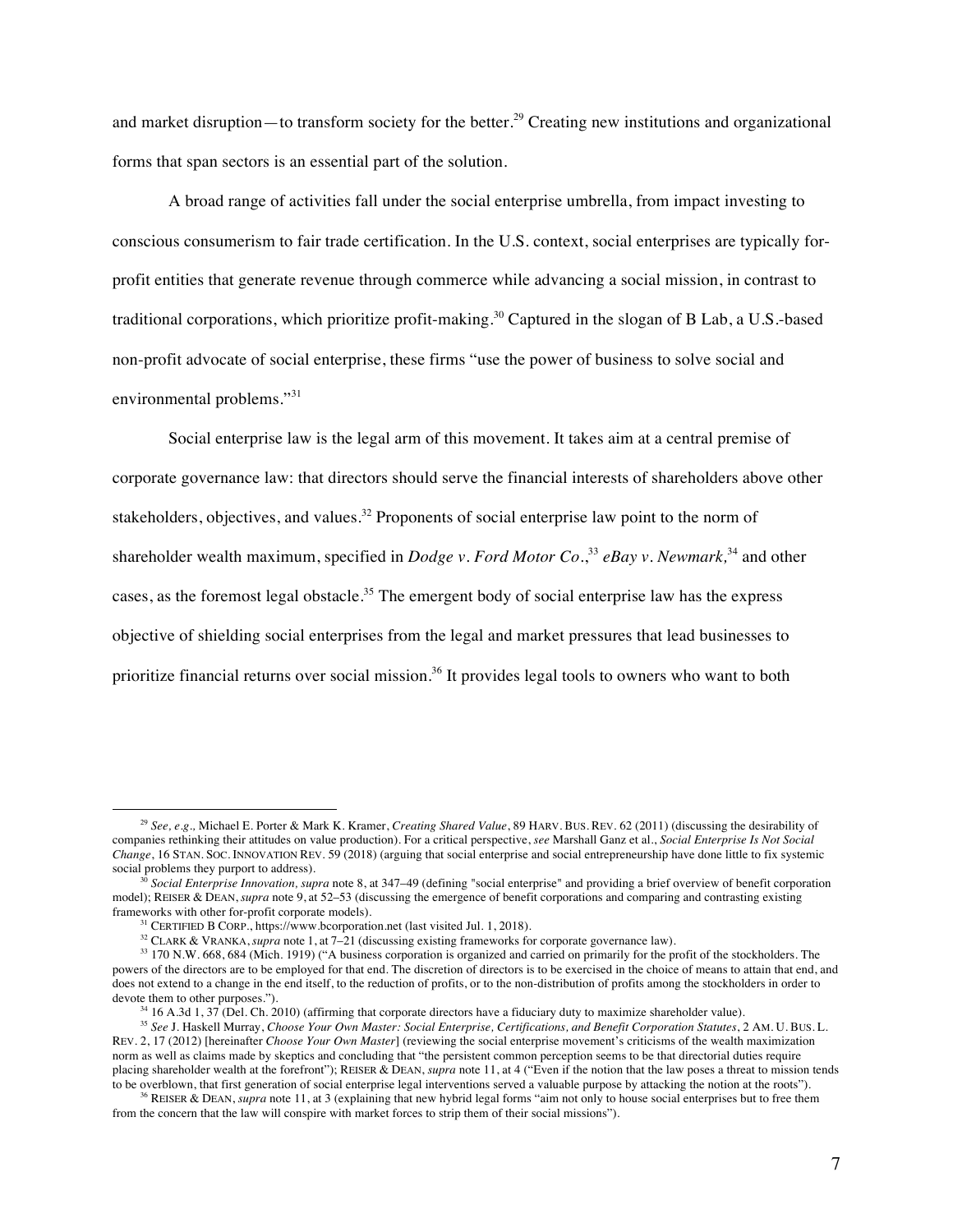and market disruption—to transform society for the better.[29] Creating new institutions and organizational forms that span sectors is an essential part of the solution.

A broad range of activities fall under the social enterprise umbrella, from impact investing to conscious consumerism to fair trade certification. In the U.S. context, social enterprises are typically for-profit entities that generate revenue through commerce while advancing a social mission, in contrast to traditional corporations, which prioritize profit-making.[30] Captured in the slogan of B Lab, a U.S.-based non-profit advocate of social enterprise, these firms "use the power of business to solve social and environmental problems."[31]

Social enterprise law is the legal arm of this movement. It takes aim at a central premise of corporate governance law: that directors should serve the financial interests of shareholders above other stakeholders, objectives, and values.[32] Proponents of social enterprise law point to the norm of shareholder wealth maximum, specified in *Dodge v. Ford Motor Co.*,[33] *eBay v. Newmark,*[34] and other cases, as the foremost legal obstacle.[35] The emergent body of social enterprise law has the express objective of shielding social enterprises from the legal and market pressures that lead businesses to prioritize financial returns over social mission.[36] It provides legal tools to owners who want to both

---

[29] *See, e.g.,* Michael E. Porter & Mark K. Kramer, *Creating Shared Value*, 89 HARV. BUS. REV. 62 (2011) (discussing the desirability of companies rethinking their attitudes on value production). For a critical perspective, *see* Marshall Ganz et al., *Social Enterprise Is Not Social Change*, 16 STAN. SOC. INNOVATION REV. 59 (2018) (arguing that social enterprise and social entrepreneurship have done little to fix systemic social problems they purport to address).

[30] *Social Enterprise Innovation, supra* note 8, at 347–49 (defining "social enterprise" and providing a brief overview of benefit corporation model); REISER & DEAN, *supra* note 9, at 52–53 (discussing the emergence of benefit corporations and comparing and contrasting existing frameworks with other for-profit corporate models).

[31] CERTIFIED B CORP., https://www.bcorporation.net (last visited Jul. 1, 2018).

[32] CLARK & VRANKA, *supra* note 1, at 7–21 (discussing existing frameworks for corporate governance law).

[33] 170 N.W. 668, 684 (Mich. 1919) ("A business corporation is organized and carried on primarily for the profit of the stockholders. The powers of the directors are to be employed for that end. The discretion of directors is to be exercised in the choice of means to attain that end, and does not extend to a change in the end itself, to the reduction of profits, or to the non-distribution of profits among the stockholders in order to devote them to other purposes.").

[34] 16 A.3d 1, 37 (Del. Ch. 2010) (affirming that corporate directors have a fiduciary duty to maximize shareholder value).

[35] *See* J. Haskell Murray, *Choose Your Own Master: Social Enterprise, Certifications, and Benefit Corporation Statutes*, 2 AM. U. BUS. L. REV. 2, 17 (2012) [hereinafter *Choose Your Own Master*] (reviewing the social enterprise movement's criticisms of the wealth maximization norm as well as claims made by skeptics and concluding that "the persistent common perception seems to be that directorial duties require placing shareholder wealth at the forefront"); REISER & DEAN, *supra* note 11, at 4 ("Even if the notion that the law poses a threat to mission tends to be overblown, that first generation of social enterprise legal interventions served a valuable purpose by attacking the notion at the roots").

[36] REISER & DEAN, *supra* note 11, at 3 (explaining that new hybrid legal forms "aim not only to house social enterprises but to free them from the concern that the law will conspire with market forces to strip them of their social missions").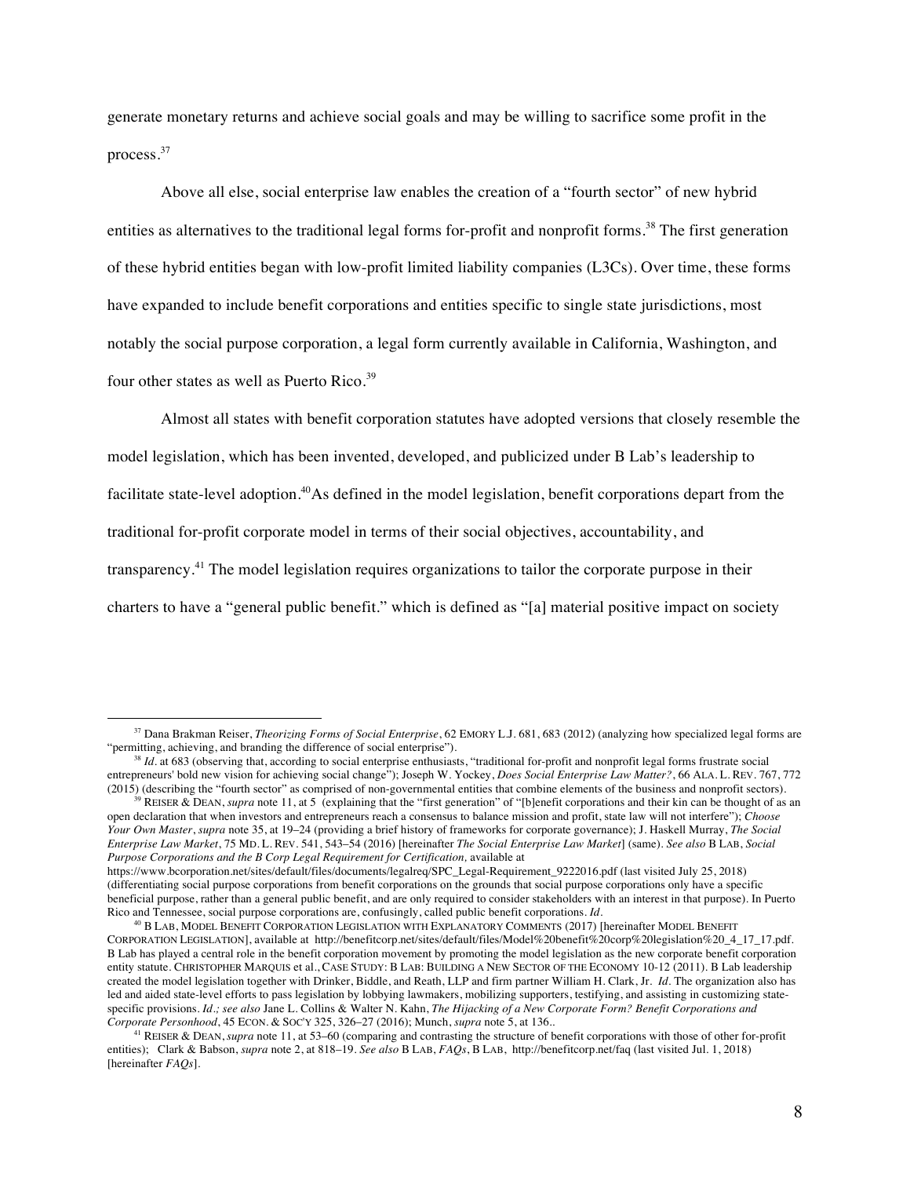generate monetary returns and achieve social goals and may be willing to sacrifice some profit in the process.[37]

Above all else, social enterprise law enables the creation of a "fourth sector" of new hybrid entities as alternatives to the traditional legal forms for-profit and nonprofit forms.[38] The first generation of these hybrid entities began with low-profit limited liability companies (L3Cs). Over time, these forms have expanded to include benefit corporations and entities specific to single state jurisdictions, most notably the social purpose corporation, a legal form currently available in California, Washington, and four other states as well as Puerto Rico.[39]

Almost all states with benefit corporation statutes have adopted versions that closely resemble the model legislation, which has been invented, developed, and publicized under B Lab's leadership to facilitate state-level adoption.[40]As defined in the model legislation, benefit corporations depart from the traditional for-profit corporate model in terms of their social objectives, accountability, and transparency.[41] The model legislation requires organizations to tailor the corporate purpose in their charters to have a "general public benefit." which is defined as "[a] material positive impact on society

---

[37] Dana Brakman Reiser, *Theorizing Forms of Social Enterprise*, 62 EMORY L.J. 681, 683 (2012) (analyzing how specialized legal forms are "permitting, achieving, and branding the difference of social enterprise").

[38] *Id*. at 683 (observing that, according to social enterprise enthusiasts, "traditional for-profit and nonprofit legal forms frustrate social entrepreneurs' bold new vision for achieving social change"); Joseph W. Yockey, *Does Social Enterprise Law Matter?*, 66 ALA. L. REV. 767, 772 (2015) (describing the "fourth sector" as comprised of non-governmental entities that combine elements of the business and nonprofit sectors).

[39] REISER & DEAN, *supra* note 11, at 5 (explaining that the "first generation" of "[b]enefit corporations and their kin can be thought of as an open declaration that when investors and entrepreneurs reach a consensus to balance mission and profit, state law will not interfere"); *Choose Your Own Master*, *supra* note 35, at 19–24 (providing a brief history of frameworks for corporate governance); J. Haskell Murray, *The Social Enterprise Law Market*, 75 MD. L. REV. 541, 543–54 (2016) [hereinafter *The Social Enterprise Law Market*] (same). *See also* B LAB, *Social Purpose Corporations and the B Corp Legal Requirement for Certification,* available at https://www.bcorporation.net/sites/default/files/documents/legalreq/SPC_Legal-Requirement_9222016.pdf (last visited July 25, 2018) (differentiating social purpose corporations from benefit corporations on the grounds that social purpose corporations only have a specific beneficial purpose, rather than a general public benefit, and are only required to consider stakeholders with an interest in that purpose). In Puerto Rico and Tennessee, social purpose corporations are, confusingly, called public benefit corporations. *Id*.

[40] B LAB, MODEL BENEFIT CORPORATION LEGISLATION WITH EXPLANATORY COMMENTS (2017) [hereinafter MODEL BENEFIT CORPORATION LEGISLATION], available at http://benefitcorp.net/sites/default/files/Model%20benefit%20corp%20legislation%20_4_17_17.pdf. B Lab has played a central role in the benefit corporation movement by promoting the model legislation as the new corporate benefit corporation entity statute. CHRISTOPHER MARQUIS et al., CASE STUDY: B LAB: BUILDING A NEW SECTOR OF THE ECONOMY 10-12 (2011). B Lab leadership created the model legislation together with Drinker, Biddle, and Reath, LLP and firm partner William H. Clark, Jr. *Id*. The organization also has led and aided state-level efforts to pass legislation by lobbying lawmakers, mobilizing supporters, testifying, and assisting in customizing state-specific provisions. *Id.; see also* Jane L. Collins & Walter N. Kahn, *The Hijacking of a New Corporate Form? Benefit Corporations and Corporate Personhood*, 45 ECON. & SOC'Y 325, 326–27 (2016); Munch, *supra* note 5, at 136..

[41] REISER & DEAN, *supra* note 11, at 53–60 (comparing and contrasting the structure of benefit corporations with those of other for-profit entities); Clark & Babson, *supra* note 2, at 818–19. *See also* B LAB, *FAQs*, B LAB, http://benefitcorp.net/faq (last visited Jul. 1, 2018) [hereinafter *FAQs*].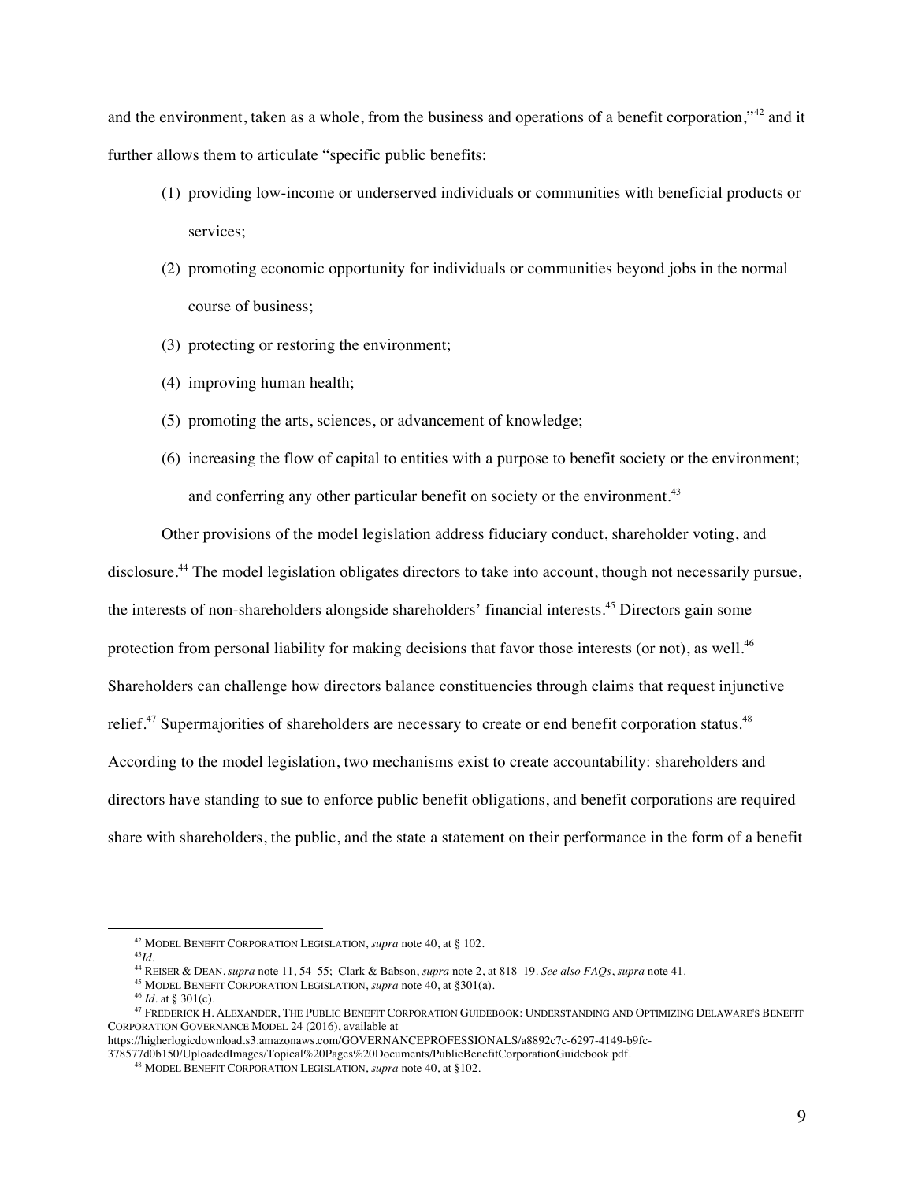and the environment, taken as a whole, from the business and operations of a benefit corporation,"[42] and it further allows them to articulate "specific public benefits:

(1) providing low-income or underserved individuals or communities with beneficial products or services;

(2) promoting economic opportunity for individuals or communities beyond jobs in the normal course of business;

(3) protecting or restoring the environment;

(4) improving human health;

(5) promoting the arts, sciences, or advancement of knowledge;

(6) increasing the flow of capital to entities with a purpose to benefit society or the environment; and conferring any other particular benefit on society or the environment.[43]

Other provisions of the model legislation address fiduciary conduct, shareholder voting, and disclosure.[44] The model legislation obligates directors to take into account, though not necessarily pursue, the interests of non-shareholders alongside shareholders' financial interests.[45] Directors gain some protection from personal liability for making decisions that favor those interests (or not), as well.[46] Shareholders can challenge how directors balance constituencies through claims that request injunctive relief.[47] Supermajorities of shareholders are necessary to create or end benefit corporation status.[48] According to the model legislation, two mechanisms exist to create accountability: shareholders and directors have standing to sue to enforce public benefit obligations, and benefit corporations are required share with shareholders, the public, and the state a statement on their performance in the form of a benefit

---

[42] MODEL BENEFIT CORPORATION LEGISLATION, *supra* note 40, at § 102.

[43] *Id.*

[44] REISER & DEAN, *supra* note 11, 54–55; Clark & Babson, *supra* note 2, at 818–19. *See also FAQs*, *supra* note 41.

[45] MODEL BENEFIT CORPORATION LEGISLATION, *supra* note 40, at §301(a).

[46] *Id.* at § 301(c).

[47] FREDERICK H. ALEXANDER, THE PUBLIC BENEFIT CORPORATION GUIDEBOOK: UNDERSTANDING AND OPTIMIZING DELAWARE'S BENEFIT CORPORATION GOVERNANCE MODEL 24 (2016), available at https://higherlogicdownload.s3.amazonaws.com/GOVERNANCEPROFESSIONALS/a8892c7c-6297-4149-b9fc-378577d0b150/UploadedImages/Topical%20Pages%20Documents/PublicBenefitCorporationGuidebook.pdf.

[48] MODEL BENEFIT CORPORATION LEGISLATION, *supra* note 40, at §102.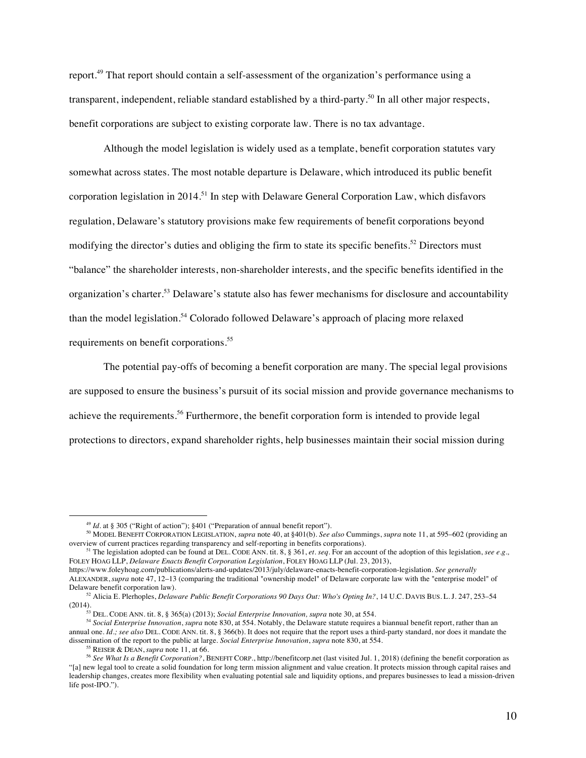report.[49] That report should contain a self-assessment of the organization's performance using a transparent, independent, reliable standard established by a third-party.[50] In all other major respects, benefit corporations are subject to existing corporate law. There is no tax advantage.

Although the model legislation is widely used as a template, benefit corporation statutes vary somewhat across states. The most notable departure is Delaware, which introduced its public benefit corporation legislation in 2014.[51] In step with Delaware General Corporation Law, which disfavors regulation, Delaware's statutory provisions make few requirements of benefit corporations beyond modifying the director's duties and obliging the firm to state its specific benefits.[52] Directors must "balance" the shareholder interests, non-shareholder interests, and the specific benefits identified in the organization's charter.[53] Delaware's statute also has fewer mechanisms for disclosure and accountability than the model legislation.[54] Colorado followed Delaware's approach of placing more relaxed requirements on benefit corporations.[55]

The potential pay-offs of becoming a benefit corporation are many. The special legal provisions are supposed to ensure the business's pursuit of its social mission and provide governance mechanisms to achieve the requirements.[56] Furthermore, the benefit corporation form is intended to provide legal protections to directors, expand shareholder rights, help businesses maintain their social mission during

---

[49] *Id*. at § 305 ("Right of action"); §401 ("Preparation of annual benefit report").

[50] MODEL BENEFIT CORPORATION LEGISLATION, *supra* note 40, at §401(b). *See also* Cummings, *supra* note 11, at 595–602 (providing an overview of current practices regarding transparency and self-reporting in benefits corporations).

[51] The legislation adopted can be found at DEL. CODE ANN. tit. 8, § 361, *et. seq*. For an account of the adoption of this legislation, *see e.g.,* FOLEY HOAG LLP, *Delaware Enacts Benefit Corporation Legislation*, FOLEY HOAG LLP (Jul. 23, 2013), https://www.foleyhoag.com/publications/alerts-and-updates/2013/july/delaware-enacts-benefit-corporation-legislation. *See generally* ALEXANDER, *supra* note 47, 12–13 (comparing the traditional "ownership model" of Delaware corporate law with the "enterprise model" of Delaware benefit corporation law).

[52] Alicia E. Plerhoples, *Delaware Public Benefit Corporations 90 Days Out: Who's Opting In?*, 14 U.C. DAVIS BUS. L. J. 247, 253–54 (2014).

[53] DEL. CODE ANN. tit. 8, § 365(a) (2013); *Social Enterprise Innovation, supra* note 30, at 554.

[54] *Social Enterprise Innovation*, *supra* note 830, at 554. Notably, the Delaware statute requires a biannual benefit report, rather than an annual one. *Id.; see also* DEL. CODE ANN. tit. 8, § 366(b). It does not require that the report uses a third-party standard, nor does it mandate the dissemination of the report to the public at large. *Social Enterprise Innovation*, *supra* note 830, at 554.

[55] REISER & DEAN, *supra* note 11, at 66.

[56] *See What Is a Benefit Corporation?*, BENEFIT CORP., http://benefitcorp.net (last visited Jul. 1, 2018) (defining the benefit corporation as "[a] new legal tool to create a solid foundation for long term mission alignment and value creation. It protects mission through capital raises and leadership changes, creates more flexibility when evaluating potential sale and liquidity options, and prepares businesses to lead a mission-driven life post-IPO.").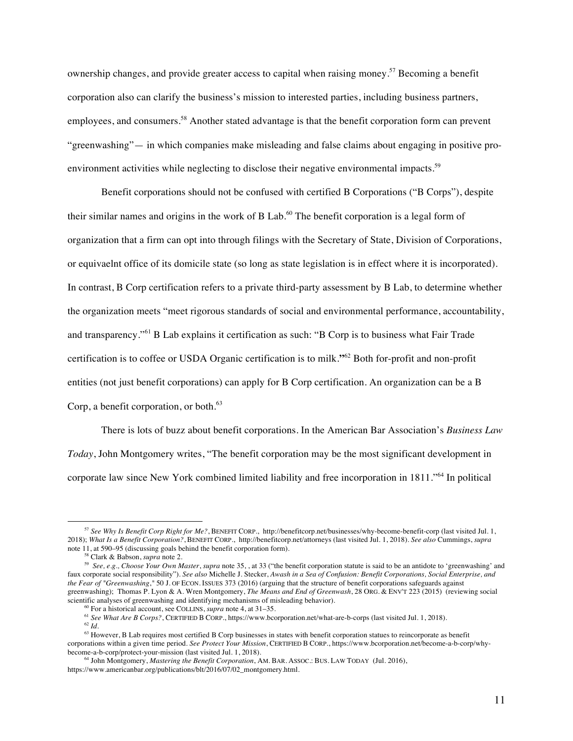ownership changes, and provide greater access to capital when raising money.[57] Becoming a benefit corporation also can clarify the business's mission to interested parties, including business partners, employees, and consumers.[58] Another stated advantage is that the benefit corporation form can prevent "greenwashing"— in which companies make misleading and false claims about engaging in positive pro-environment activities while neglecting to disclose their negative environmental impacts.[59]

Benefit corporations should not be confused with certified B Corporations ("B Corps"), despite their similar names and origins in the work of B Lab.[60] The benefit corporation is a legal form of organization that a firm can opt into through filings with the Secretary of State, Division of Corporations, or equivaelnt office of its domicile state (so long as state legislation is in effect where it is incorporated). In contrast, B Corp certification refers to a private third-party assessment by B Lab, to determine whether the organization meets "meet rigorous standards of social and environmental performance, accountability, and transparency."[61] B Lab explains it certification as such: "B Corp is to business what Fair Trade certification is to coffee or USDA Organic certification is to milk."[62] Both for-profit and non-profit entities (not just benefit corporations) can apply for B Corp certification. An organization can be a B Corp, a benefit corporation, or both.[63]

There is lots of buzz about benefit corporations. In the American Bar Association's *Business Law Today*, John Montgomery writes, "The benefit corporation may be the most significant development in corporate law since New York combined limited liability and free incorporation in 1811."[64] In political

---

[57] *See Why Is Benefit Corp Right for Me?*, BENEFIT CORP., http://benefitcorp.net/businesses/why-become-benefit-corp (last visited Jul. 1, 2018); *What Is a Benefit Corporation?*, BENEFIT CORP., http://benefitcorp.net/attorneys (last visited Jul. 1, 2018). *See also* Cummings, *supra* note 11, at 590–95 (discussing goals behind the benefit corporation form).

[58] Clark & Babson, *supra* note 2.

[59] *See, e.g.*, *Choose Your Own Master*, *supra* note 35, , at 33 ("the benefit corporation statute is said to be an antidote to 'greenwashing' and faux corporate social responsibility"). *See also* Michelle J. Stecker, *Awash in a Sea of Confusion: Benefit Corporations, Social Enterprise, and the Fear of "Greenwashing*," 50 J. OF ECON. ISSUES 373 (2016) (arguing that the structure of benefit corporations safeguards against greenwashing); Thomas P. Lyon & A. Wren Montgomery, *The Means and End of Greenwash*, 28 ORG. & ENV'T 223 (2015) (reviewing social scientific analyses of greenwashing and identifying mechanisms of misleading behavior).

[60] For a historical account, see COLLINS, *supra* note 4, at 31–35.

[61] *See What Are B Corps?*, CERTIFIED B CORP., https://www.bcorporation.net/what-are-b-corps (last visited Jul. 1, 2018).

[62] *Id*.

[63] However, B Lab requires most certified B Corp businesses in states with benefit corporation statues to reincorporate as benefit corporations within a given time period. *See Protect Your Mission*, CERTIFIED B CORP., https://www.bcorporation.net/become-a-b-corp/why-become-a-b-corp/protect-your-mission (last visited Jul. 1, 2018).

[64] John Montgomery, *Mastering the Benefit Corporation*, AM. BAR. ASSOC.: BUS. LAW TODAY (Jul. 2016), https://www.americanbar.org/publications/blt/2016/07/02_montgomery.html.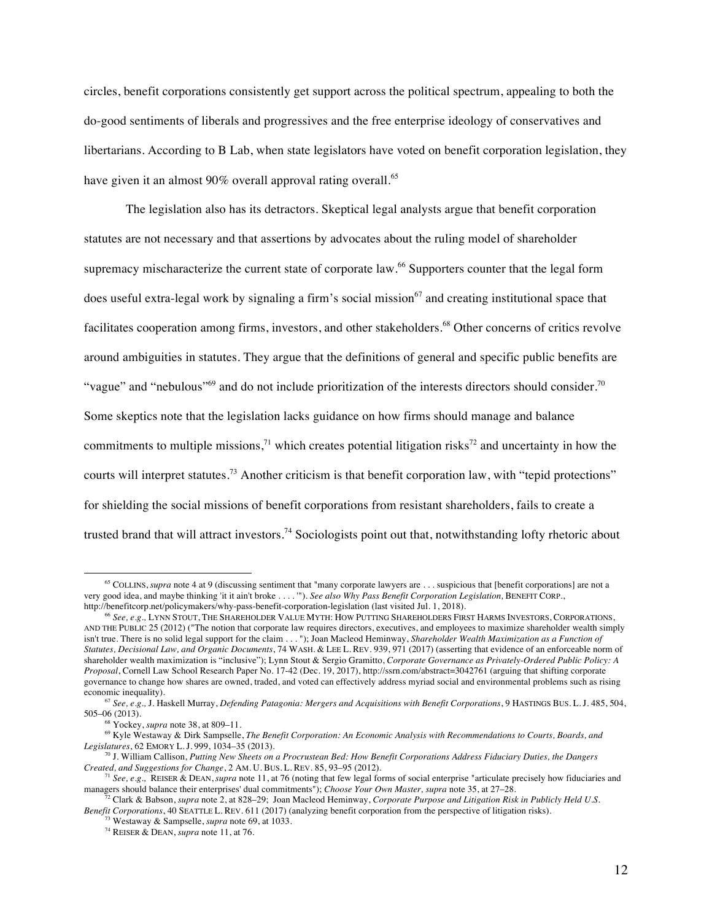circles, benefit corporations consistently get support across the political spectrum, appealing to both the do-good sentiments of liberals and progressives and the free enterprise ideology of conservatives and libertarians. According to B Lab, when state legislators have voted on benefit corporation legislation, they have given it an almost 90% overall approval rating overall.[65]

The legislation also has its detractors. Skeptical legal analysts argue that benefit corporation statutes are not necessary and that assertions by advocates about the ruling model of shareholder supremacy mischaracterize the current state of corporate law.[66] Supporters counter that the legal form does useful extra-legal work by signaling a firm's social mission[67] and creating institutional space that facilitates cooperation among firms, investors, and other stakeholders.[68] Other concerns of critics revolve around ambiguities in statutes. They argue that the definitions of general and specific public benefits are "vague" and "nebulous"[69] and do not include prioritization of the interests directors should consider.[70] Some skeptics note that the legislation lacks guidance on how firms should manage and balance commitments to multiple missions,[71] which creates potential litigation risks[72] and uncertainty in how the courts will interpret statutes.[73] Another criticism is that benefit corporation law, with "tepid protections" for shielding the social missions of benefit corporations from resistant shareholders, fails to create a trusted brand that will attract investors.[74] Sociologists point out that, notwithstanding lofty rhetoric about

---

[65] COLLINS, *supra* note 4 at 9 (discussing sentiment that "many corporate lawyers are . . . suspicious that [benefit corporations] are not a very good idea, and maybe thinking 'it it ain't broke . . . .'"). *See also Why Pass Benefit Corporation Legislation,* BENEFIT CORP., http://benefitcorp.net/policymakers/why-pass-benefit-corporation-legislation (last visited Jul. 1, 2018).

[66] *See, e.g.,* LYNN STOUT, THE SHAREHOLDER VALUE MYTH: HOW PUTTING SHAREHOLDERS FIRST HARMS INVESTORS, CORPORATIONS, AND THE PUBLIC 25 (2012) ("The notion that corporate law requires directors, executives, and employees to maximize shareholder wealth simply isn't true. There is no solid legal support for the claim . . . "); Joan Macleod Heminway, *Shareholder Wealth Maximization as a Function of Statutes, Decisional Law, and Organic Documents*, 74 WASH. & LEE L. REV. 939, 971 (2017) (asserting that evidence of an enforceable norm of shareholder wealth maximization is "inclusive"); Lynn Stout & Sergio Gramitto, *Corporate Governance as Privately-Ordered Public Policy: A Proposal*, Cornell Law School Research Paper No. 17-42 (Dec. 19, 2017), http://ssrn.com/abstract=3042761 (arguing that shifting corporate governance to change how shares are owned, traded, and voted can effectively address myriad social and environmental problems such as rising economic inequality).

[67] *See, e.g.,* J. Haskell Murray, *Defending Patagonia: Mergers and Acquisitions with Benefit Corporations*, 9 HASTINGS BUS. L. J. 485, 504, 505–06 (2013).

[68] Yockey, *supra* note 38, at 809–11.

[69] Kyle Westaway & Dirk Sampselle, *The Benefit Corporation: An Economic Analysis with Recommendations to Courts, Boards, and Legislatures*, 62 EMORY L. J. 999, 1034–35 (2013).

[70] J. William Callison, *Putting New Sheets on a Procrustean Bed: How Benefit Corporations Address Fiduciary Duties, the Dangers Created, and Suggestions for Change*, 2 AM. U. BUS. L. REV. 85, 93–95 (2012).

[71] *See, e.g.,* REISER & DEAN, *supra* note 11, at 76 (noting that few legal forms of social enterprise "articulate precisely how fiduciaries and managers should balance their enterprises' dual commitments"); *Choose Your Own Master, supra* note 35, at 27–28.

[72] Clark & Babson, *supra* note 2, at 828–29; Joan Macleod Heminway, *Corporate Purpose and Litigation Risk in Publicly Held U.S. Benefit Corporations*, 40 SEATTLE L. REV. 611 (2017) (analyzing benefit corporation from the perspective of litigation risks).

[73] Westaway & Sampselle, *supra* note 69, at 1033.

[74] REISER & DEAN, *supra* note 11, at 76.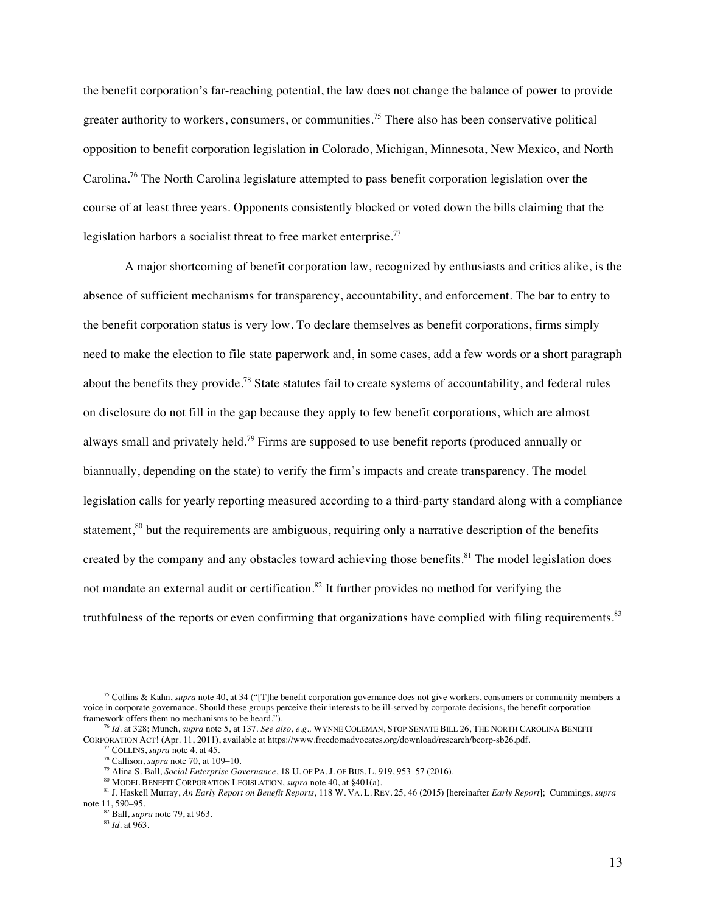the benefit corporation's far-reaching potential, the law does not change the balance of power to provide greater authority to workers, consumers, or communities.[75] There also has been conservative political opposition to benefit corporation legislation in Colorado, Michigan, Minnesota, New Mexico, and North Carolina.[76] The North Carolina legislature attempted to pass benefit corporation legislation over the course of at least three years. Opponents consistently blocked or voted down the bills claiming that the legislation harbors a socialist threat to free market enterprise.[77]

A major shortcoming of benefit corporation law, recognized by enthusiasts and critics alike, is the absence of sufficient mechanisms for transparency, accountability, and enforcement. The bar to entry to the benefit corporation status is very low. To declare themselves as benefit corporations, firms simply need to make the election to file state paperwork and, in some cases, add a few words or a short paragraph about the benefits they provide.[78] State statutes fail to create systems of accountability, and federal rules on disclosure do not fill in the gap because they apply to few benefit corporations, which are almost always small and privately held.[79] Firms are supposed to use benefit reports (produced annually or biannually, depending on the state) to verify the firm's impacts and create transparency. The model legislation calls for yearly reporting measured according to a third-party standard along with a compliance statement,[80] but the requirements are ambiguous, requiring only a narrative description of the benefits created by the company and any obstacles toward achieving those benefits.[81] The model legislation does not mandate an external audit or certification.[82] It further provides no method for verifying the truthfulness of the reports or even confirming that organizations have complied with filing requirements.[83]

---

[75] Collins & Kahn, *supra* note 40, at 34 ("[T]he benefit corporation governance does not give workers, consumers or community members a voice in corporate governance. Should these groups perceive their interests to be ill-served by corporate decisions, the benefit corporation framework offers them no mechanisms to be heard.").

[76] *Id.* at 328; Munch, *supra* note 5, at 137. *See also, e.g.,* WYNNE COLEMAN, STOP SENATE BILL 26, THE NORTH CAROLINA BENEFIT CORPORATION ACT! (Apr. 11, 2011), available at https://www.freedomadvocates.org/download/research/bcorp-sb26.pdf.

[77] COLLINS, *supra* note 4, at 45.

[78] Callison, *supra* note 70, at 109–10.

[79] Alina S. Ball, *Social Enterprise Governance*, 18 U. OF PA. J. OF BUS. L. 919, 953–57 (2016).

[80] MODEL BENEFIT CORPORATION LEGISLATION, *supra* note 40, at §401(a).

[81] J. Haskell Murray, *An Early Report on Benefit Reports*, 118 W. VA. L. REV. 25, 46 (2015) [hereinafter *Early Report*]; Cummings, *supra* note 11, 590–95.

[82] Ball, *supra* note 79, at 963.

[83] *Id.* at 963.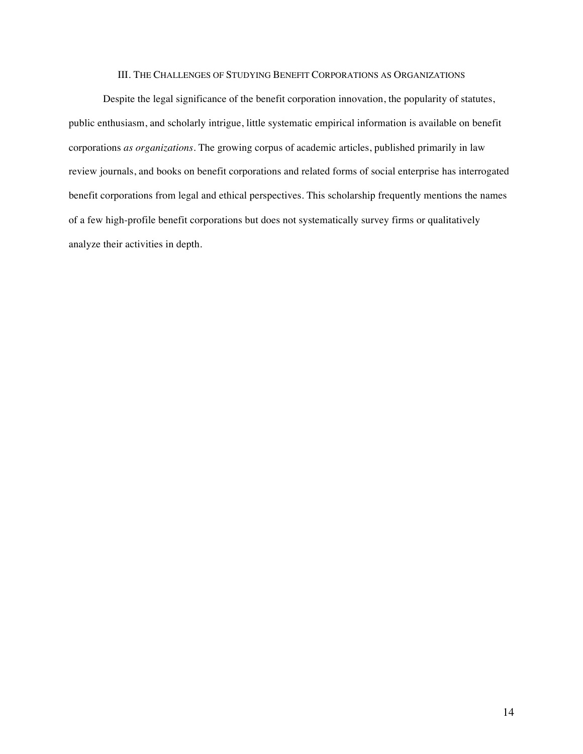## III. The Challenges of Studying Benefit Corporations as Organizations

Despite the legal significance of the benefit corporation innovation, the popularity of statutes, public enthusiasm, and scholarly intrigue, little systematic empirical information is available on benefit corporations *as organizations*. The growing corpus of academic articles, published primarily in law review journals, and books on benefit corporations and related forms of social enterprise has interrogated benefit corporations from legal and ethical perspectives. This scholarship frequently mentions the names of a few high-profile benefit corporations but does not systematically survey firms or qualitatively analyze their activities in depth.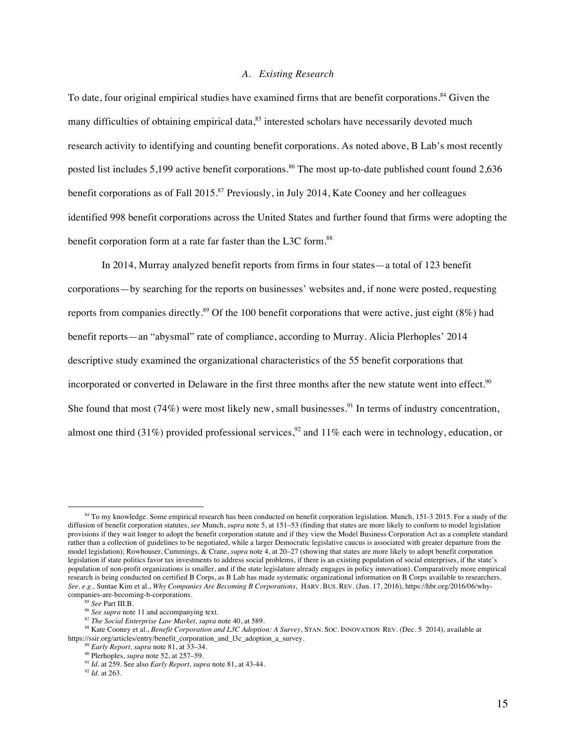### *A. Existing Research*

To date, four original empirical studies have examined firms that are benefit corporations.[84] Given the many difficulties of obtaining empirical data,[85] interested scholars have necessarily devoted much research activity to identifying and counting benefit corporations. As noted above, B Lab's most recently posted list includes 5,199 active benefit corporations.[86] The most up-to-date published count found 2,636 benefit corporations as of Fall 2015.[87] Previously, in July 2014, Kate Cooney and her colleagues identified 998 benefit corporations across the United States and further found that firms were adopting the benefit corporation form at a rate far faster than the L3C form.[88]

In 2014, Murray analyzed benefit reports from firms in four states—a total of 123 benefit corporations—by searching for the reports on businesses' websites and, if none were posted, requesting reports from companies directly.[89] Of the 100 benefit corporations that were active, just eight (8%) had benefit reports—an "abysmal" rate of compliance, according to Murray. Alicia Plerhoples' 2014 descriptive study examined the organizational characteristics of the 55 benefit corporations that incorporated or converted in Delaware in the first three months after the new statute went into effect.[90] She found that most (74%) were most likely new, small businesses.[91] In terms of industry concentration, almost one third (31%) provided professional services,[92] and 11% each were in technology, education, or

---

[84] To my knowledge. Some empirical research has been conducted on benefit corporation legislation. Munch, 151-3 2015. For a study of the diffusion of benefit corporation statutes, *see* Munch, *supra* note 5, at 151–53 (finding that states are more likely to conform to model legislation provisions if they wait longer to adopt the benefit corporation statute and if they view the Model Business Corporation Act as a complete standard rather than a collection of guidelines to be negotiated, while a larger Democratic legislative caucus is associated with greater departure from the model legislation); Rowhouser, Cummings, & Crane, *supra* note 4, at 20–27 (showing that states are more likely to adopt benefit corporation legislation if state politics favor tax investments to address social problems, if there is an existing population of social enterprises, if the state's population of non-profit organizations is smaller, and if the state legislature already engages in policy innovation). Comparatively more empirical research is being conducted on certified B Corps, as B Lab has made systematic organizational information on B Corps available to researchers. *See, e.g.,* Suntae Kim et al., *Why Companies Are Becoming B Corporations*, HARV. BUS. REV. (Jun. 17, 2016), https://hbr.org/2016/06/why-companies-are-becoming-b-corporations.

[85] *See* Part III.B.

[86] *See supra* note 11 and accompanying text.

[87] *The Social Enterprise Law Market, supra* note 40, at 589.

[88] Kate Cooney et al., *Benefit Corporation and L3C Adoption: A Survey*, STAN. SOC. INNOVATION REV. (Dec. 5 2014), available at https://ssir.org/articles/entry/benefit_corporation_and_l3c_adoption_a_survey.

[89] *Early Report, supra* note 81, at 33–34.

[90] Plerhoples, *supra* note 52, at 257–59.

[91] *Id.* at 259. See also *Early Report, supra* note 81, at 43-44.

[92] *Id.* at 263.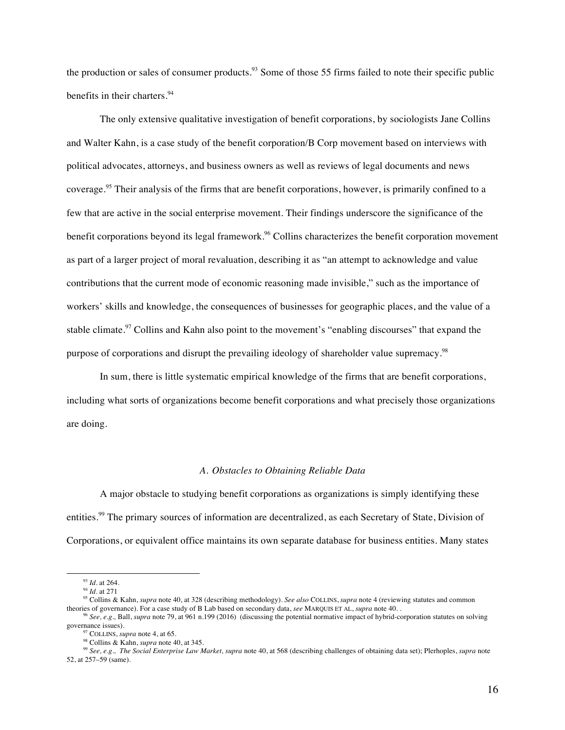the production or sales of consumer products.[93] Some of those 55 firms failed to note their specific public benefits in their charters.[94]

The only extensive qualitative investigation of benefit corporations, by sociologists Jane Collins and Walter Kahn, is a case study of the benefit corporation/B Corp movement based on interviews with political advocates, attorneys, and business owners as well as reviews of legal documents and news coverage.[95] Their analysis of the firms that are benefit corporations, however, is primarily confined to a few that are active in the social enterprise movement. Their findings underscore the significance of the benefit corporations beyond its legal framework.[96] Collins characterizes the benefit corporation movement as part of a larger project of moral revaluation, describing it as "an attempt to acknowledge and value contributions that the current mode of economic reasoning made invisible," such as the importance of workers' skills and knowledge, the consequences of businesses for geographic places, and the value of a stable climate.[97] Collins and Kahn also point to the movement's "enabling discourses" that expand the purpose of corporations and disrupt the prevailing ideology of shareholder value supremacy.[98]

In sum, there is little systematic empirical knowledge of the firms that are benefit corporations, including what sorts of organizations become benefit corporations and what precisely those organizations are doing.

### *A. Obstacles to Obtaining Reliable Data*

A major obstacle to studying benefit corporations as organizations is simply identifying these entities.[99] The primary sources of information are decentralized, as each Secretary of State, Division of Corporations, or equivalent office maintains its own separate database for business entities. Many states

---

[93] *Id.* at 264.

[94] *Id.* at 271

[95] Collins & Kahn, *supra* note 40, at 328 (describing methodology). *See also* COLLINS, *supra* note 4 (reviewing statutes and common theories of governance). For a case study of B Lab based on secondary data, *see* MARQUIS ET AL, *supra* note 40. .

[96] *See, e.g.,* Ball, *supra* note 79, at 961 n.199 (2016) (discussing the potential normative impact of hybrid-corporation statutes on solving governance issues).

[97] COLLINS, *supra* note 4, at 65.

[98] Collins & Kahn, *supra* note 40, at 345.

[99] *See, e.g., The Social Enterprise Law Market, supra* note 40, at 568 (describing challenges of obtaining data set); Plerhoples, *supra* note 52, at 257–59 (same).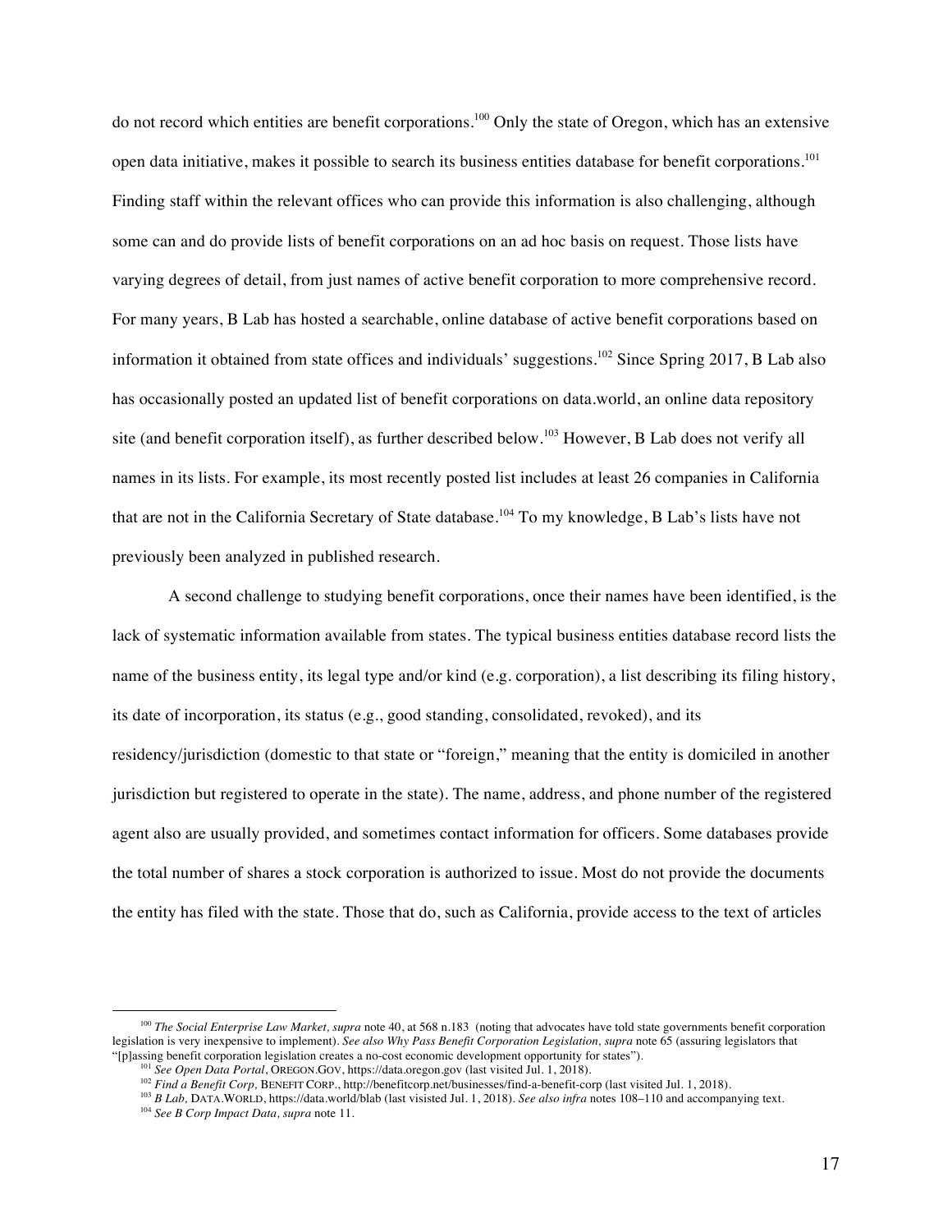do not record which entities are benefit corporations.[100] Only the state of Oregon, which has an extensive open data initiative, makes it possible to search its business entities database for benefit corporations.[101] Finding staff within the relevant offices who can provide this information is also challenging, although some can and do provide lists of benefit corporations on an ad hoc basis on request. Those lists have varying degrees of detail, from just names of active benefit corporation to more comprehensive record. For many years, B Lab has hosted a searchable, online database of active benefit corporations based on information it obtained from state offices and individuals' suggestions.[102] Since Spring 2017, B Lab also has occasionally posted an updated list of benefit corporations on data.world, an online data repository site (and benefit corporation itself), as further described below.[103] However, B Lab does not verify all names in its lists. For example, its most recently posted list includes at least 26 companies in California that are not in the California Secretary of State database.[104] To my knowledge, B Lab's lists have not previously been analyzed in published research.

A second challenge to studying benefit corporations, once their names have been identified, is the lack of systematic information available from states. The typical business entities database record lists the name of the business entity, its legal type and/or kind (e.g. corporation), a list describing its filing history, its date of incorporation, its status (e.g., good standing, consolidated, revoked), and its residency/jurisdiction (domestic to that state or "foreign," meaning that the entity is domiciled in another jurisdiction but registered to operate in the state). The name, address, and phone number of the registered agent also are usually provided, and sometimes contact information for officers. Some databases provide the total number of shares a stock corporation is authorized to issue. Most do not provide the documents the entity has filed with the state. Those that do, such as California, provide access to the text of articles

---

[100] *The Social Enterprise Law Market, supra* note 40, at 568 n.183 (noting that advocates have told state governments benefit corporation legislation is very inexpensive to implement). *See also Why Pass Benefit Corporation Legislation, supra* note 65 (assuring legislators that "[p]assing benefit corporation legislation creates a no-cost economic development opportunity for states").

[101] *See Open Data Portal*, OREGON.GOV, https://data.oregon.gov (last visited Jul. 1, 2018).

[102] *Find a Benefit Corp,* BENEFIT CORP., http://benefitcorp.net/businesses/find-a-benefit-corp (last visited Jul. 1, 2018).

[103] *B Lab,* DATA.WORLD, https://data.world/blab (last visisted Jul. 1, 2018). *See also infra* notes 108–110 and accompanying text.

[104] *See B Corp Impact Data, supra* note 11.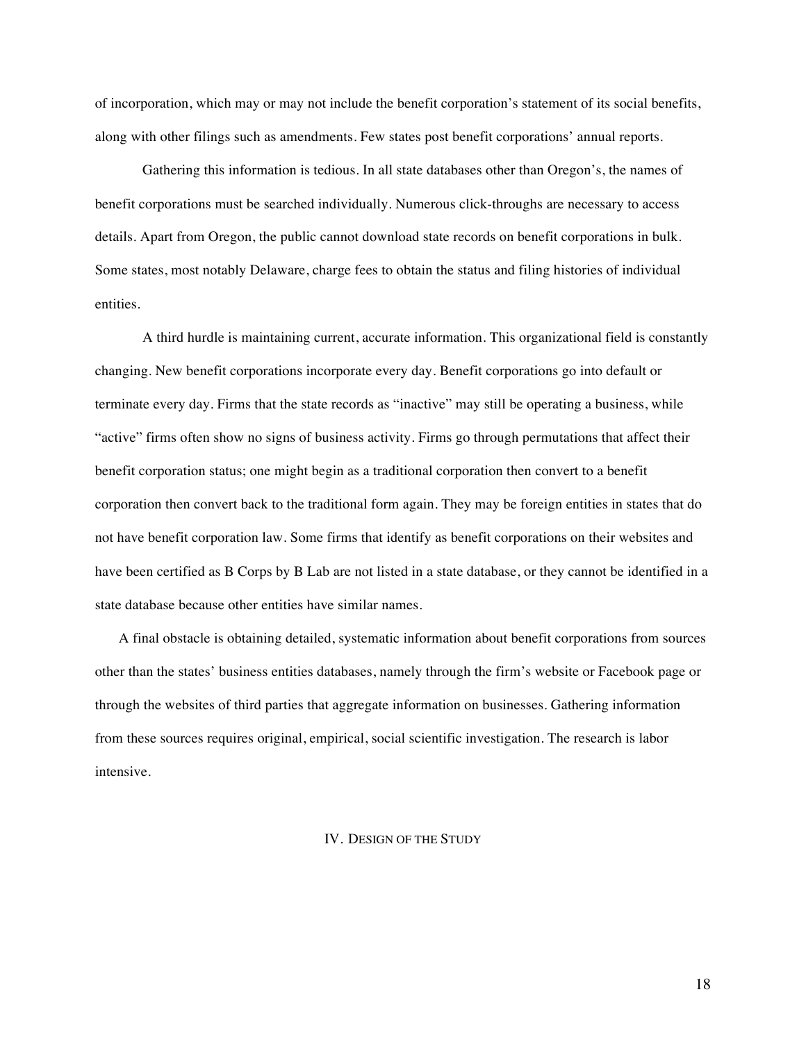of incorporation, which may or may not include the benefit corporation's statement of its social benefits, along with other filings such as amendments. Few states post benefit corporations' annual reports.

Gathering this information is tedious. In all state databases other than Oregon's, the names of benefit corporations must be searched individually. Numerous click-throughs are necessary to access details. Apart from Oregon, the public cannot download state records on benefit corporations in bulk. Some states, most notably Delaware, charge fees to obtain the status and filing histories of individual entities.

A third hurdle is maintaining current, accurate information. This organizational field is constantly changing. New benefit corporations incorporate every day. Benefit corporations go into default or terminate every day. Firms that the state records as "inactive" may still be operating a business, while "active" firms often show no signs of business activity. Firms go through permutations that affect their benefit corporation status; one might begin as a traditional corporation then convert to a benefit corporation then convert back to the traditional form again. They may be foreign entities in states that do not have benefit corporation law. Some firms that identify as benefit corporations on their websites and have been certified as B Corps by B Lab are not listed in a state database, or they cannot be identified in a state database because other entities have similar names.

A final obstacle is obtaining detailed, systematic information about benefit corporations from sources other than the states' business entities databases, namely through the firm's website or Facebook page or through the websites of third parties that aggregate information on businesses. Gathering information from these sources requires original, empirical, social scientific investigation. The research is labor intensive.

## IV. Design of the Study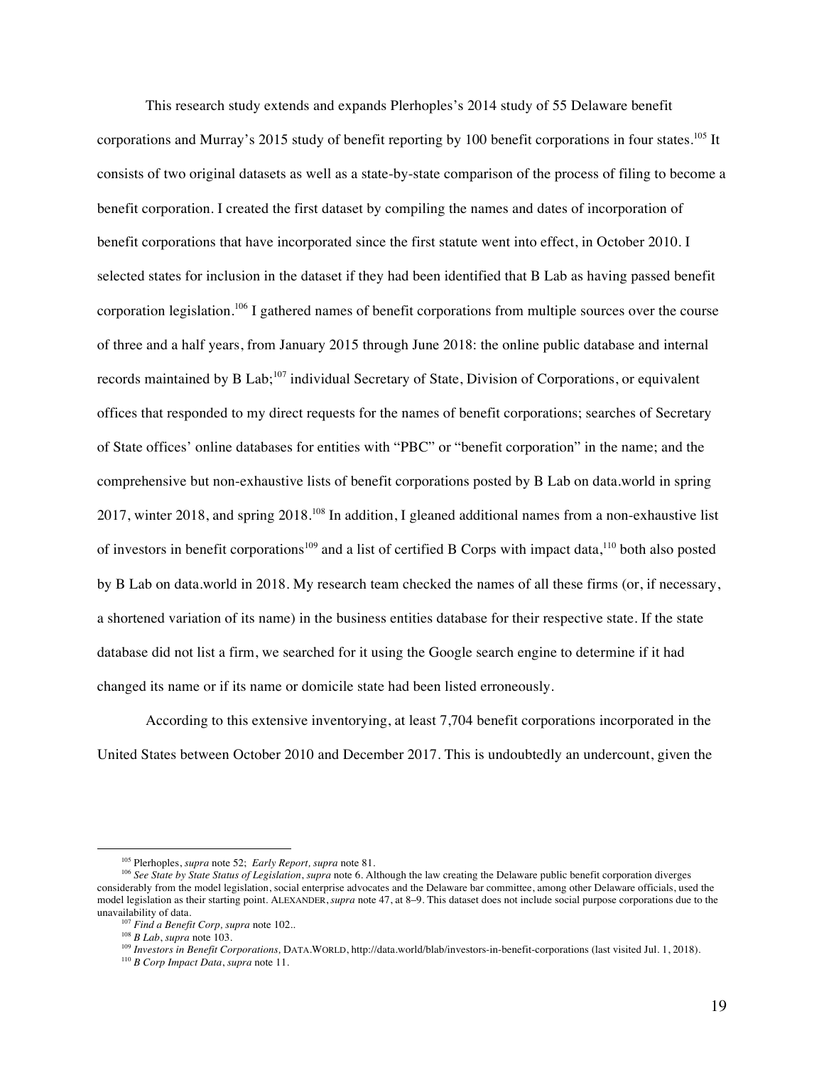This research study extends and expands Plerhoples's 2014 study of 55 Delaware benefit corporations and Murray's 2015 study of benefit reporting by 100 benefit corporations in four states.[105] It consists of two original datasets as well as a state-by-state comparison of the process of filing to become a benefit corporation. I created the first dataset by compiling the names and dates of incorporation of benefit corporations that have incorporated since the first statute went into effect, in October 2010. I selected states for inclusion in the dataset if they had been identified that B Lab as having passed benefit corporation legislation.[106] I gathered names of benefit corporations from multiple sources over the course of three and a half years, from January 2015 through June 2018: the online public database and internal records maintained by B Lab;[107] individual Secretary of State, Division of Corporations, or equivalent offices that responded to my direct requests for the names of benefit corporations; searches of Secretary of State offices' online databases for entities with "PBC" or "benefit corporation" in the name; and the comprehensive but non-exhaustive lists of benefit corporations posted by B Lab on data.world in spring 2017, winter 2018, and spring 2018.[108] In addition, I gleaned additional names from a non-exhaustive list of investors in benefit corporations[109] and a list of certified B Corps with impact data,[110] both also posted by B Lab on data.world in 2018. My research team checked the names of all these firms (or, if necessary, a shortened variation of its name) in the business entities database for their respective state. If the state database did not list a firm, we searched for it using the Google search engine to determine if it had changed its name or if its name or domicile state had been listed erroneously.

According to this extensive inventorying, at least 7,704 benefit corporations incorporated in the United States between October 2010 and December 2017. This is undoubtedly an undercount, given the

---

[105] Plerhoples, *supra* note 52; *Early Report, supra* note 81.

[106] *See State by State Status of Legislation*, *supra* note 6. Although the law creating the Delaware public benefit corporation diverges considerably from the model legislation, social enterprise advocates and the Delaware bar committee, among other Delaware officials, used the model legislation as their starting point. ALEXANDER, *supra* note 47, at 8–9. This dataset does not include social purpose corporations due to the unavailability of data.

[107] *Find a Benefit Corp, supra* note 102..

[108] *B Lab*, *supra* note 103.

[109] *Investors in Benefit Corporations,* DATA.WORLD, http://data.world/blab/investors-in-benefit-corporations (last visited Jul. 1, 2018).

[110] *B Corp Impact Data*, *supra* note 11.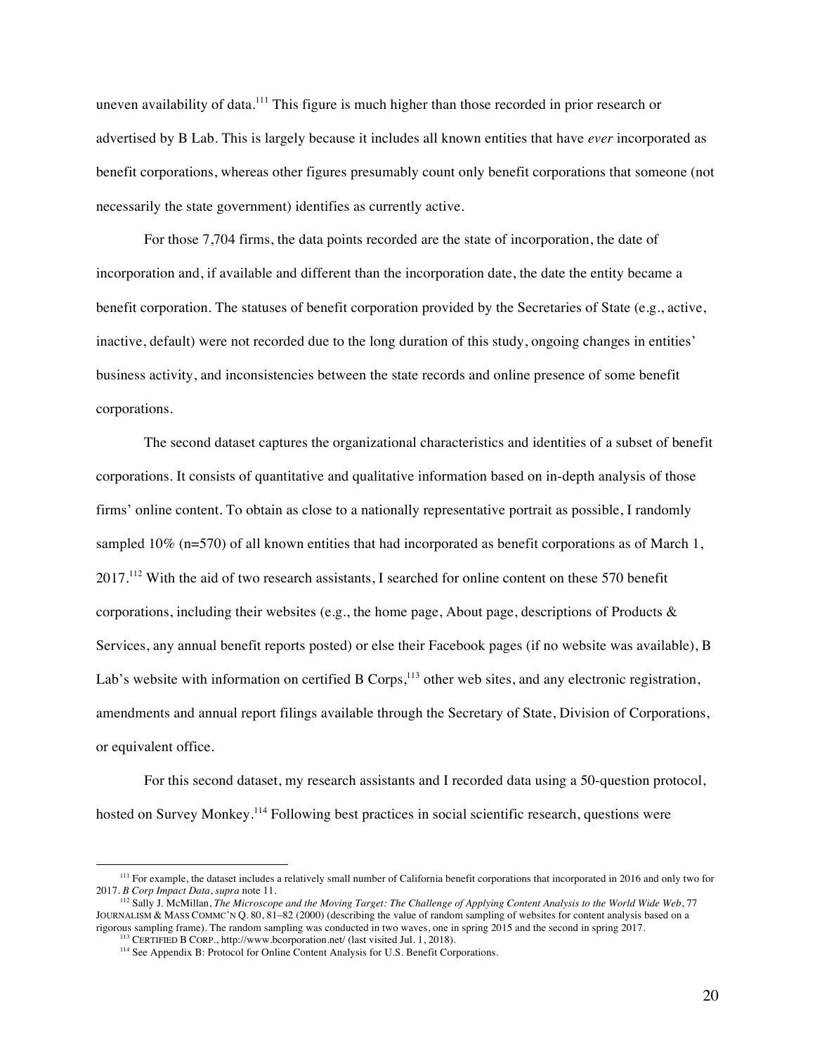uneven availability of data.[111] This figure is much higher than those recorded in prior research or advertised by B Lab. This is largely because it includes all known entities that have *ever* incorporated as benefit corporations, whereas other figures presumably count only benefit corporations that someone (not necessarily the state government) identifies as currently active.

For those 7,704 firms, the data points recorded are the state of incorporation, the date of incorporation and, if available and different than the incorporation date, the date the entity became a benefit corporation. The statuses of benefit corporation provided by the Secretaries of State (e.g., active, inactive, default) were not recorded due to the long duration of this study, ongoing changes in entities' business activity, and inconsistencies between the state records and online presence of some benefit corporations.

The second dataset captures the organizational characteristics and identities of a subset of benefit corporations. It consists of quantitative and qualitative information based on in-depth analysis of those firms' online content. To obtain as close to a nationally representative portrait as possible, I randomly sampled 10% (n=570) of all known entities that had incorporated as benefit corporations as of March 1, 2017.[112] With the aid of two research assistants, I searched for online content on these 570 benefit corporations, including their websites (e.g., the home page, About page, descriptions of Products & Services, any annual benefit reports posted) or else their Facebook pages (if no website was available), B Lab's website with information on certified B Corps,[113] other web sites, and any electronic registration, amendments and annual report filings available through the Secretary of State, Division of Corporations, or equivalent office.

For this second dataset, my research assistants and I recorded data using a 50-question protocol, hosted on Survey Monkey.[114] Following best practices in social scientific research, questions were

---

[111] For example, the dataset includes a relatively small number of California benefit corporations that incorporated in 2016 and only two for 2017. *B Corp Impact Data*, *supra* note 11.

[112] Sally J. McMillan, *The Microscope and the Moving Target: The Challenge of Applying Content Analysis to the World Wide Web*, 77 JOURNALISM & MASS COMMC'N Q. 80, 81–82 (2000) (describing the value of random sampling of websites for content analysis based on a rigorous sampling frame). The random sampling was conducted in two waves, one in spring 2015 and the second in spring 2017.

[113] CERTIFIED B CORP., http://www.bcorporation.net/ (last visited Jul. 1, 2018).

[114] See Appendix B: Protocol for Online Content Analysis for U.S. Benefit Corporations.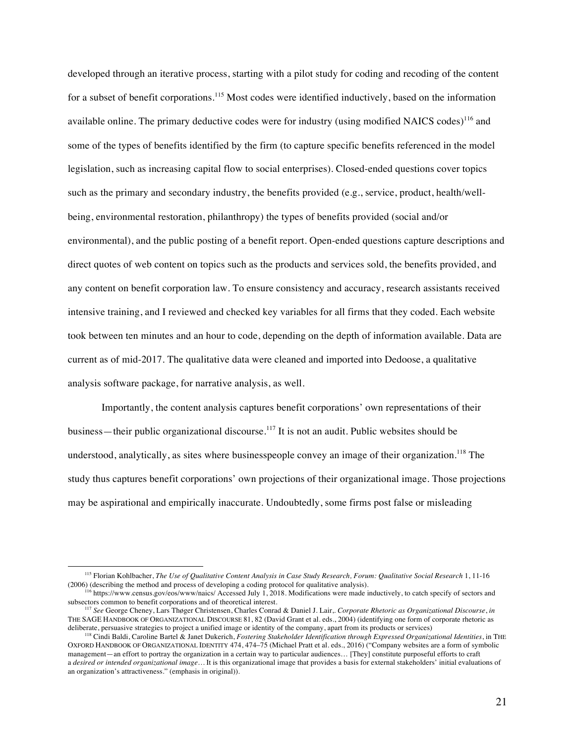developed through an iterative process, starting with a pilot study for coding and recoding of the content for a subset of benefit corporations.[115] Most codes were identified inductively, based on the information available online. The primary deductive codes were for industry (using modified NAICS codes)[116] and some of the types of benefits identified by the firm (to capture specific benefits referenced in the model legislation, such as increasing capital flow to social enterprises). Closed-ended questions cover topics such as the primary and secondary industry, the benefits provided (e.g., service, product, health/well-being, environmental restoration, philanthropy) the types of benefits provided (social and/or environmental), and the public posting of a benefit report. Open-ended questions capture descriptions and direct quotes of web content on topics such as the products and services sold, the benefits provided, and any content on benefit corporation law. To ensure consistency and accuracy, research assistants received intensive training, and I reviewed and checked key variables for all firms that they coded. Each website took between ten minutes and an hour to code, depending on the depth of information available. Data are current as of mid-2017. The qualitative data were cleaned and imported into Dedoose, a qualitative analysis software package, for narrative analysis, as well.

Importantly, the content analysis captures benefit corporations' own representations of their business—their public organizational discourse.[117] It is not an audit. Public websites should be understood, analytically, as sites where businesspeople convey an image of their organization.[118] The study thus captures benefit corporations' own projections of their organizational image. Those projections may be aspirational and empirically inaccurate. Undoubtedly, some firms post false or misleading

---

[115] Florian Kohlbacher, *The Use of Qualitative Content Analysis in Case Study Research, Forum: Qualitative Social Research* 1, 11-16 (2006) (describing the method and process of developing a coding protocol for qualitative analysis).

[116] https://www.census.gov/eos/www/naics/ Accessed July 1, 2018. Modifications were made inductively, to catch specify of sectors and subsectors common to benefit corporations and of theoretical interest.

[117] *See* George Cheney, Lars Thøger Christensen, Charles Conrad & Daniel J. Lair,. *Corporate Rhetoric as Organizational Discourse*, *in* THE SAGE HANDBOOK OF ORGANIZATIONAL DISCOURSE 81, 82 (David Grant et al. eds., 2004) (identifying one form of corporate rhetoric as deliberate, persuasive strategies to project a unified image or identity of the company, apart from its products or services)

[118] Cindi Baldi, Caroline Bartel & Janet Dukerich, *Fostering Stakeholder Identification through Expressed Organizational Identities*, in THE OXFORD HANDBOOK OF ORGANIZATIONAL IDENTITY 474, 474–75 (Michael Pratt et al. eds., 2016) ("Company websites are a form of symbolic management—an effort to portray the organization in a certain way to particular audiences… [They] constitute purposeful efforts to craft a *desired or intended organizational image*… It is this organizational image that provides a basis for external stakeholders' initial evaluations of an organization's attractiveness." (emphasis in original)).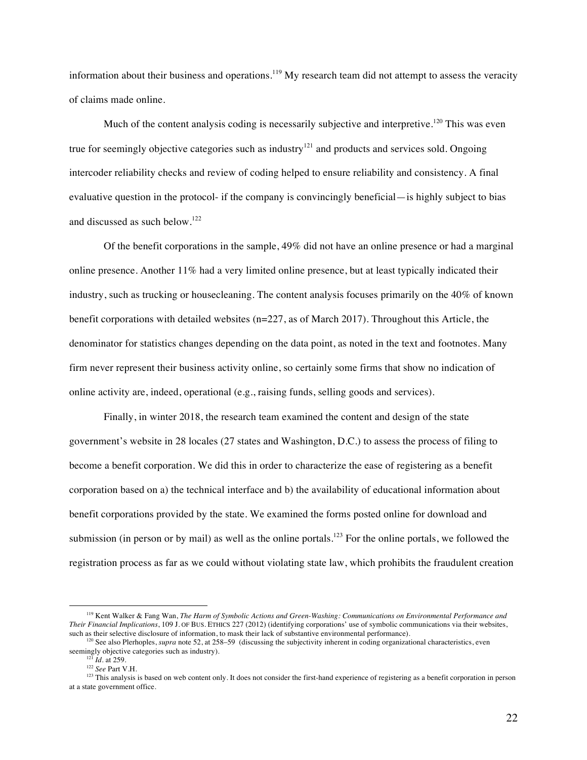information about their business and operations.[119] My research team did not attempt to assess the veracity of claims made online.

Much of the content analysis coding is necessarily subjective and interpretive.[120] This was even true for seemingly objective categories such as industry[121] and products and services sold. Ongoing intercoder reliability checks and review of coding helped to ensure reliability and consistency. A final evaluative question in the protocol- if the company is convincingly beneficial—is highly subject to bias and discussed as such below.[122]

Of the benefit corporations in the sample, 49% did not have an online presence or had a marginal online presence. Another 11% had a very limited online presence, but at least typically indicated their industry, such as trucking or housecleaning. The content analysis focuses primarily on the 40% of known benefit corporations with detailed websites (n=227, as of March 2017). Throughout this Article, the denominator for statistics changes depending on the data point, as noted in the text and footnotes. Many firm never represent their business activity online, so certainly some firms that show no indication of online activity are, indeed, operational (e.g., raising funds, selling goods and services).

Finally, in winter 2018, the research team examined the content and design of the state government's website in 28 locales (27 states and Washington, D.C.) to assess the process of filing to become a benefit corporation. We did this in order to characterize the ease of registering as a benefit corporation based on a) the technical interface and b) the availability of educational information about benefit corporations provided by the state. We examined the forms posted online for download and submission (in person or by mail) as well as the online portals.[123] For the online portals, we followed the registration process as far as we could without violating state law, which prohibits the fraudulent creation

---

[119] Kent Walker & Fang Wan, *The Harm of Symbolic Actions and Green-Washing: Communications on Environmental Performance and Their Financial Implications*, 109 J. OF BUS. ETHICS 227 (2012) (identifying corporations' use of symbolic communications via their websites, such as their selective disclosure of information, to mask their lack of substantive environmental performance).

[120] See also Plerhoples, *supra* note 52, at 258–59 (discussing the subjectivity inherent in coding organizational characteristics, even seemingly objective categories such as industry).

[121] *Id*. at 259.

[122] *See* Part V.H.

[123] This analysis is based on web content only. It does not consider the first-hand experience of registering as a benefit corporation in person at a state government office.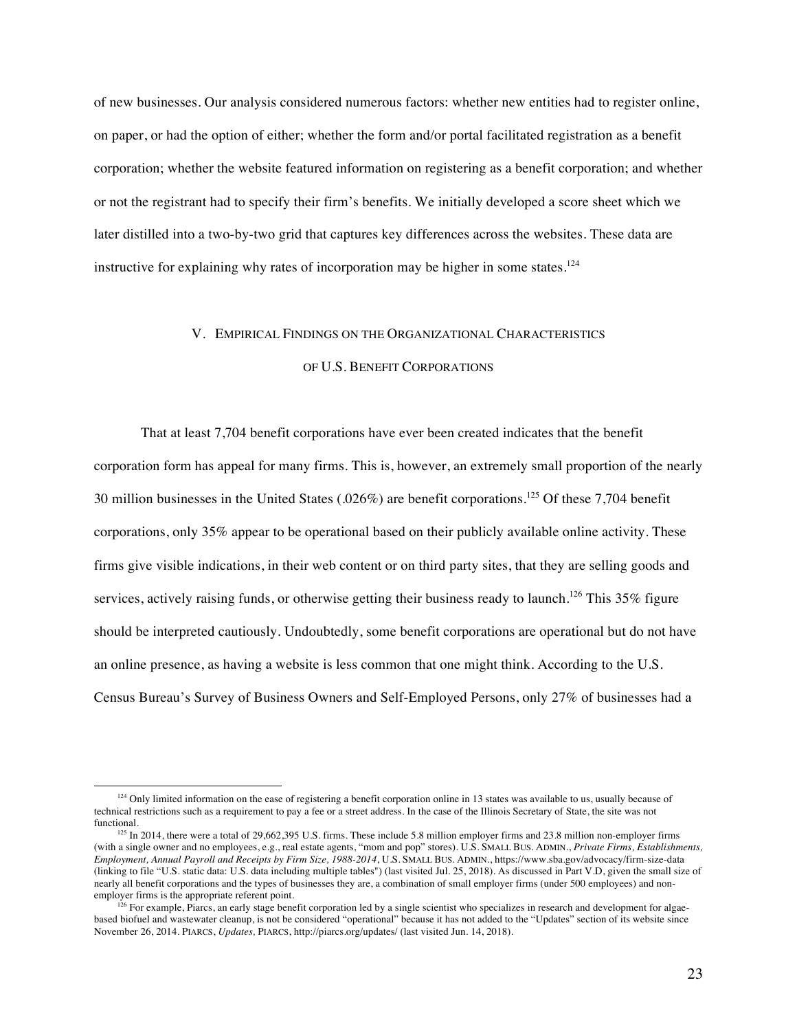of new businesses. Our analysis considered numerous factors: whether new entities had to register online, on paper, or had the option of either; whether the form and/or portal facilitated registration as a benefit corporation; whether the website featured information on registering as a benefit corporation; and whether or not the registrant had to specify their firm's benefits. We initially developed a score sheet which we later distilled into a two-by-two grid that captures key differences across the websites. These data are instructive for explaining why rates of incorporation may be higher in some states.[124]

## V. Empirical Findings on the Organizational Characteristics of U.S. Benefit Corporations

That at least 7,704 benefit corporations have ever been created indicates that the benefit corporation form has appeal for many firms. This is, however, an extremely small proportion of the nearly 30 million businesses in the United States (.026%) are benefit corporations.[125] Of these 7,704 benefit corporations, only 35% appear to be operational based on their publicly available online activity. These firms give visible indications, in their web content or on third party sites, that they are selling goods and services, actively raising funds, or otherwise getting their business ready to launch.[126] This 35% figure should be interpreted cautiously. Undoubtedly, some benefit corporations are operational but do not have an online presence, as having a website is less common that one might think. According to the U.S. Census Bureau's Survey of Business Owners and Self-Employed Persons, only 27% of businesses had a

---

[124] Only limited information on the ease of registering a benefit corporation online in 13 states was available to us, usually because of technical restrictions such as a requirement to pay a fee or a street address. In the case of the Illinois Secretary of State, the site was not functional.

[125] In 2014, there were a total of 29,662,395 U.S. firms. These include 5.8 million employer firms and 23.8 million non-employer firms (with a single owner and no employees, e.g., real estate agents, "mom and pop" stores). U.S. Small Bus. Admin., *Private Firms, Establishments, Employment, Annual Payroll and Receipts by Firm Size, 1988-2014*, U.S. Small Bus. Admin., https://www.sba.gov/advocacy/firm-size-data (linking to file "U.S. static data: U.S. data including multiple tables") (last visited Jul. 25, 2018). As discussed in Part V.D, given the small size of nearly all benefit corporations and the types of businesses they are, a combination of small employer firms (under 500 employees) and non-employer firms is the appropriate referent point.

[126] For example, Piarcs, an early stage benefit corporation led by a single scientist who specializes in research and development for algae-based biofuel and wastewater cleanup, is not be considered "operational" because it has not added to the "Updates" section of its website since November 26, 2014. Piarcs, *Updates*, Piarcs, http://piarcs.org/updates/ (last visited Jun. 14, 2018).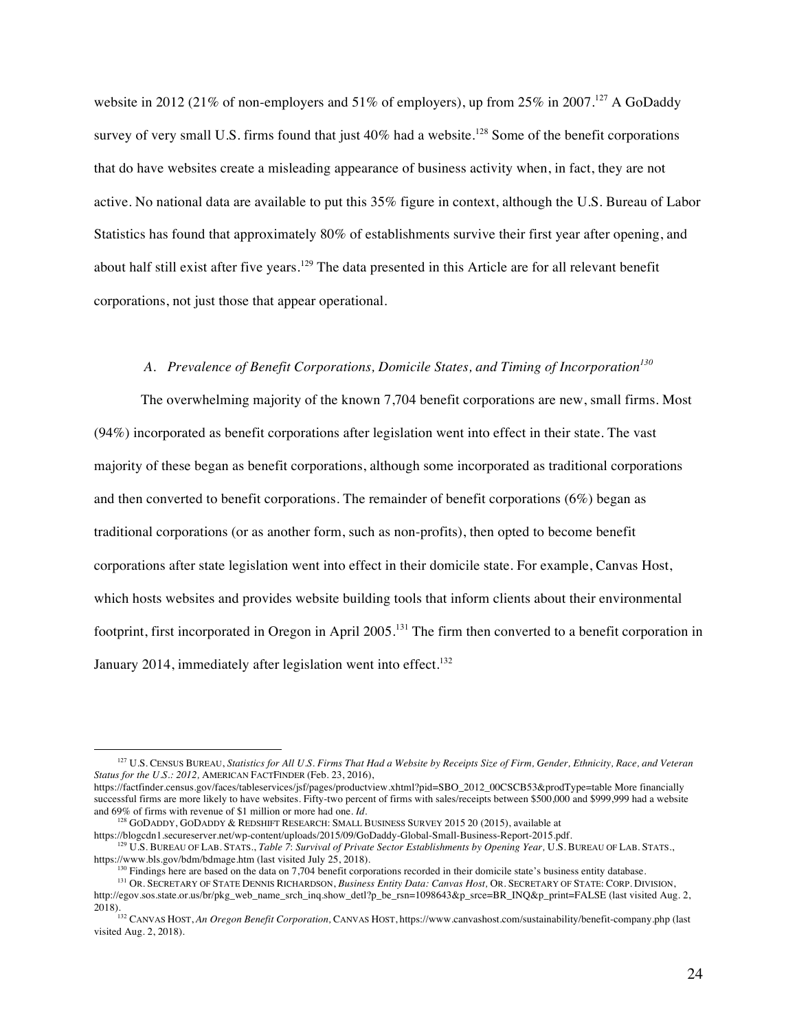website in 2012 (21% of non-employers and 51% of employers), up from 25% in 2007.[127] A GoDaddy survey of very small U.S. firms found that just 40% had a website.[128] Some of the benefit corporations that do have websites create a misleading appearance of business activity when, in fact, they are not active. No national data are available to put this 35% figure in context, although the U.S. Bureau of Labor Statistics has found that approximately 80% of establishments survive their first year after opening, and about half still exist after five years.[129] The data presented in this Article are for all relevant benefit corporations, not just those that appear operational.

### *A. Prevalence of Benefit Corporations, Domicile States, and Timing of Incorporation*[130]

The overwhelming majority of the known 7,704 benefit corporations are new, small firms. Most (94%) incorporated as benefit corporations after legislation went into effect in their state. The vast majority of these began as benefit corporations, although some incorporated as traditional corporations and then converted to benefit corporations. The remainder of benefit corporations (6%) began as traditional corporations (or as another form, such as non-profits), then opted to become benefit corporations after state legislation went into effect in their domicile state. For example, Canvas Host, which hosts websites and provides website building tools that inform clients about their environmental footprint, first incorporated in Oregon in April 2005.[131] The firm then converted to a benefit corporation in January 2014, immediately after legislation went into effect.[132]

---

[127] U.S. CENSUS BUREAU, *Statistics for All U.S. Firms That Had a Website by Receipts Size of Firm, Gender, Ethnicity, Race, and Veteran Status for the U.S.: 2012,* AMERICAN FACTFINDER (Feb. 23, 2016), https://factfinder.census.gov/faces/tableservices/jsf/pages/productview.xhtml?pid=SBO_2012_00CSCB53&prodType=table More financially successful firms are more likely to have websites. Fifty-two percent of firms with sales/receipts between $500,000 and $999,999 had a website and 69% of firms with revenue of $1 million or more had one. *Id.*

[128] GODADDY, GODADDY & REDSHIFT RESEARCH: SMALL BUSINESS SURVEY 2015 20 (2015), available at https://blogcdn1.secureserver.net/wp-content/uploads/2015/09/GoDaddy-Global-Small-Business-Report-2015.pdf.

[129] U.S. BUREAU OF LAB. STATS., *Table 7: Survival of Private Sector Establishments by Opening Year,* U.S. BUREAU OF LAB. STATS., https://www.bls.gov/bdm/bdmage.htm (last visited July 25, 2018).

[130] Findings here are based on the data on 7,704 benefit corporations recorded in their domicile state's business entity database.

[131] OR. SECRETARY OF STATE DENNIS RICHARDSON, *Business Entity Data: Canvas Host,* OR. SECRETARY OF STATE: CORP. DIVISION, http://egov.sos.state.or.us/br/pkg_web_name_srch_inq.show_detl?p_be_rsn=1098643&p_srce=BR_INQ&p_print=FALSE (last visited Aug. 2, 2018).

[132] CANVAS HOST, *An Oregon Benefit Corporation,* CANVAS HOST, https://www.canvashost.com/sustainability/benefit-company.php (last visited Aug. 2, 2018).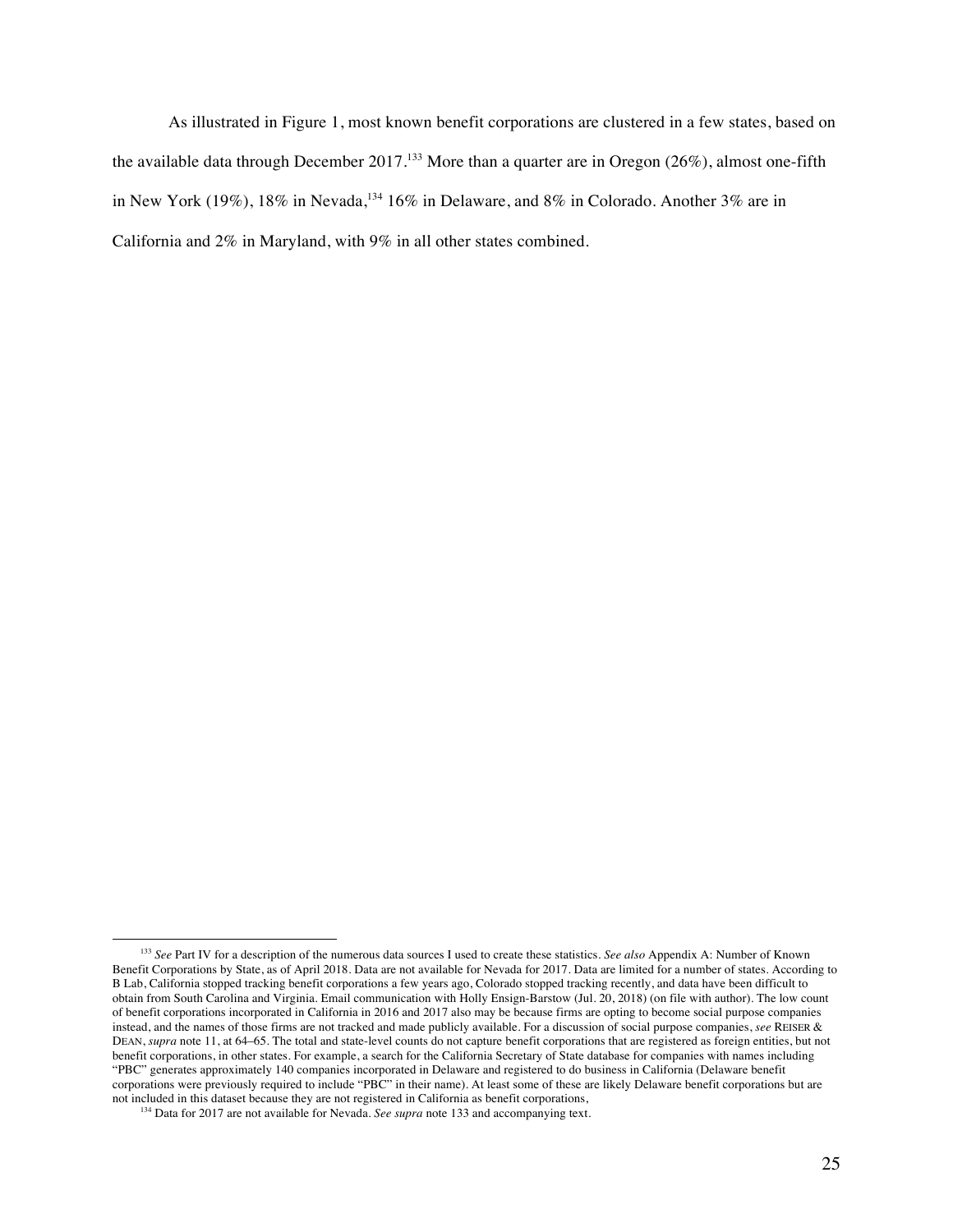As illustrated in Figure 1, most known benefit corporations are clustered in a few states, based on the available data through December 2017.[133] More than a quarter are in Oregon (26%), almost one-fifth in New York (19%), 18% in Nevada,[134] 16% in Delaware, and 8% in Colorado. Another 3% are in California and 2% in Maryland, with 9% in all other states combined.

---

[133] *See* Part IV for a description of the numerous data sources I used to create these statistics. *See also* Appendix A: Number of Known Benefit Corporations by State, as of April 2018. Data are not available for Nevada for 2017. Data are limited for a number of states. According to B Lab, California stopped tracking benefit corporations a few years ago, Colorado stopped tracking recently, and data have been difficult to obtain from South Carolina and Virginia. Email communication with Holly Ensign-Barstow (Jul. 20, 2018) (on file with author). The low count of benefit corporations incorporated in California in 2016 and 2017 also may be because firms are opting to become social purpose companies instead, and the names of those firms are not tracked and made publicly available. For a discussion of social purpose companies, *see* REISER & DEAN, *supra* note 11, at 64–65. The total and state-level counts do not capture benefit corporations that are registered as foreign entities, but not benefit corporations, in other states. For example, a search for the California Secretary of State database for companies with names including "PBC" generates approximately 140 companies incorporated in Delaware and registered to do business in California (Delaware benefit corporations were previously required to include "PBC" in their name). At least some of these are likely Delaware benefit corporations but are not included in this dataset because they are not registered in California as benefit corporations,

[134] Data for 2017 are not available for Nevada. *See supra* note 133 and accompanying text.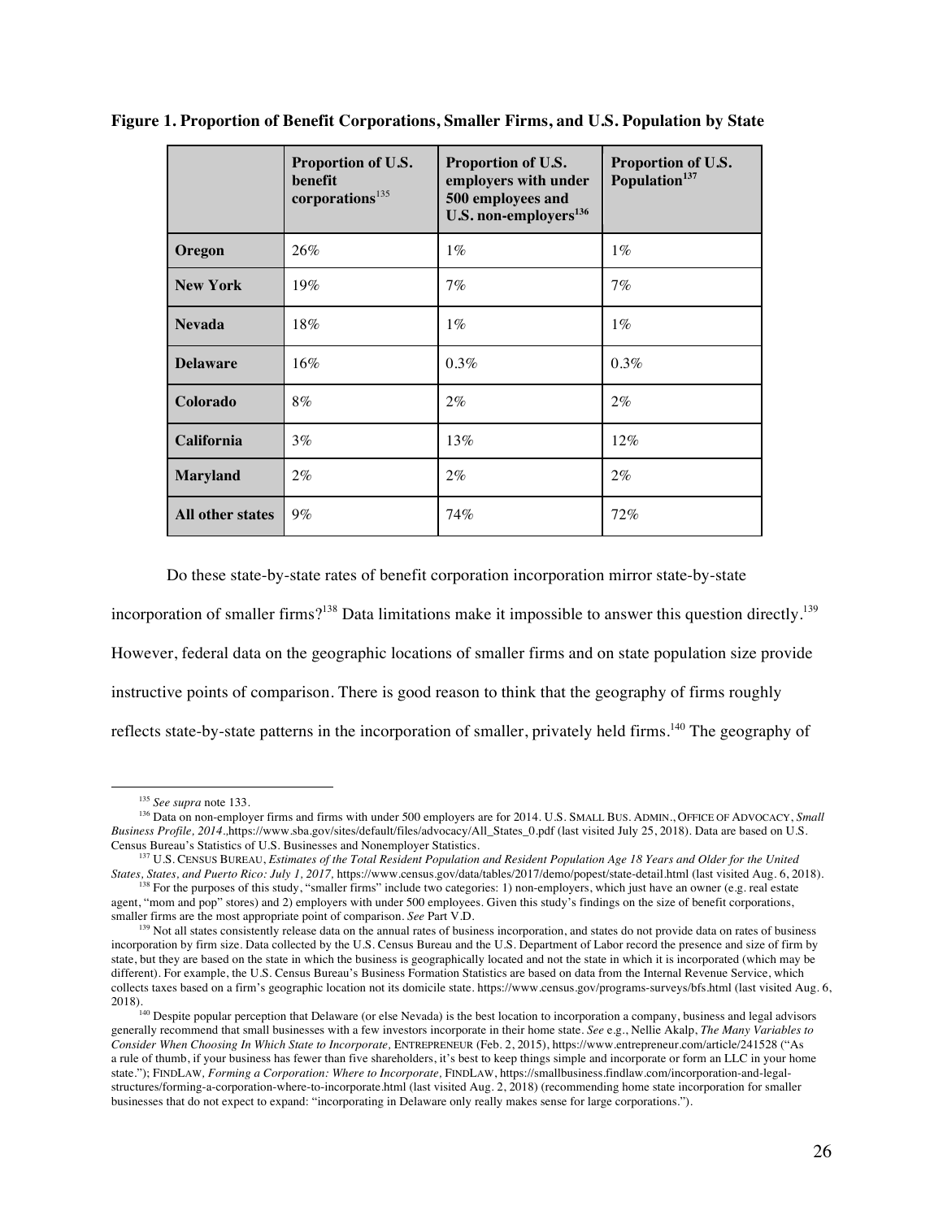**Figure 1. Proportion of Benefit Corporations, Smaller Firms, and U.S. Population by State**

| | Proportion of U.S. benefit corporations[135] | Proportion of U.S. employers with under 500 employees and U.S. non-employers[136] | Proportion of U.S. Population[137] |
|---|---|---|---|
| **Oregon** | 26% | 1% | 1% |
| **New York** | 19% | 7% | 7% |
| **Nevada** | 18% | 1% | 1% |
| **Delaware** | 16% | 0.3% | 0.3% |
| **Colorado** | 8% | 2% | 2% |
| **California** | 3% | 13% | 12% |
| **Maryland** | 2% | 2% | 2% |
| **All other states** | 9% | 74% | 72% |

Do these state-by-state rates of benefit corporation incorporation mirror state-by-state incorporation of smaller firms?[138] Data limitations make it impossible to answer this question directly.[139] However, federal data on the geographic locations of smaller firms and on state population size provide instructive points of comparison. There is good reason to think that the geography of firms roughly reflects state-by-state patterns in the incorporation of smaller, privately held firms.[140] The geography of

---

[135] *See supra* note 133.

[136] Data on non-employer firms and firms with under 500 employers are for 2014. U.S. SMALL BUS. ADMIN., OFFICE OF ADVOCACY, *Small Business Profile, 2014*.,https://www.sba.gov/sites/default/files/advocacy/All_States_0.pdf (last visited July 25, 2018). Data are based on U.S. Census Bureau's Statistics of U.S. Businesses and Nonemployer Statistics.

[137] U.S. CENSUS BUREAU, *Estimates of the Total Resident Population and Resident Population Age 18 Years and Older for the United States, States, and Puerto Rico: July 1, 2017*, https://www.census.gov/data/tables/2017/demo/popest/state-detail.html (last visited Aug. 6, 2018).

[138] For the purposes of this study, "smaller firms" include two categories: 1) non-employers, which just have an owner (e.g. real estate agent, "mom and pop" stores) and 2) employers with under 500 employees. Given this study's findings on the size of benefit corporations, smaller firms are the most appropriate point of comparison. *See* Part V.D.

[139] Not all states consistently release data on the annual rates of business incorporation, and states do not provide data on rates of business incorporation by firm size. Data collected by the U.S. Census Bureau and the U.S. Department of Labor record the presence and size of firm by state, but they are based on the state in which the business is geographically located and not the state in which it is incorporated (which may be different). For example, the U.S. Census Bureau's Business Formation Statistics are based on data from the Internal Revenue Service, which collects taxes based on a firm's geographic location not its domicile state. https://www.census.gov/programs-surveys/bfs.html (last visited Aug. 6, 2018).

[140] Despite popular perception that Delaware (or else Nevada) is the best location to incorporation a company, business and legal advisors generally recommend that small businesses with a few investors incorporate in their home state. *See* e.g., Nellie Akalp, *The Many Variables to Consider When Choosing In Which State to Incorporate,* ENTREPRENEUR (Feb. 2, 2015), https://www.entrepreneur.com/article/241528 ("As a rule of thumb, if your business has fewer than five shareholders, it's best to keep things simple and incorporate or form an LLC in your home state."); FINDLAW, *Forming a Corporation: Where to Incorporate,* FINDLAW, https://smallbusiness.findlaw.com/incorporation-and-legal-structures/forming-a-corporation-where-to-incorporate.html (last visited Aug. 2, 2018) (recommending home state incorporation for smaller businesses that do not expect to expand: "incorporating in Delaware only really makes sense for large corporations.").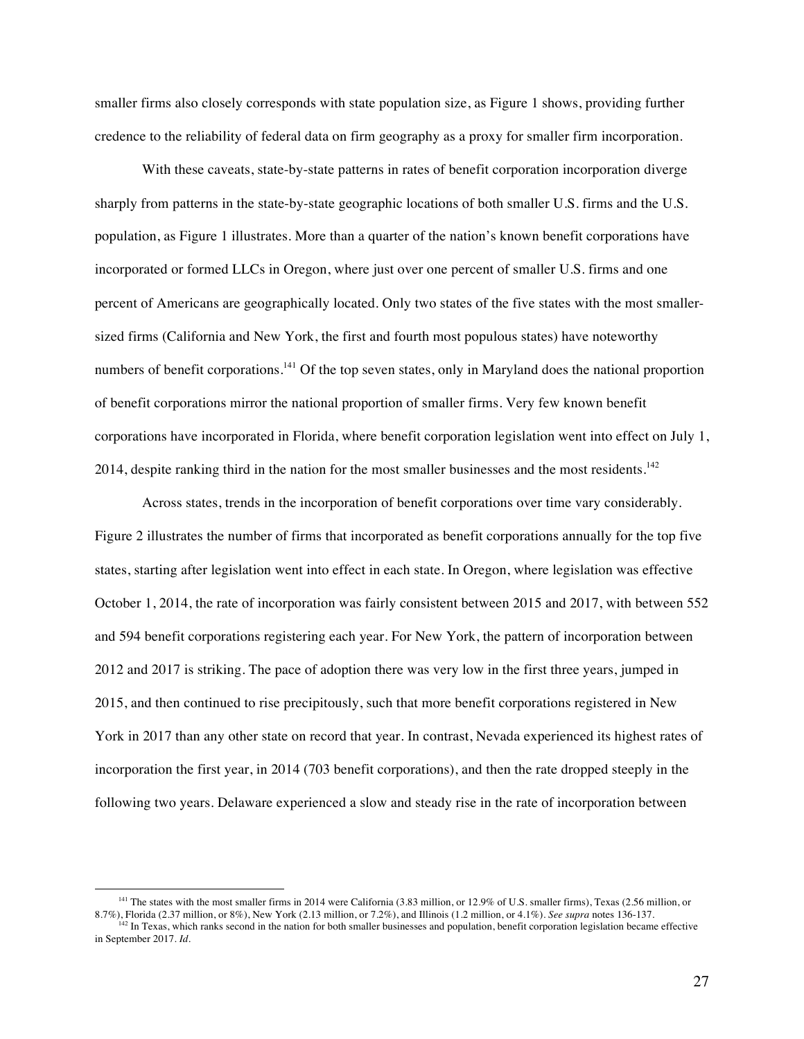smaller firms also closely corresponds with state population size, as Figure 1 shows, providing further credence to the reliability of federal data on firm geography as a proxy for smaller firm incorporation.

With these caveats, state-by-state patterns in rates of benefit corporation incorporation diverge sharply from patterns in the state-by-state geographic locations of both smaller U.S. firms and the U.S. population, as Figure 1 illustrates. More than a quarter of the nation's known benefit corporations have incorporated or formed LLCs in Oregon, where just over one percent of smaller U.S. firms and one percent of Americans are geographically located. Only two states of the five states with the most smaller-sized firms (California and New York, the first and fourth most populous states) have noteworthy numbers of benefit corporations.[141] Of the top seven states, only in Maryland does the national proportion of benefit corporations mirror the national proportion of smaller firms. Very few known benefit corporations have incorporated in Florida, where benefit corporation legislation went into effect on July 1, 2014, despite ranking third in the nation for the most smaller businesses and the most residents.[142]

Across states, trends in the incorporation of benefit corporations over time vary considerably. Figure 2 illustrates the number of firms that incorporated as benefit corporations annually for the top five states, starting after legislation went into effect in each state. In Oregon, where legislation was effective October 1, 2014, the rate of incorporation was fairly consistent between 2015 and 2017, with between 552 and 594 benefit corporations registering each year. For New York, the pattern of incorporation between 2012 and 2017 is striking. The pace of adoption there was very low in the first three years, jumped in 2015, and then continued to rise precipitously, such that more benefit corporations registered in New York in 2017 than any other state on record that year. In contrast, Nevada experienced its highest rates of incorporation the first year, in 2014 (703 benefit corporations), and then the rate dropped steeply in the following two years. Delaware experienced a slow and steady rise in the rate of incorporation between

---

[141] The states with the most smaller firms in 2014 were California (3.83 million, or 12.9% of U.S. smaller firms), Texas (2.56 million, or 8.7%), Florida (2.37 million, or 8%), New York (2.13 million, or 7.2%), and Illinois (1.2 million, or 4.1%). *See supra* notes 136-137.

[142] In Texas, which ranks second in the nation for both smaller businesses and population, benefit corporation legislation became effective in September 2017. *Id*.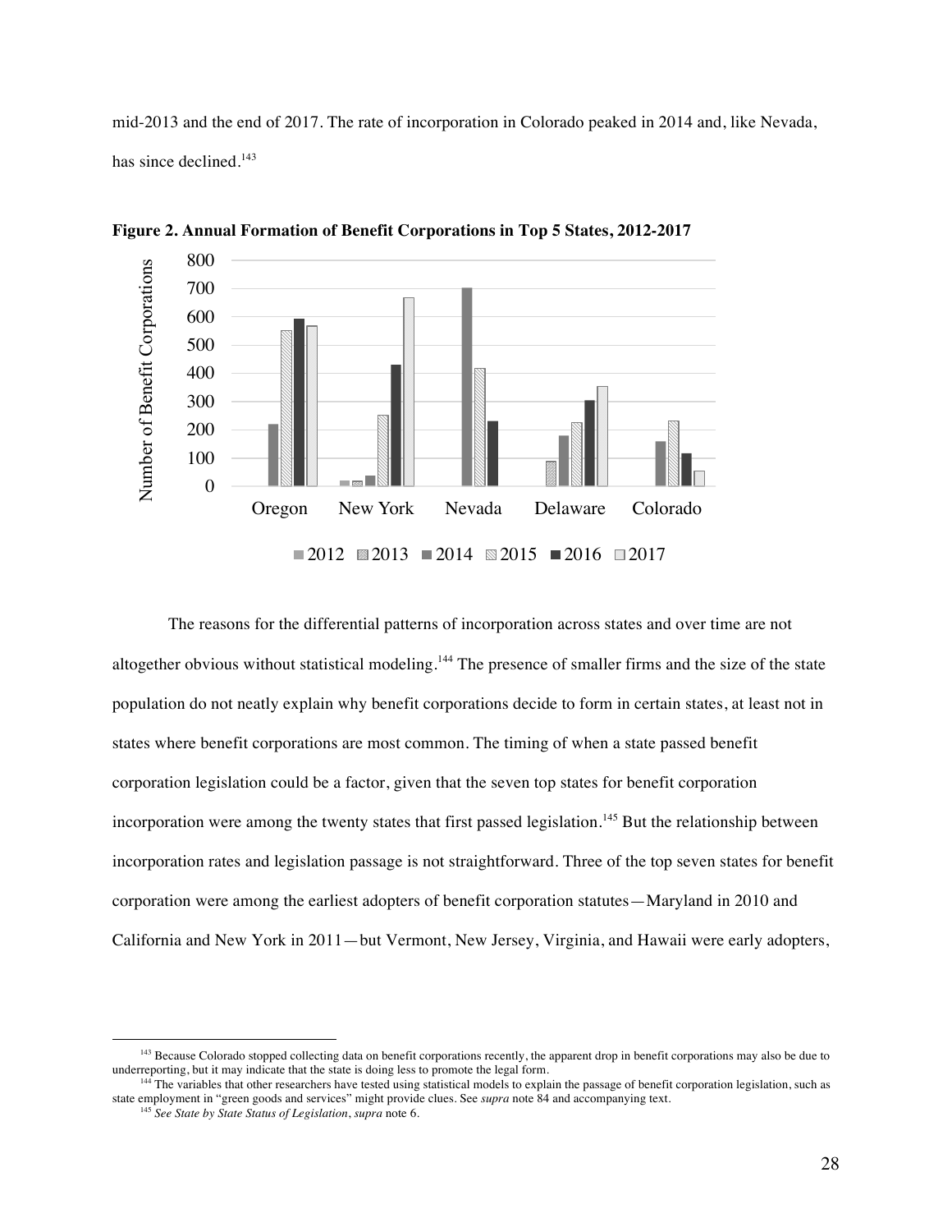mid-2013 and the end of 2017. The rate of incorporation in Colorado peaked in 2014 and, like Nevada, has since declined.[143]

**Figure 2. Annual Formation of Benefit Corporations in Top 5 States, 2012-2017**

The reasons for the differential patterns of incorporation across states and over time are not altogether obvious without statistical modeling.[144] The presence of smaller firms and the size of the state population do not neatly explain why benefit corporations decide to form in certain states, at least not in states where benefit corporations are most common. The timing of when a state passed benefit corporation legislation could be a factor, given that the seven top states for benefit corporation incorporation were among the twenty states that first passed legislation.[145] But the relationship between incorporation rates and legislation passage is not straightforward. Three of the top seven states for benefit corporation were among the earliest adopters of benefit corporation statutes—Maryland in 2010 and California and New York in 2011—but Vermont, New Jersey, Virginia, and Hawaii were early adopters,

---

[143] Because Colorado stopped collecting data on benefit corporations recently, the apparent drop in benefit corporations may also be due to underreporting, but it may indicate that the state is doing less to promote the legal form.

[144] The variables that other researchers have tested using statistical models to explain the passage of benefit corporation legislation, such as state employment in "green goods and services" might provide clues. See *supra* note 84 and accompanying text.

[145] *See State by State Status of Legislation*, *supra* note 6.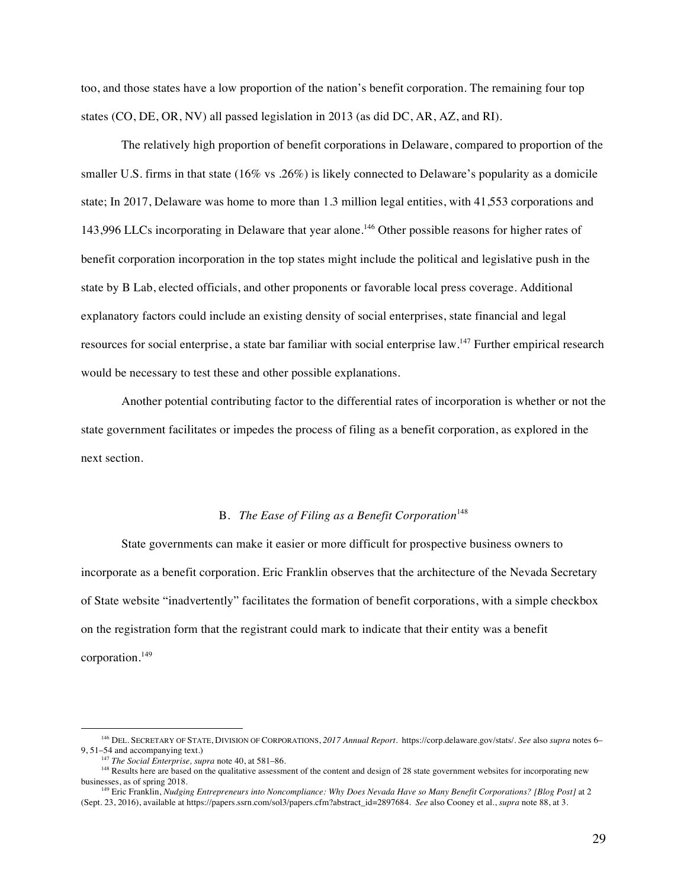too, and those states have a low proportion of the nation's benefit corporation. The remaining four top states (CO, DE, OR, NV) all passed legislation in 2013 (as did DC, AR, AZ, and RI).

The relatively high proportion of benefit corporations in Delaware, compared to proportion of the smaller U.S. firms in that state (16% vs .26%) is likely connected to Delaware's popularity as a domicile state; In 2017, Delaware was home to more than 1.3 million legal entities, with 41,553 corporations and 143,996 LLCs incorporating in Delaware that year alone.[146] Other possible reasons for higher rates of benefit corporation incorporation in the top states might include the political and legislative push in the state by B Lab, elected officials, and other proponents or favorable local press coverage. Additional explanatory factors could include an existing density of social enterprises, state financial and legal resources for social enterprise, a state bar familiar with social enterprise law.[147] Further empirical research would be necessary to test these and other possible explanations.

Another potential contributing factor to the differential rates of incorporation is whether or not the state government facilitates or impedes the process of filing as a benefit corporation, as explored in the next section.

### B. *The Ease of Filing as a Benefit Corporation*[148]

State governments can make it easier or more difficult for prospective business owners to incorporate as a benefit corporation. Eric Franklin observes that the architecture of the Nevada Secretary of State website "inadvertently" facilitates the formation of benefit corporations, with a simple checkbox on the registration form that the registrant could mark to indicate that their entity was a benefit corporation.[149]

---

[146] DEL. SECRETARY OF STATE, DIVISION OF CORPORATIONS, *2017 Annual Report*. https://corp.delaware.gov/stats/. *See* also *supra* notes 6–9, 51–54 and accompanying text.)

[147] *The Social Enterprise, supra* note 40, at 581–86.

[148] Results here are based on the qualitative assessment of the content and design of 28 state government websites for incorporating new businesses, as of spring 2018.

[149] Eric Franklin, *Nudging Entrepreneurs into Noncompliance: Why Does Nevada Have so Many Benefit Corporations? [Blog Post]* at 2 (Sept. 23, 2016), available at https://papers.ssrn.com/sol3/papers.cfm?abstract_id=2897684. *See* also Cooney et al., *supra* note 88, at 3.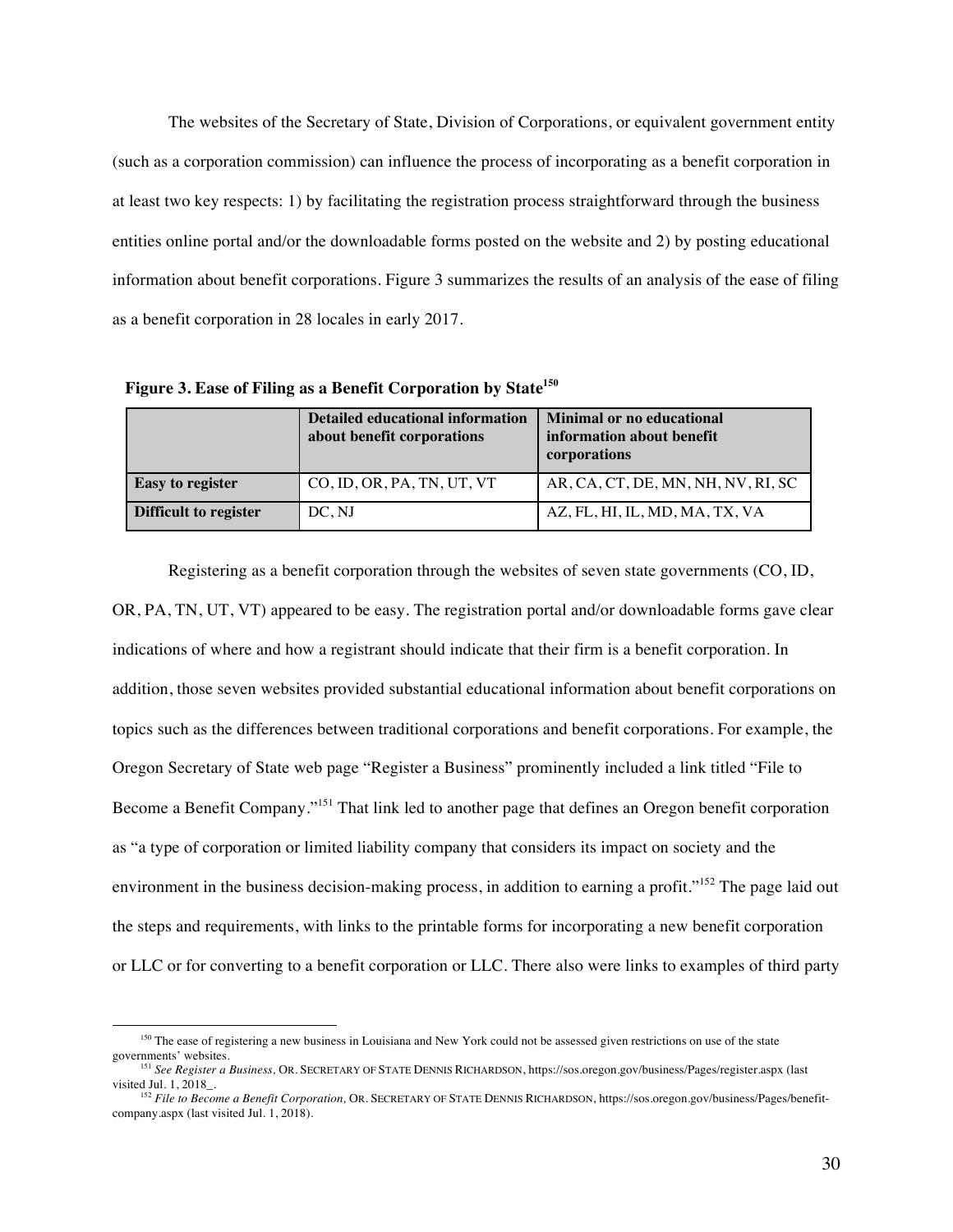The websites of the Secretary of State, Division of Corporations, or equivalent government entity (such as a corporation commission) can influence the process of incorporating as a benefit corporation in at least two key respects: 1) by facilitating the registration process straightforward through the business entities online portal and/or the downloadable forms posted on the website and 2) by posting educational information about benefit corporations. Figure 3 summarizes the results of an analysis of the ease of filing as a benefit corporation in 28 locales in early 2017.

**Figure 3. Ease of Filing as a Benefit Corporation by State**[150]

| | Detailed educational information about benefit corporations | Minimal or no educational information about benefit corporations |
|---|---|---|
| **Easy to register** | CO, ID, OR, PA, TN, UT, VT | AR, CA, CT, DE, MN, NH, NV, RI, SC |
| **Difficult to register** | DC, NJ | AZ, FL, HI, IL, MD, MA, TX, VA |

Registering as a benefit corporation through the websites of seven state governments (CO, ID, OR, PA, TN, UT, VT) appeared to be easy. The registration portal and/or downloadable forms gave clear indications of where and how a registrant should indicate that their firm is a benefit corporation. In addition, those seven websites provided substantial educational information about benefit corporations on topics such as the differences between traditional corporations and benefit corporations. For example, the Oregon Secretary of State web page "Register a Business" prominently included a link titled "File to Become a Benefit Company."[151] That link led to another page that defines an Oregon benefit corporation as "a type of corporation or limited liability company that considers its impact on society and the environment in the business decision-making process, in addition to earning a profit."[152] The page laid out the steps and requirements, with links to the printable forms for incorporating a new benefit corporation or LLC or for converting to a benefit corporation or LLC. There also were links to examples of third party

---

[150] The ease of registering a new business in Louisiana and New York could not be assessed given restrictions on use of the state governments' websites.

[151] *See Register a Business,* OR. SECRETARY OF STATE DENNIS RICHARDSON, https://sos.oregon.gov/business/Pages/register.aspx (last visited Jul. 1, 2018_.

[152] *File to Become a Benefit Corporation,* OR. SECRETARY OF STATE DENNIS RICHARDSON, https://sos.oregon.gov/business/Pages/benefit-company.aspx (last visited Jul. 1, 2018).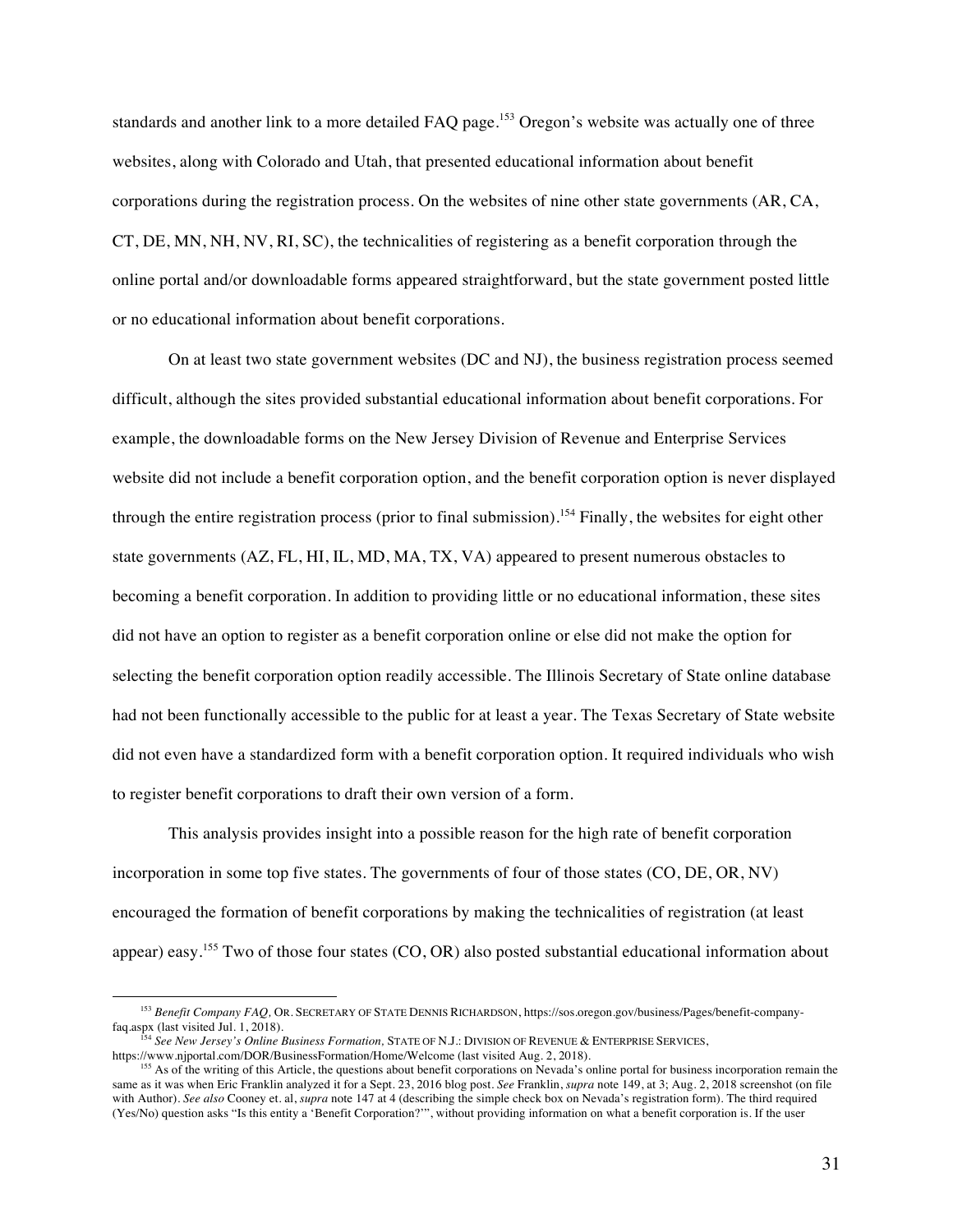standards and another link to a more detailed FAQ page.[153] Oregon's website was actually one of three websites, along with Colorado and Utah, that presented educational information about benefit corporations during the registration process. On the websites of nine other state governments (AR, CA, CT, DE, MN, NH, NV, RI, SC), the technicalities of registering as a benefit corporation through the online portal and/or downloadable forms appeared straightforward, but the state government posted little or no educational information about benefit corporations.

On at least two state government websites (DC and NJ), the business registration process seemed difficult, although the sites provided substantial educational information about benefit corporations. For example, the downloadable forms on the New Jersey Division of Revenue and Enterprise Services website did not include a benefit corporation option, and the benefit corporation option is never displayed through the entire registration process (prior to final submission).[154] Finally, the websites for eight other state governments (AZ, FL, HI, IL, MD, MA, TX, VA) appeared to present numerous obstacles to becoming a benefit corporation. In addition to providing little or no educational information, these sites did not have an option to register as a benefit corporation online or else did not make the option for selecting the benefit corporation option readily accessible. The Illinois Secretary of State online database had not been functionally accessible to the public for at least a year. The Texas Secretary of State website did not even have a standardized form with a benefit corporation option. It required individuals who wish to register benefit corporations to draft their own version of a form.

This analysis provides insight into a possible reason for the high rate of benefit corporation incorporation in some top five states. The governments of four of those states (CO, DE, OR, NV) encouraged the formation of benefit corporations by making the technicalities of registration (at least appear) easy.[155] Two of those four states (CO, OR) also posted substantial educational information about

---

[153] *Benefit Company FAQ,* OR. SECRETARY OF STATE DENNIS RICHARDSON, https://sos.oregon.gov/business/Pages/benefit-company-faq.aspx (last visited Jul. 1, 2018).

[154] *See New Jersey's Online Business Formation,* STATE OF N.J.: DIVISION OF REVENUE & ENTERPRISE SERVICES, https://www.njportal.com/DOR/BusinessFormation/Home/Welcome (last visited Aug. 2, 2018).

[155] As of the writing of this Article, the questions about benefit corporations on Nevada's online portal for business incorporation remain the same as it was when Eric Franklin analyzed it for a Sept. 23, 2016 blog post. *See* Franklin, *supra* note 149, at 3; Aug. 2, 2018 screenshot (on file with Author). *See also* Cooney et. al, *supra* note 147 at 4 (describing the simple check box on Nevada's registration form). The third required (Yes/No) question asks "Is this entity a 'Benefit Corporation?'", without providing information on what a benefit corporation is. If the user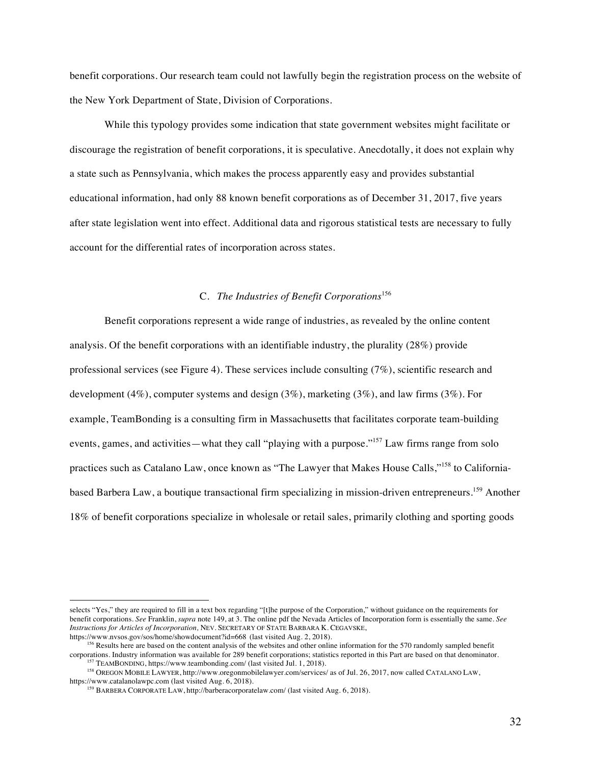benefit corporations. Our research team could not lawfully begin the registration process on the website of the New York Department of State, Division of Corporations.

While this typology provides some indication that state government websites might facilitate or discourage the registration of benefit corporations, it is speculative. Anecdotally, it does not explain why a state such as Pennsylvania, which makes the process apparently easy and provides substantial educational information, had only 88 known benefit corporations as of December 31, 2017, five years after state legislation went into effect. Additional data and rigorous statistical tests are necessary to fully account for the differential rates of incorporation across states.

### C. *The Industries of Benefit Corporations*[156]

Benefit corporations represent a wide range of industries, as revealed by the online content analysis. Of the benefit corporations with an identifiable industry, the plurality (28%) provide professional services (see Figure 4). These services include consulting (7%), scientific research and development (4%), computer systems and design (3%), marketing (3%), and law firms (3%). For example, TeamBonding is a consulting firm in Massachusetts that facilitates corporate team-building events, games, and activities—what they call "playing with a purpose."[157] Law firms range from solo practices such as Catalano Law, once known as "The Lawyer that Makes House Calls,"[158] to California-based Barbera Law, a boutique transactional firm specializing in mission-driven entrepreneurs.[159] Another 18% of benefit corporations specialize in wholesale or retail sales, primarily clothing and sporting goods

---

selects "Yes," they are required to fill in a text box regarding "[t]he purpose of the Corporation," without guidance on the requirements for benefit corporations. *See* Franklin, *supra* note 149, at 3. The online pdf the Nevada Articles of Incorporation form is essentially the same. *See Instructions for Articles of Incorporation,* NEV. SECRETARY OF STATE BARBARA K. CEGAVSKE, https://www.nvsos.gov/sos/home/showdocument?id=668 (last visited Aug. 2, 2018).

[156] Results here are based on the content analysis of the websites and other online information for the 570 randomly sampled benefit corporations. Industry information was available for 289 benefit corporations; statistics reported in this Part are based on that denominator.

[157] TEAMBONDING, https://www.teambonding.com/ (last visited Jul. 1, 2018).

[158] OREGON MOBILE LAWYER, http://www.oregonmobilelawyer.com/services/ as of Jul. 26, 2017, now called CATALANO LAW, https://www.catalanolawpc.com (last visited Aug. 6, 2018).

[159] BARBERA CORPORATE LAW, http://barberacorporatelaw.com/ (last visited Aug. 6, 2018).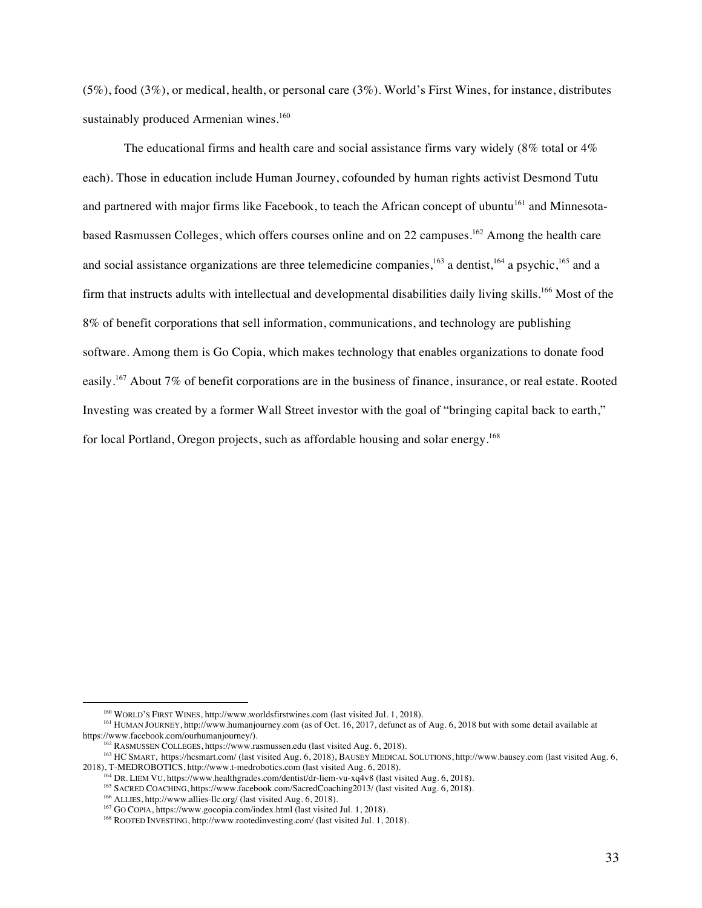(5%), food (3%), or medical, health, or personal care (3%). World's First Wines, for instance, distributes sustainably produced Armenian wines.[160]

The educational firms and health care and social assistance firms vary widely (8% total or 4% each). Those in education include Human Journey, cofounded by human rights activist Desmond Tutu and partnered with major firms like Facebook, to teach the African concept of ubuntu[161] and Minnesota-based Rasmussen Colleges, which offers courses online and on 22 campuses.[162] Among the health care and social assistance organizations are three telemedicine companies,[163] a dentist,[164] a psychic,[165] and a firm that instructs adults with intellectual and developmental disabilities daily living skills.[166] Most of the 8% of benefit corporations that sell information, communications, and technology are publishing software. Among them is Go Copia, which makes technology that enables organizations to donate food easily.[167] About 7% of benefit corporations are in the business of finance, insurance, or real estate. Rooted Investing was created by a former Wall Street investor with the goal of "bringing capital back to earth," for local Portland, Oregon projects, such as affordable housing and solar energy.[168]

---

[160] WORLD'S FIRST WINES, http://www.worldsfirstwines.com (last visited Jul. 1, 2018).

[161] HUMAN JOURNEY, http://www.humanjourney.com (as of Oct. 16, 2017, defunct as of Aug. 6, 2018 but with some detail available at https://www.facebook.com/ourhumanjourney/).

[162] RASMUSSEN COLLEGES, https://www.rasmussen.edu (last visited Aug. 6, 2018).

[163] HC SMART, https://hcsmart.com/ (last visited Aug. 6, 2018), BAUSEY MEDICAL SOLUTIONS, http://www.bausey.com (last visited Aug. 6, 2018), T-MEDROBOTICS, http://www.t-medrobotics.com (last visited Aug. 6, 2018).

[164] DR. LIEM VU, https://www.healthgrades.com/dentist/dr-liem-vu-xq4v8 (last visited Aug. 6, 2018).

[165] SACRED COACHING, https://www.facebook.com/SacredCoaching2013/ (last visited Aug. 6, 2018).

[166] ALLIES, http://www.allies-llc.org/ (last visited Aug. 6, 2018).

[167] GO COPIA, https://www.gocopia.com/index.html (last visited Jul. 1, 2018).

[168] ROOTED INVESTING, http://www.rootedinvesting.com/ (last visited Jul. 1, 2018).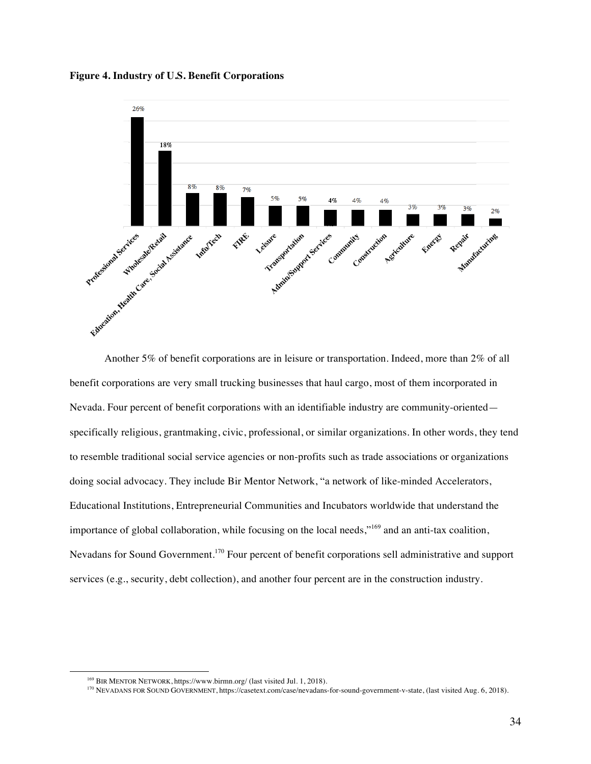**Figure 4. Industry of U.S. Benefit Corporations**

| Industry | Percentage |
|---|---|
| Professional Services | 26% |
| Wholesale/Retail | 18% |
| Education, Health Care, Social Assistance | 8% |
| Info/Tech | 8% |
| FIRE | 7% |
| Leisure | 5% |
| Transportation | 5% |
| Admin/Support Services | 4% |
| Community | 4% |
| Construction | 4% |
| Agriculture | 3% |
| Energy | 3% |
| Repair | 3% |
| Manufacturing | 2% |

Another 5% of benefit corporations are in leisure or transportation. Indeed, more than 2% of all benefit corporations are very small trucking businesses that haul cargo, most of them incorporated in Nevada. Four percent of benefit corporations with an identifiable industry are community-oriented—specifically religious, grantmaking, civic, professional, or similar organizations. In other words, they tend to resemble traditional social service agencies or non-profits such as trade associations or organizations doing social advocacy. They include Bir Mentor Network, "a network of like-minded Accelerators, Educational Institutions, Entrepreneurial Communities and Incubators worldwide that understand the importance of global collaboration, while focusing on the local needs,"[169] and an anti-tax coalition, Nevadans for Sound Government.[170] Four percent of benefit corporations sell administrative and support services (e.g., security, debt collection), and another four percent are in the construction industry.

---

[169] BIR MENTOR NETWORK, https://www.birmn.org/ (last visited Jul. 1, 2018).

[170] NEVADANS FOR SOUND GOVERNMENT, https://casetext.com/case/nevadans-for-sound-government-v-state, (last visited Aug. 6, 2018).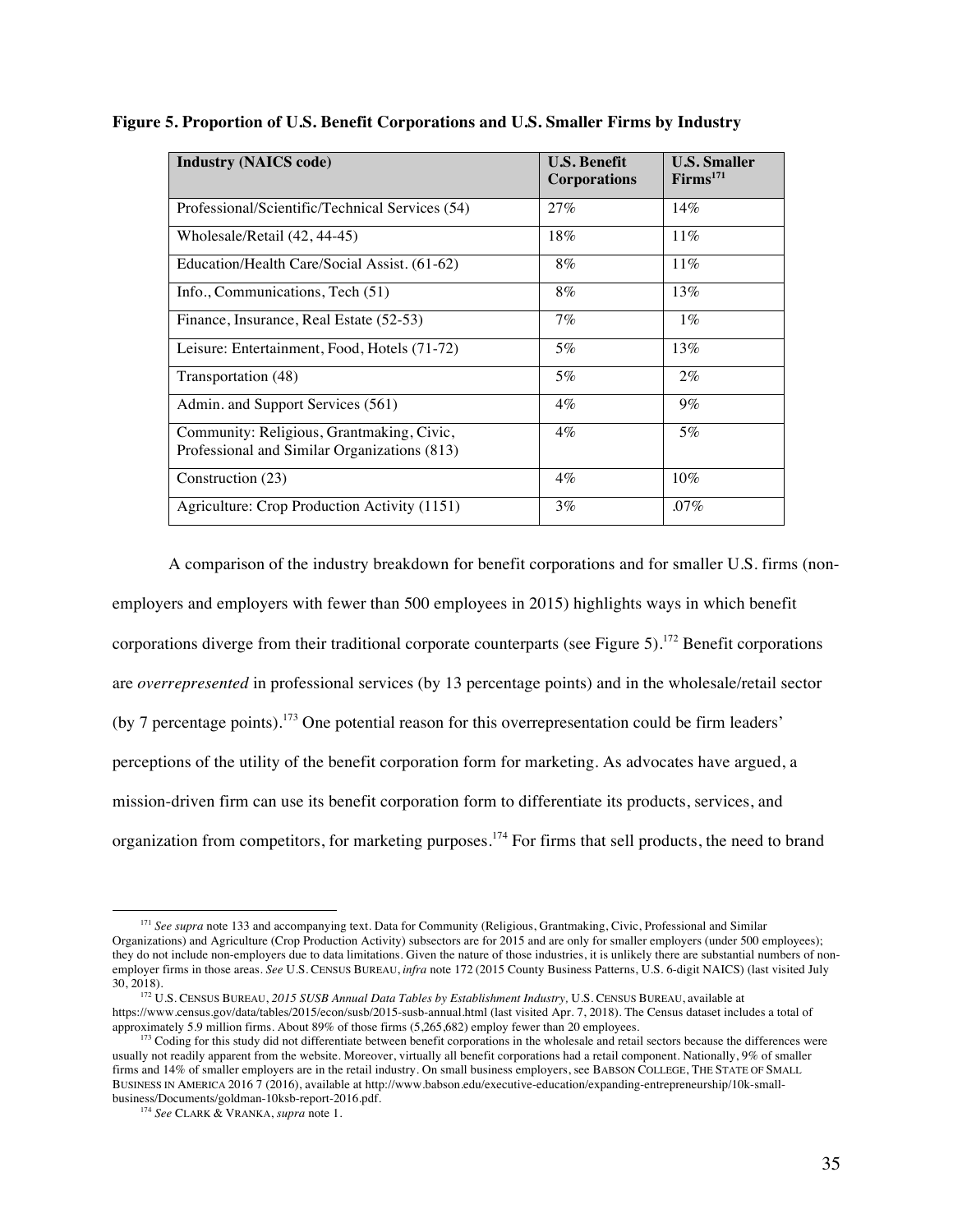**Figure 5. Proportion of U.S. Benefit Corporations and U.S. Smaller Firms by Industry**

| Industry (NAICS code) | U.S. Benefit Corporations | U.S. Smaller Firms[171] |
|---|---|---|
| Professional/Scientific/Technical Services (54) | 27% | 14% |
| Wholesale/Retail (42, 44-45) | 18% | 11% |
| Education/Health Care/Social Assist. (61-62) | 8% | 11% |
| Info., Communications, Tech (51) | 8% | 13% |
| Finance, Insurance, Real Estate (52-53) | 7% | 1% |
| Leisure: Entertainment, Food, Hotels (71-72) | 5% | 13% |
| Transportation (48) | 5% | 2% |
| Admin. and Support Services (561) | 4% | 9% |
| Community: Religious, Grantmaking, Civic, Professional and Similar Organizations (813) | 4% | 5% |
| Construction (23) | 4% | 10% |
| Agriculture: Crop Production Activity (1151) | 3% | .07% |

A comparison of the industry breakdown for benefit corporations and for smaller U.S. firms (non-employers and employers with fewer than 500 employees in 2015) highlights ways in which benefit corporations diverge from their traditional corporate counterparts (see Figure 5).[172] Benefit corporations are *overrepresented* in professional services (by 13 percentage points) and in the wholesale/retail sector (by 7 percentage points).[173] One potential reason for this overrepresentation could be firm leaders' perceptions of the utility of the benefit corporation form for marketing. As advocates have argued, a mission-driven firm can use its benefit corporation form to differentiate its products, services, and organization from competitors, for marketing purposes.[174] For firms that sell products, the need to brand

---

[171] *See supra* note 133 and accompanying text. Data for Community (Religious, Grantmaking, Civic, Professional and Similar Organizations) and Agriculture (Crop Production Activity) subsectors are for 2015 and are only for smaller employers (under 500 employees); they do not include non-employers due to data limitations. Given the nature of those industries, it is unlikely there are substantial numbers of non-employer firms in those areas. *See* U.S. CENSUS BUREAU, *infra* note 172 (2015 County Business Patterns, U.S. 6-digit NAICS) (last visited July 30, 2018).

[172] U.S. CENSUS BUREAU, *2015 SUSB Annual Data Tables by Establishment Industry*, U.S. CENSUS BUREAU, available at https://www.census.gov/data/tables/2015/econ/susb/2015-susb-annual.html (last visited Apr. 7, 2018). The Census dataset includes a total of approximately 5.9 million firms. About 89% of those firms (5,265,682) employ fewer than 20 employees.

[173] Coding for this study did not differentiate between benefit corporations in the wholesale and retail sectors because the differences were usually not readily apparent from the website. Moreover, virtually all benefit corporations had a retail component. Nationally, 9% of smaller firms and 14% of smaller employers are in the retail industry. On small business employers, see BABSON COLLEGE, THE STATE OF SMALL BUSINESS IN AMERICA 2016 7 (2016), available at http://www.babson.edu/executive-education/expanding-entrepreneurship/10k-small-business/Documents/goldman-10ksb-report-2016.pdf.

[174] *See* CLARK & VRANKA, *supra* note 1.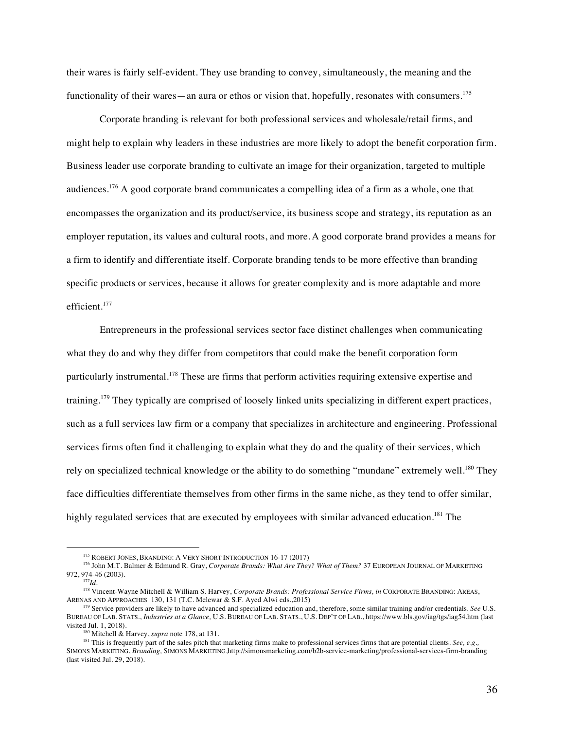their wares is fairly self-evident. They use branding to convey, simultaneously, the meaning and the functionality of their wares—an aura or ethos or vision that, hopefully, resonates with consumers.[175]

Corporate branding is relevant for both professional services and wholesale/retail firms, and might help to explain why leaders in these industries are more likely to adopt the benefit corporation firm. Business leader use corporate branding to cultivate an image for their organization, targeted to multiple audiences.[176] A good corporate brand communicates a compelling idea of a firm as a whole, one that encompasses the organization and its product/service, its business scope and strategy, its reputation as an employer reputation, its values and cultural roots, and more. A good corporate brand provides a means for a firm to identify and differentiate itself. Corporate branding tends to be more effective than branding specific products or services, because it allows for greater complexity and is more adaptable and more efficient.[177]

Entrepreneurs in the professional services sector face distinct challenges when communicating what they do and why they differ from competitors that could make the benefit corporation form particularly instrumental.[178] These are firms that perform activities requiring extensive expertise and training.[179] They typically are comprised of loosely linked units specializing in different expert practices, such as a full services law firm or a company that specializes in architecture and engineering. Professional services firms often find it challenging to explain what they do and the quality of their services, which rely on specialized technical knowledge or the ability to do something "mundane" extremely well.[180] They face difficulties differentiate themselves from other firms in the same niche, as they tend to offer similar, highly regulated services that are executed by employees with similar advanced education.[181] The

---

[175] ROBERT JONES, BRANDING: A VERY SHORT INTRODUCTION 16-17 (2017)

[176] John M.T. Balmer & Edmund R. Gray, *Corporate Brands: What Are They? What of Them?* 37 EUROPEAN JOURNAL OF MARKETING 972, 974-46 (2003).

[177] *Id.*

[178] Vincent-Wayne Mitchell & William S. Harvey, *Corporate Brands: Professional Service Firms, in* CORPORATE BRANDING: AREAS, ARENAS AND APPROACHES 130, 131 (T.C. Melewar & S.F. Ayed Alwi eds.,2015)

[179] Service providers are likely to have advanced and specialized education and, therefore, some similar training and/or credentials. *See* U.S. BUREAU OF LAB. STATS., *Industries at a Glance,* U.S. BUREAU OF LAB. STATS., U.S. DEP'T OF LAB., https://www.bls.gov/iag/tgs/iag54.htm (last visited Jul. 1, 2018).

[180] Mitchell & Harvey, *supra* note 178, at 131.

[181] This is frequently part of the sales pitch that marketing firms make to professional services firms that are potential clients. *See, e.g.,* SIMONS MARKETING, *Branding,* SIMONS MARKETING,http://simonsmarketing.com/b2b-service-marketing/professional-services-firm-branding (last visited Jul. 29, 2018).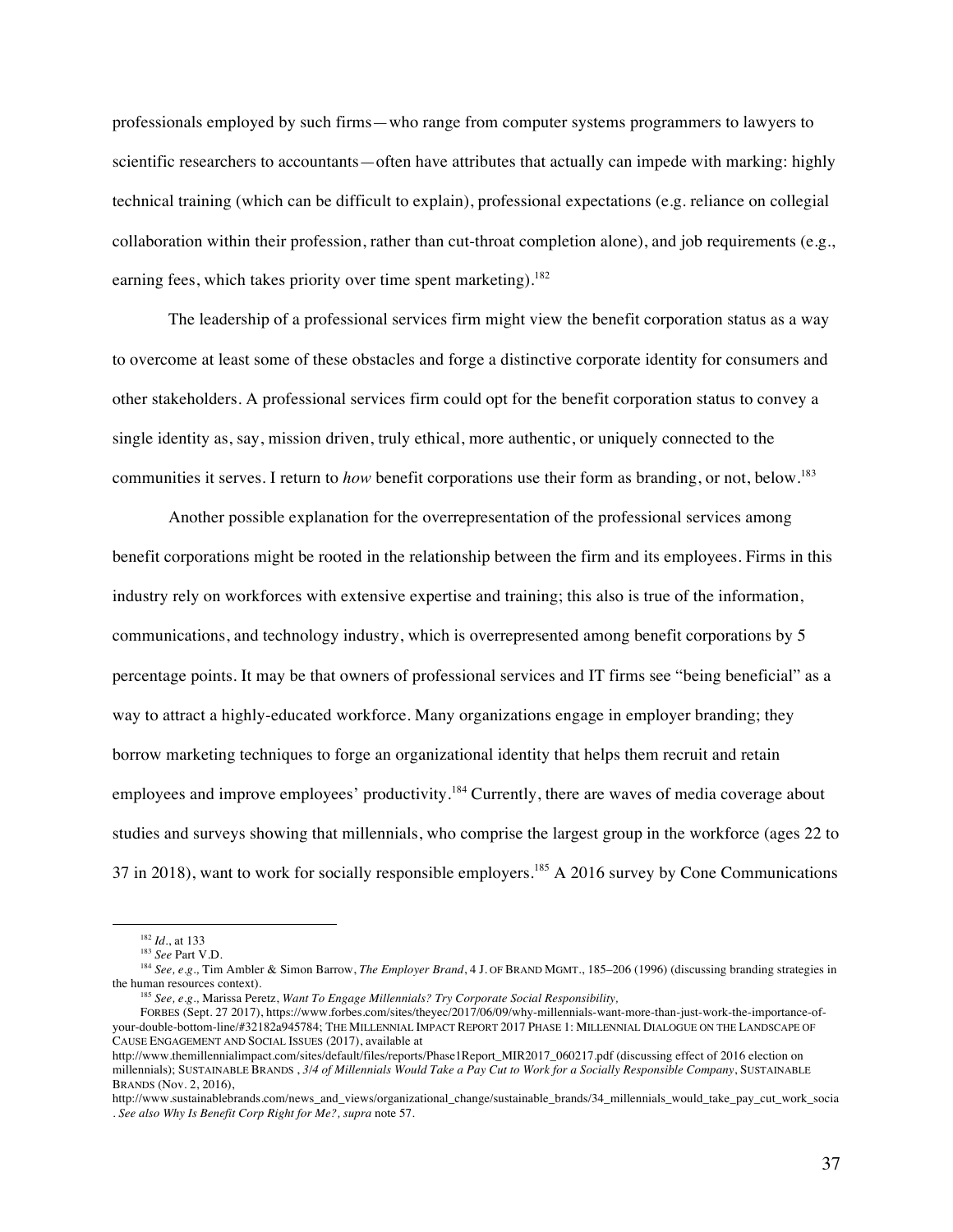professionals employed by such firms—who range from computer systems programmers to lawyers to scientific researchers to accountants—often have attributes that actually can impede with marking: highly technical training (which can be difficult to explain), professional expectations (e.g. reliance on collegial collaboration within their profession, rather than cut-throat completion alone), and job requirements (e.g., earning fees, which takes priority over time spent marketing).[182]

The leadership of a professional services firm might view the benefit corporation status as a way to overcome at least some of these obstacles and forge a distinctive corporate identity for consumers and other stakeholders. A professional services firm could opt for the benefit corporation status to convey a single identity as, say, mission driven, truly ethical, more authentic, or uniquely connected to the communities it serves. I return to *how* benefit corporations use their form as branding, or not, below.[183]

Another possible explanation for the overrepresentation of the professional services among benefit corporations might be rooted in the relationship between the firm and its employees. Firms in this industry rely on workforces with extensive expertise and training; this also is true of the information, communications, and technology industry, which is overrepresented among benefit corporations by 5 percentage points. It may be that owners of professional services and IT firms see "being beneficial" as a way to attract a highly-educated workforce. Many organizations engage in employer branding; they borrow marketing techniques to forge an organizational identity that helps them recruit and retain employees and improve employees' productivity.[184] Currently, there are waves of media coverage about studies and surveys showing that millennials, who comprise the largest group in the workforce (ages 22 to 37 in 2018), want to work for socially responsible employers.[185] A 2016 survey by Cone Communications

---

[182] *Id.*, at 133

[183] *See* Part V.D.

[184] *See, e.g.,* Tim Ambler & Simon Barrow, *The Employer Brand*, 4 J. OF BRAND MGMT., 185–206 (1996) (discussing branding strategies in the human resources context).

[185] *See, e.g.,* Marissa Peretz, *Want To Engage Millennials? Try Corporate Social Responsibility,* FORBES (Sept. 27 2017), https://www.forbes.com/sites/theyec/2017/06/09/why-millennials-want-more-than-just-work-the-importance-of-your-double-bottom-line/#32182a945784; THE MILLENNIAL IMPACT REPORT 2017 PHASE 1: MILLENNIAL DIALOGUE ON THE LANDSCAPE OF CAUSE ENGAGEMENT AND SOCIAL ISSUES (2017), available at http://www.themillennialimpact.com/sites/default/files/reports/Phase1Report_MIR2017_060217.pdf (discussing effect of 2016 election on millennials); SUSTAINABLE BRANDS , *3/4 of Millennials Would Take a Pay Cut to Work for a Socially Responsible Company*, SUSTAINABLE BRANDS (Nov. 2, 2016), http://www.sustainablebrands.com/news_and_views/organizational_change/sustainable_brands/34_millennials_would_take_pay_cut_work_socia . *See also Why Is Benefit Corp Right for Me?, supra* note 57.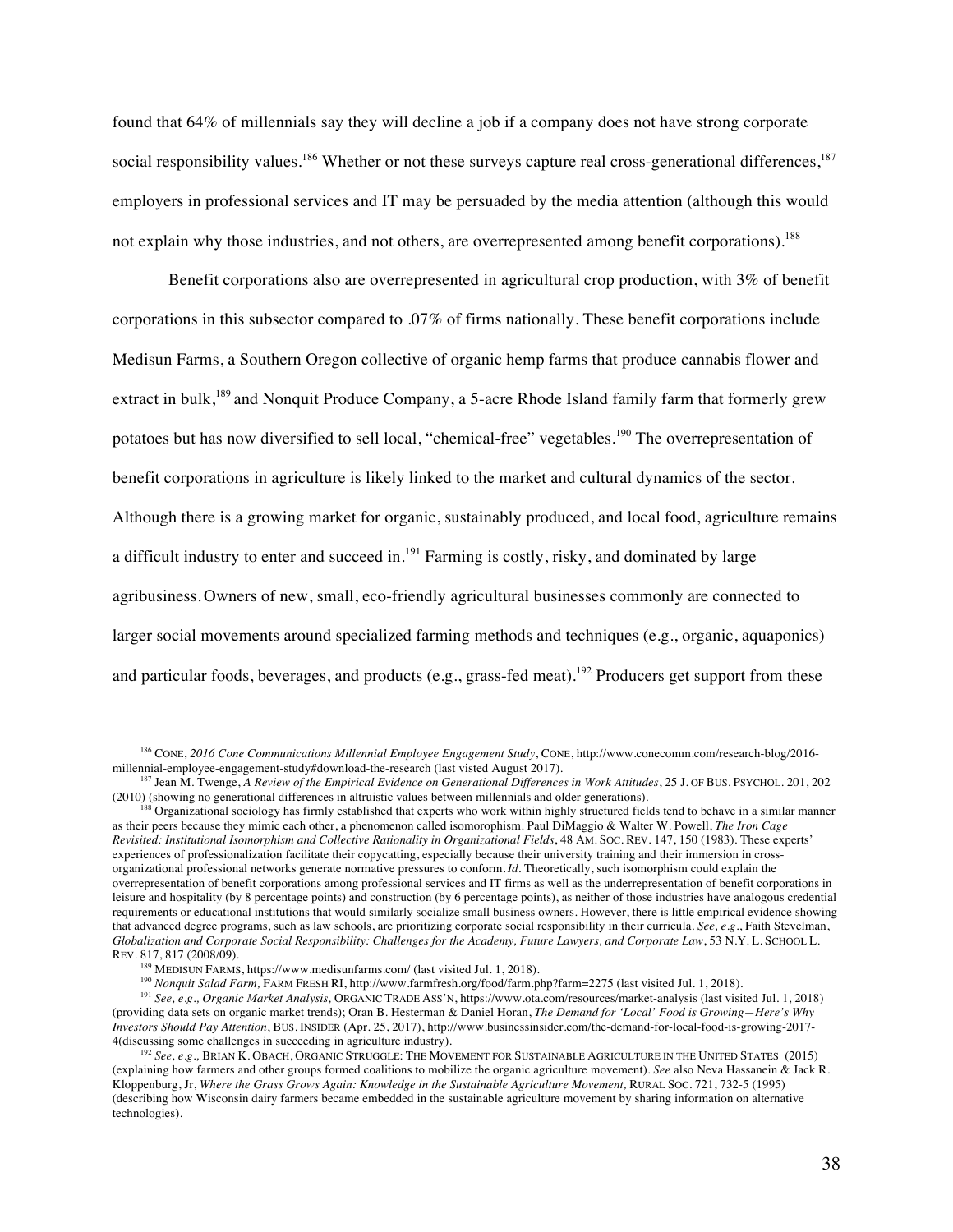found that 64% of millennials say they will decline a job if a company does not have strong corporate social responsibility values.[186] Whether or not these surveys capture real cross-generational differences,[187] employers in professional services and IT may be persuaded by the media attention (although this would not explain why those industries, and not others, are overrepresented among benefit corporations).[188]

Benefit corporations also are overrepresented in agricultural crop production, with 3% of benefit corporations in this subsector compared to .07% of firms nationally. These benefit corporations include Medisun Farms, a Southern Oregon collective of organic hemp farms that produce cannabis flower and extract in bulk,[189] and Nonquit Produce Company, a 5-acre Rhode Island family farm that formerly grew potatoes but has now diversified to sell local, "chemical-free" vegetables.[190] The overrepresentation of benefit corporations in agriculture is likely linked to the market and cultural dynamics of the sector. Although there is a growing market for organic, sustainably produced, and local food, agriculture remains a difficult industry to enter and succeed in.[191] Farming is costly, risky, and dominated by large agribusiness. Owners of new, small, eco-friendly agricultural businesses commonly are connected to larger social movements around specialized farming methods and techniques (e.g., organic, aquaponics) and particular foods, beverages, and products (e.g., grass-fed meat).[192] Producers get support from these

---

[186] CONE, *2016 Cone Communications Millennial Employee Engagement Study*, CONE, http://www.conecomm.com/research-blog/2016-millennial-employee-engagement-study#download-the-research (last visted August 2017).

[187] Jean M. Twenge, *A Review of the Empirical Evidence on Generational Differences in Work Attitudes*, 25 J. OF BUS. PSYCHOL. 201, 202 (2010) (showing no generational differences in altruistic values between millennials and older generations).

[188] Organizational sociology has firmly established that experts who work within highly structured fields tend to behave in a similar manner as their peers because they mimic each other, a phenomenon called isomorophism. Paul DiMaggio & Walter W. Powell, *The Iron Cage Revisited: Institutional Isomorphism and Collective Rationality in Organizational Fields*, 48 AM. SOC. REV. 147, 150 (1983). These experts' experiences of professionalization facilitate their copycatting, especially because their university training and their immersion in cross-organizational professional networks generate normative pressures to conform. *Id*. Theoretically, such isomorphism could explain the overrepresentation of benefit corporations among professional services and IT firms as well as the underrepresentation of benefit corporations in leisure and hospitality (by 8 percentage points) and construction (by 6 percentage points), as neither of those industries have analogous credential requirements or educational institutions that would similarly socialize small business owners. However, there is little empirical evidence showing that advanced degree programs, such as law schools, are prioritizing corporate social responsibility in their curricula. *See, e.g.*, Faith Stevelman, *Globalization and Corporate Social Responsibility: Challenges for the Academy, Future Lawyers, and Corporate Law*, 53 N.Y. L. SCHOOL L. REV. 817, 817 (2008/09).

[189] MEDISUN FARMS, https://www.medisunfarms.com/ (last visited Jul. 1, 2018).

[190] *Nonquit Salad Farm,* FARM FRESH RI, http://www.farmfresh.org/food/farm.php?farm=2275 (last visited Jul. 1, 2018).

[191] *See, e.g., Organic Market Analysis,* ORGANIC TRADE ASS'N, https://www.ota.com/resources/market-analysis (last visited Jul. 1, 2018) (providing data sets on organic market trends); Oran B. Hesterman & Daniel Horan, *The Demand for 'Local' Food is Growing—Here's Why Investors Should Pay Attention*, BUS. INSIDER (Apr. 25, 2017), http://www.businessinsider.com/the-demand-for-local-food-is-growing-2017-4(discussing some challenges in succeeding in agriculture industry).

[192] *See, e.g.,* BRIAN K. OBACH, ORGANIC STRUGGLE: THE MOVEMENT FOR SUSTAINABLE AGRICULTURE IN THE UNITED STATES (2015) (explaining how farmers and other groups formed coalitions to mobilize the organic agriculture movement). *See* also Neva Hassanein & Jack R. Kloppenburg, Jr, *Where the Grass Grows Again: Knowledge in the Sustainable Agriculture Movement,* RURAL SOC. 721, 732-5 (1995) (describing how Wisconsin dairy farmers became embedded in the sustainable agriculture movement by sharing information on alternative technologies).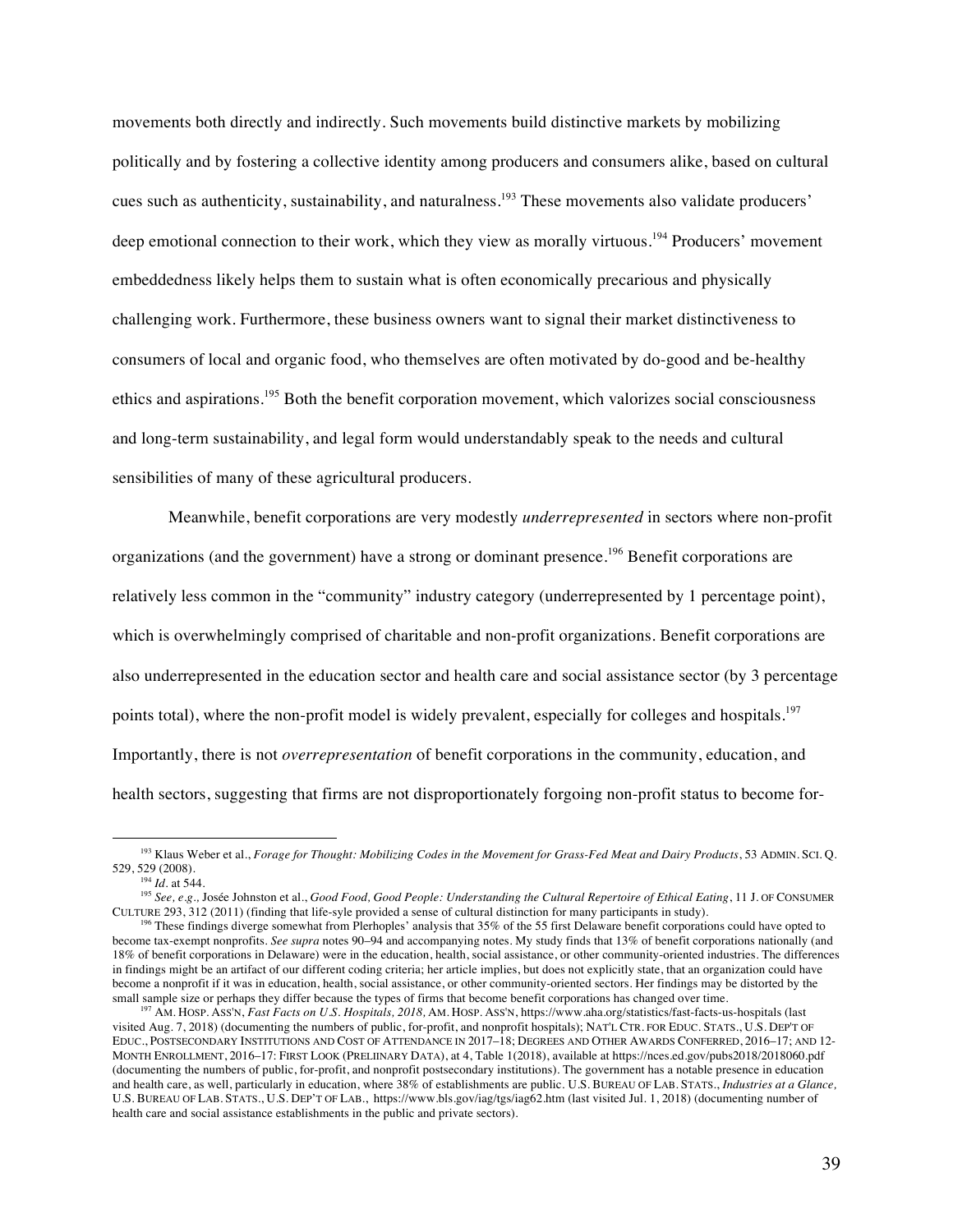movements both directly and indirectly. Such movements build distinctive markets by mobilizing politically and by fostering a collective identity among producers and consumers alike, based on cultural cues such as authenticity, sustainability, and naturalness.[193] These movements also validate producers' deep emotional connection to their work, which they view as morally virtuous.[194] Producers' movement embeddedness likely helps them to sustain what is often economically precarious and physically challenging work. Furthermore, these business owners want to signal their market distinctiveness to consumers of local and organic food, who themselves are often motivated by do-good and be-healthy ethics and aspirations.[195] Both the benefit corporation movement, which valorizes social consciousness and long-term sustainability, and legal form would understandably speak to the needs and cultural sensibilities of many of these agricultural producers.

Meanwhile, benefit corporations are very modestly *underrepresented* in sectors where non-profit organizations (and the government) have a strong or dominant presence.[196] Benefit corporations are relatively less common in the "community" industry category (underrepresented by 1 percentage point), which is overwhelmingly comprised of charitable and non-profit organizations. Benefit corporations are also underrepresented in the education sector and health care and social assistance sector (by 3 percentage points total), where the non-profit model is widely prevalent, especially for colleges and hospitals.[197] Importantly, there is not *overrepresentation* of benefit corporations in the community, education, and health sectors, suggesting that firms are not disproportionately forgoing non-profit status to become for-

---

[193] Klaus Weber et al., *Forage for Thought: Mobilizing Codes in the Movement for Grass-Fed Meat and Dairy Products*, 53 ADMIN. SCI. Q. 529, 529 (2008).

[194] *Id*. at 544.

[195] *See, e.g.,* Josée Johnston et al., *Good Food, Good People: Understanding the Cultural Repertoire of Ethical Eating*, 11 J. OF CONSUMER CULTURE 293, 312 (2011) (finding that life-syle provided a sense of cultural distinction for many participants in study).

[196] These findings diverge somewhat from Plerhoples' analysis that 35% of the 55 first Delaware benefit corporations could have opted to become tax-exempt nonprofits. *See supra* notes 90–94 and accompanying notes. My study finds that 13% of benefit corporations nationally (and 18% of benefit corporations in Delaware) were in the education, health, social assistance, or other community-oriented industries. The differences in findings might be an artifact of our different coding criteria; her article implies, but does not explicitly state, that an organization could have become a nonprofit if it was in education, health, social assistance, or other community-oriented sectors. Her findings may be distorted by the small sample size or perhaps they differ because the types of firms that become benefit corporations has changed over time.

[197] AM. HOSP. ASS'N, *Fast Facts on U.S. Hospitals, 2018,* AM. HOSP. ASS'N, https://www.aha.org/statistics/fast-facts-us-hospitals (last visited Aug. 7, 2018) (documenting the numbers of public, for-profit, and nonprofit hospitals); NAT'L CTR. FOR EDUC. STATS., U.S. DEP'T OF EDUC., POSTSECONDARY INSTITUTIONS AND COST OF ATTENDANCE IN 2017–18; DEGREES AND OTHER AWARDS CONFERRED, 2016–17; AND 12-MONTH ENROLLMENT, 2016–17: FIRST LOOK (PRELIINARY DATA), at 4, Table 1(2018), available at https://nces.ed.gov/pubs2018/2018060.pdf (documenting the numbers of public, for-profit, and nonprofit postsecondary institutions). The government has a notable presence in education and health care, as well, particularly in education, where 38% of establishments are public. U.S. BUREAU OF LAB. STATS., *Industries at a Glance,* U.S. BUREAU OF LAB. STATS., U.S. DEP'T OF LAB., https://www.bls.gov/iag/tgs/iag62.htm (last visited Jul. 1, 2018) (documenting number of health care and social assistance establishments in the public and private sectors).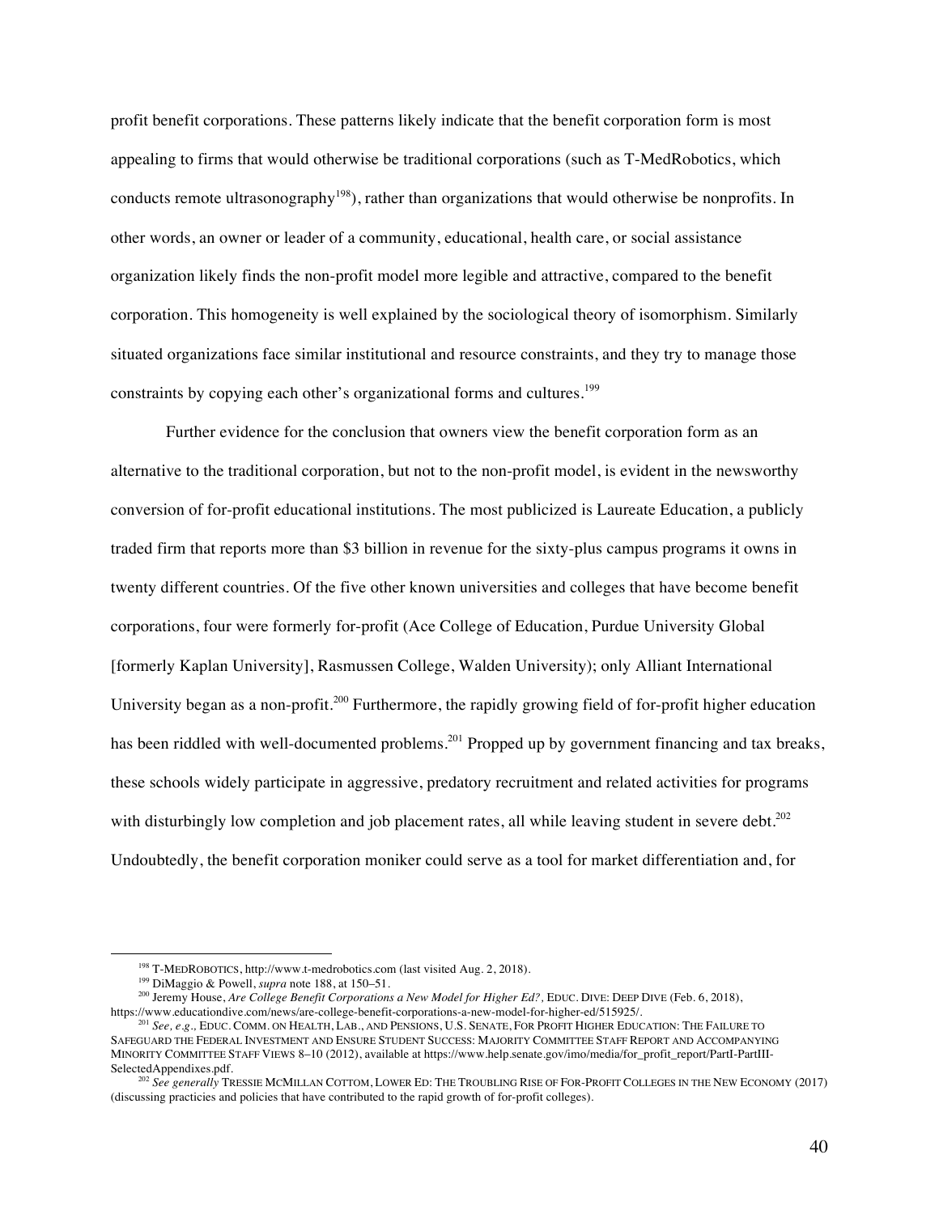profit benefit corporations. These patterns likely indicate that the benefit corporation form is most appealing to firms that would otherwise be traditional corporations (such as T-MedRobotics, which conducts remote ultrasonography[198]), rather than organizations that would otherwise be nonprofits. In other words, an owner or leader of a community, educational, health care, or social assistance organization likely finds the non-profit model more legible and attractive, compared to the benefit corporation. This homogeneity is well explained by the sociological theory of isomorphism. Similarly situated organizations face similar institutional and resource constraints, and they try to manage those constraints by copying each other's organizational forms and cultures.[199]

Further evidence for the conclusion that owners view the benefit corporation form as an alternative to the traditional corporation, but not to the non-profit model, is evident in the newsworthy conversion of for-profit educational institutions. The most publicized is Laureate Education, a publicly traded firm that reports more than $3 billion in revenue for the sixty-plus campus programs it owns in twenty different countries. Of the five other known universities and colleges that have become benefit corporations, four were formerly for-profit (Ace College of Education, Purdue University Global [formerly Kaplan University], Rasmussen College, Walden University); only Alliant International University began as a non-profit.[200] Furthermore, the rapidly growing field of for-profit higher education has been riddled with well-documented problems.[201] Propped up by government financing and tax breaks, these schools widely participate in aggressive, predatory recruitment and related activities for programs with disturbingly low completion and job placement rates, all while leaving student in severe debt.[202] Undoubtedly, the benefit corporation moniker could serve as a tool for market differentiation and, for

---

[198] T-MEDROBOTICS, http://www.t-medrobotics.com (last visited Aug. 2, 2018).

[199] DiMaggio & Powell, *supra* note 188, at 150–51.

[200] Jeremy House, *Are College Benefit Corporations a New Model for Higher Ed?*, EDUC. DIVE: DEEP DIVE (Feb. 6, 2018), https://www.educationdive.com/news/are-college-benefit-corporations-a-new-model-for-higher-ed/515925/.

[201] *See, e.g.*, EDUC. COMM. ON HEALTH, LAB., AND PENSIONS, U.S. SENATE, FOR PROFIT HIGHER EDUCATION: THE FAILURE TO SAFEGUARD THE FEDERAL INVESTMENT AND ENSURE STUDENT SUCCESS: MAJORITY COMMITTEE STAFF REPORT AND ACCOMPANYING MINORITY COMMITTEE STAFF VIEWS 8–10 (2012), available at https://www.help.senate.gov/imo/media/for_profit_report/PartI-PartIII-SelectedAppendixes.pdf.

[202] *See generally* TRESSIE MCMILLAN COTTOM, LOWER ED: THE TROUBLING RISE OF FOR-PROFIT COLLEGES IN THE NEW ECONOMY (2017) (discussing practicies and policies that have contributed to the rapid growth of for-profit colleges).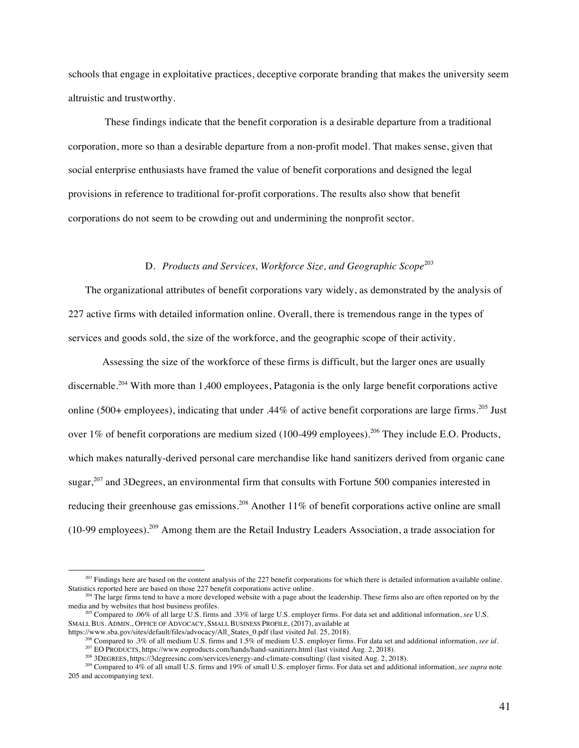schools that engage in exploitative practices, deceptive corporate branding that makes the university seem altruistic and trustworthy.

These findings indicate that the benefit corporation is a desirable departure from a traditional corporation, more so than a desirable departure from a non-profit model. That makes sense, given that social enterprise enthusiasts have framed the value of benefit corporations and designed the legal provisions in reference to traditional for-profit corporations. The results also show that benefit corporations do not seem to be crowding out and undermining the nonprofit sector.

### D. *Products and Services, Workforce Size, and Geographic Scope*[203]

The organizational attributes of benefit corporations vary widely, as demonstrated by the analysis of 227 active firms with detailed information online. Overall, there is tremendous range in the types of services and goods sold, the size of the workforce, and the geographic scope of their activity.

Assessing the size of the workforce of these firms is difficult, but the larger ones are usually discernable.[204] With more than 1,400 employees, Patagonia is the only large benefit corporations active online (500+ employees), indicating that under .44% of active benefit corporations are large firms.[205] Just over 1% of benefit corporations are medium sized (100-499 employees).[206] They include E.O. Products, which makes naturally-derived personal care merchandise like hand sanitizers derived from organic cane sugar,[207] and 3Degrees, an environmental firm that consults with Fortune 500 companies interested in reducing their greenhouse gas emissions.[208] Another 11% of benefit corporations active online are small (10-99 employees).[209] Among them are the Retail Industry Leaders Association, a trade association for

---

[203] Findings here are based on the content analysis of the 227 benefit corporations for which there is detailed information available online. Statistics reported here are based on those 227 benefit corporations active online.

[204] The large firms tend to have a more developed website with a page about the leadership. These firms also are often reported on by the media and by websites that host business profiles.

[205] Compared to .06% of all large U.S. firms and .33% of large U.S. employer firms. For data set and additional information, *see* U.S. SMALL BUS. ADMIN., OFFICE OF ADVOCACY, SMALL BUSINESS PROFILE, (2017), available at https://www.sba.gov/sites/default/files/advocacy/All_States_0.pdf (last visited Jul. 25, 2018).

[206] Compared to .3% of all medium U.S. firms and 1.5% of medium U.S. employer firms. For data set and additional information, *see id*.

[207] EO PRODUCTS, https://www.eoproducts.com/hands/hand-sanitizers.html (last visited Aug. 2, 2018).

[208] 3DEGREES, https://3degreesinc.com/services/energy-and-climate-consulting/ (last visited Aug. 2, 2018).

[209] Compared to 4% of all small U.S. firms and 19% of small U.S. employer firms. For data set and additional information, *see supra* note 205 and accompanying text.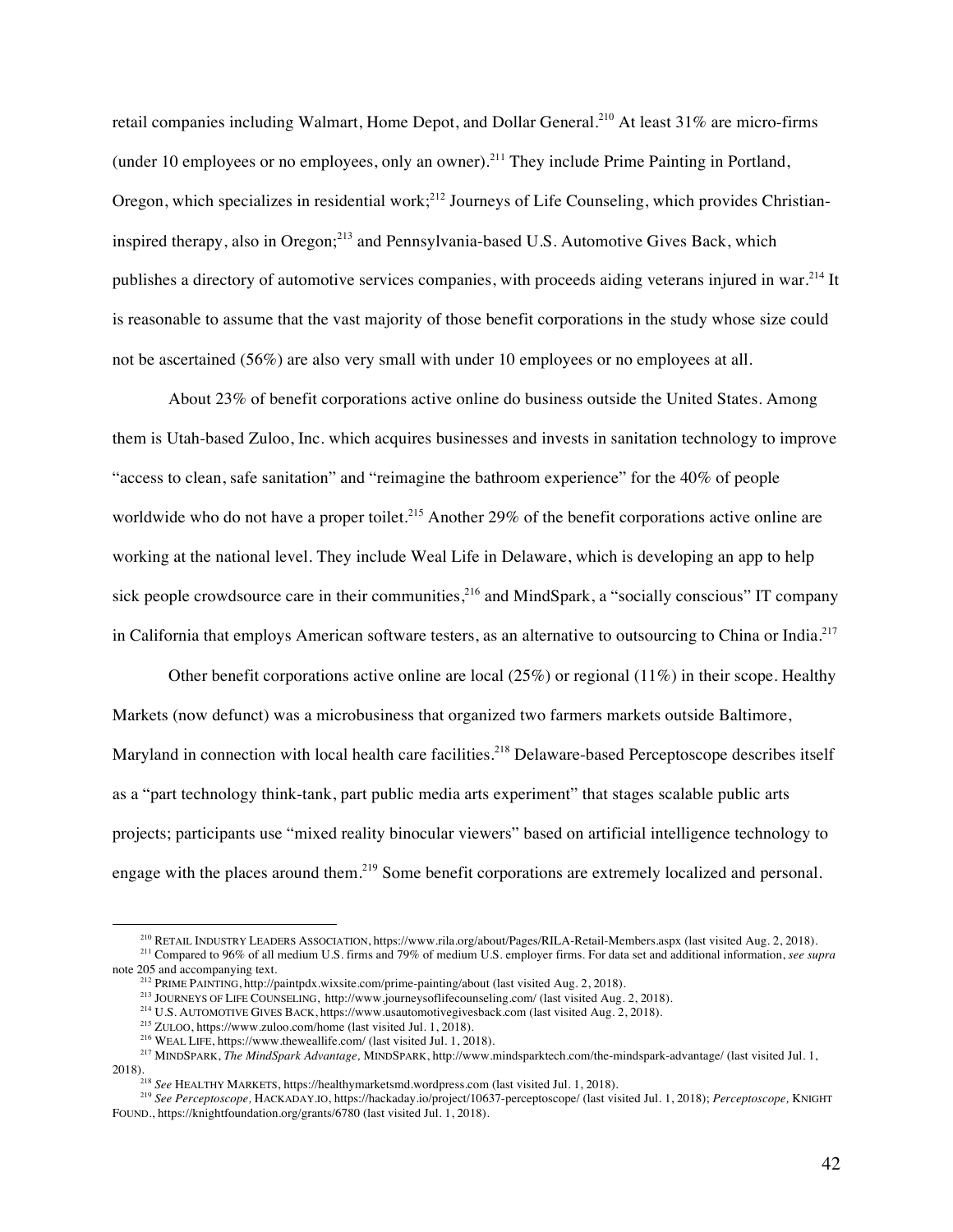retail companies including Walmart, Home Depot, and Dollar General.[210] At least 31% are micro-firms (under 10 employees or no employees, only an owner).[211] They include Prime Painting in Portland, Oregon, which specializes in residential work;[212] Journeys of Life Counseling, which provides Christian-inspired therapy, also in Oregon;[213] and Pennsylvania-based U.S. Automotive Gives Back, which publishes a directory of automotive services companies, with proceeds aiding veterans injured in war.[214] It is reasonable to assume that the vast majority of those benefit corporations in the study whose size could not be ascertained (56%) are also very small with under 10 employees or no employees at all.

About 23% of benefit corporations active online do business outside the United States. Among them is Utah-based Zuloo, Inc. which acquires businesses and invests in sanitation technology to improve "access to clean, safe sanitation" and "reimagine the bathroom experience" for the 40% of people worldwide who do not have a proper toilet.[215] Another 29% of the benefit corporations active online are working at the national level. They include Weal Life in Delaware, which is developing an app to help sick people crowdsource care in their communities,[216] and MindSpark, a "socially conscious" IT company in California that employs American software testers, as an alternative to outsourcing to China or India.[217]

Other benefit corporations active online are local (25%) or regional (11%) in their scope. Healthy Markets (now defunct) was a microbusiness that organized two farmers markets outside Baltimore, Maryland in connection with local health care facilities.[218] Delaware-based Perceptoscope describes itself as a "part technology think-tank, part public media arts experiment" that stages scalable public arts projects; participants use "mixed reality binocular viewers" based on artificial intelligence technology to engage with the places around them.[219] Some benefit corporations are extremely localized and personal.

---

[210] RETAIL INDUSTRY LEADERS ASSOCIATION, https://www.rila.org/about/Pages/RILA-Retail-Members.aspx (last visited Aug. 2, 2018).

[211] Compared to 96% of all medium U.S. firms and 79% of medium U.S. employer firms. For data set and additional information, *see supra* note 205 and accompanying text.

[212] PRIME PAINTING, http://paintpdx.wixsite.com/prime-painting/about (last visited Aug. 2, 2018).

[213] JOURNEYS OF LIFE COUNSELING, http://www.journeysoflifecounseling.com/ (last visited Aug. 2, 2018).

[214] U.S. AUTOMOTIVE GIVES BACK, https://www.usautomotivegivesback.com (last visited Aug. 2, 2018).

[215] ZULOO, https://www.zuloo.com/home (last visited Jul. 1, 2018).

[216] WEAL LIFE, https://www.theweallife.com/ (last visited Jul. 1, 2018).

[217] MINDSPARK, *The MindSpark Advantage,* MINDSPARK, http://www.mindsparktech.com/the-mindspark-advantage/ (last visited Jul. 1, 2018).

[218] *See* HEALTHY MARKETS, https://healthymarketsmd.wordpress.com (last visited Jul. 1, 2018).

[219] *See Perceptoscope,* HACKADAY.IO, https://hackaday.io/project/10637-perceptoscope/ (last visited Jul. 1, 2018); *Perceptoscope,* KNIGHT FOUND., https://knightfoundation.org/grants/6780 (last visited Jul. 1, 2018).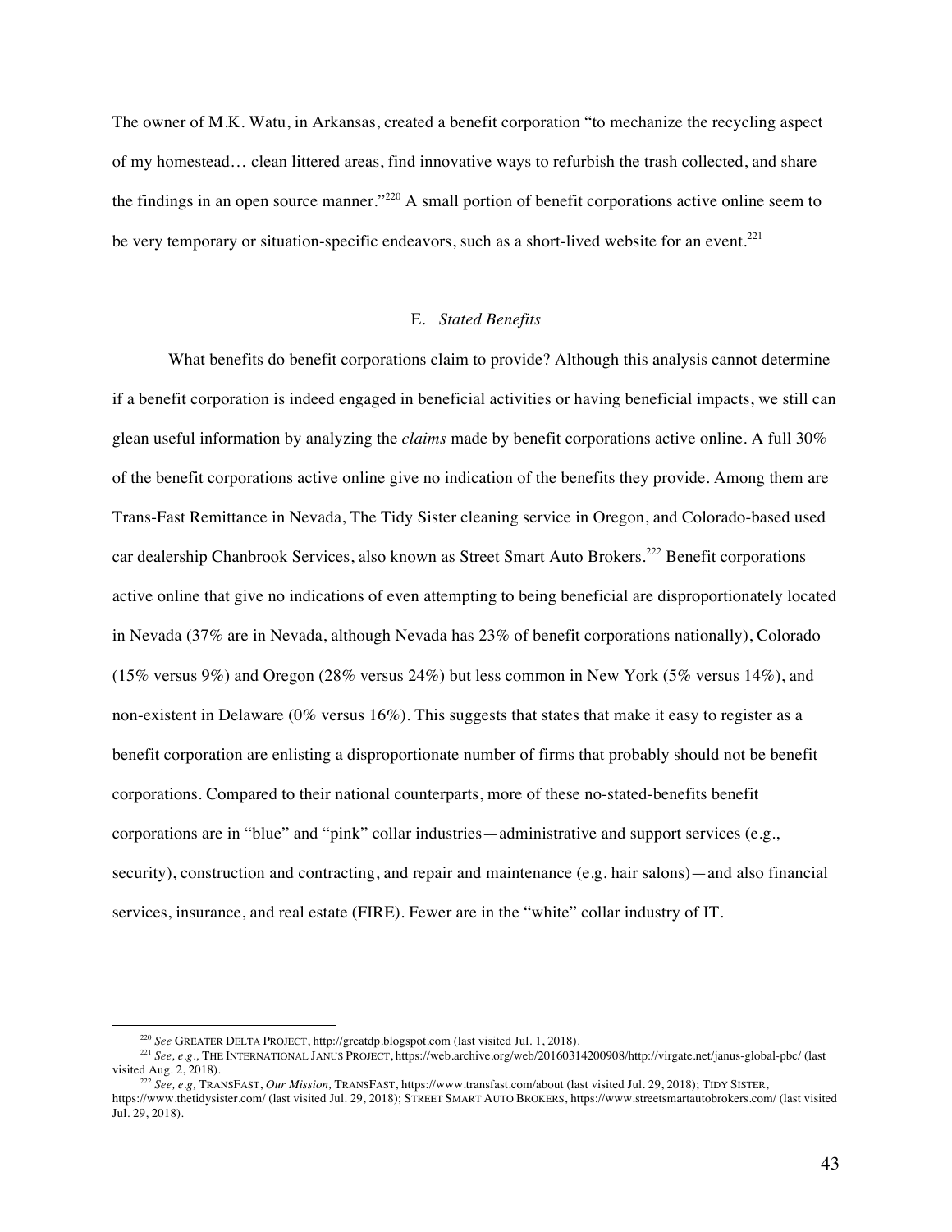The owner of M.K. Watu, in Arkansas, created a benefit corporation "to mechanize the recycling aspect of my homestead… clean littered areas, find innovative ways to refurbish the trash collected, and share the findings in an open source manner."[220] A small portion of benefit corporations active online seem to be very temporary or situation-specific endeavors, such as a short-lived website for an event.[221]

### E. *Stated Benefits*

What benefits do benefit corporations claim to provide? Although this analysis cannot determine if a benefit corporation is indeed engaged in beneficial activities or having beneficial impacts, we still can glean useful information by analyzing the *claims* made by benefit corporations active online. A full 30% of the benefit corporations active online give no indication of the benefits they provide. Among them are Trans-Fast Remittance in Nevada, The Tidy Sister cleaning service in Oregon, and Colorado-based used car dealership Chanbrook Services, also known as Street Smart Auto Brokers.[222] Benefit corporations active online that give no indications of even attempting to being beneficial are disproportionately located in Nevada (37% are in Nevada, although Nevada has 23% of benefit corporations nationally), Colorado (15% versus 9%) and Oregon (28% versus 24%) but less common in New York (5% versus 14%), and non-existent in Delaware (0% versus 16%). This suggests that states that make it easy to register as a benefit corporation are enlisting a disproportionate number of firms that probably should not be benefit corporations. Compared to their national counterparts, more of these no-stated-benefits benefit corporations are in "blue" and "pink" collar industries—administrative and support services (e.g., security), construction and contracting, and repair and maintenance (e.g. hair salons)—and also financial services, insurance, and real estate (FIRE). Fewer are in the "white" collar industry of IT.

---

[220] *See* GREATER DELTA PROJECT, http://greatdp.blogspot.com (last visited Jul. 1, 2018).

[221] *See, e.g.,* THE INTERNATIONAL JANUS PROJECT, https://web.archive.org/web/20160314200908/http://virgate.net/janus-global-pbc/ (last visited Aug. 2, 2018).

[222] *See, e.g,* TRANSFAST, *Our Mission,* TRANSFAST, https://www.transfast.com/about (last visited Jul. 29, 2018); TIDY SISTER, https://www.thetidysister.com/ (last visited Jul. 29, 2018); STREET SMART AUTO BROKERS, https://www.streetsmartautobrokers.com/ (last visited Jul. 29, 2018).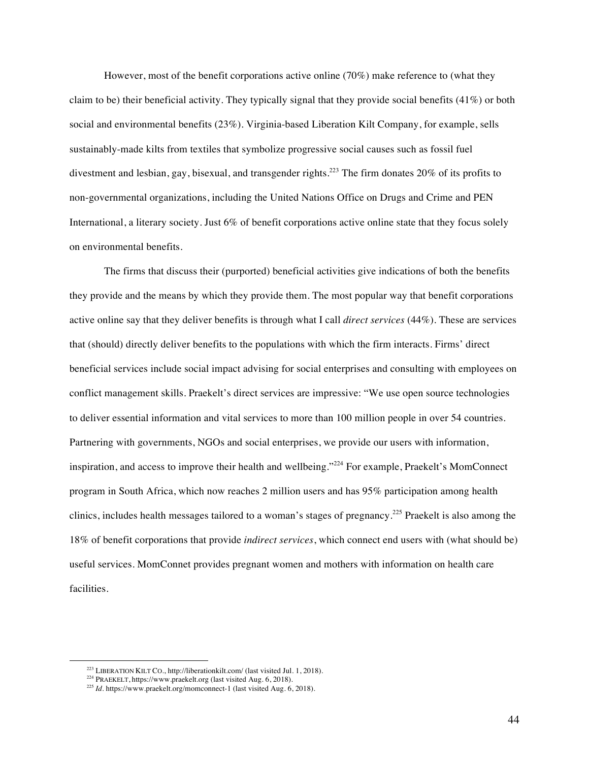However, most of the benefit corporations active online (70%) make reference to (what they claim to be) their beneficial activity. They typically signal that they provide social benefits (41%) or both social and environmental benefits (23%). Virginia-based Liberation Kilt Company, for example, sells sustainably-made kilts from textiles that symbolize progressive social causes such as fossil fuel divestment and lesbian, gay, bisexual, and transgender rights.[223] The firm donates 20% of its profits to non-governmental organizations, including the United Nations Office on Drugs and Crime and PEN International, a literary society. Just 6% of benefit corporations active online state that they focus solely on environmental benefits.

The firms that discuss their (purported) beneficial activities give indications of both the benefits they provide and the means by which they provide them. The most popular way that benefit corporations active online say that they deliver benefits is through what I call *direct services* (44%). These are services that (should) directly deliver benefits to the populations with which the firm interacts. Firms' direct beneficial services include social impact advising for social enterprises and consulting with employees on conflict management skills. Praekelt's direct services are impressive: "We use open source technologies to deliver essential information and vital services to more than 100 million people in over 54 countries. Partnering with governments, NGOs and social enterprises, we provide our users with information, inspiration, and access to improve their health and wellbeing."[224] For example, Praekelt's MomConnect program in South Africa, which now reaches 2 million users and has 95% participation among health clinics, includes health messages tailored to a woman's stages of pregnancy.[225] Praekelt is also among the 18% of benefit corporations that provide *indirect services*, which connect end users with (what should be) useful services. MomConnet provides pregnant women and mothers with information on health care facilities.

---

[223] LIBERATION KILT CO., http://liberationkilt.com/ (last visited Jul. 1, 2018).

[224] PRAEKELT, https://www.praekelt.org (last visited Aug. 6, 2018).

[225] *Id*. https://www.praekelt.org/momconnect-1 (last visited Aug. 6, 2018).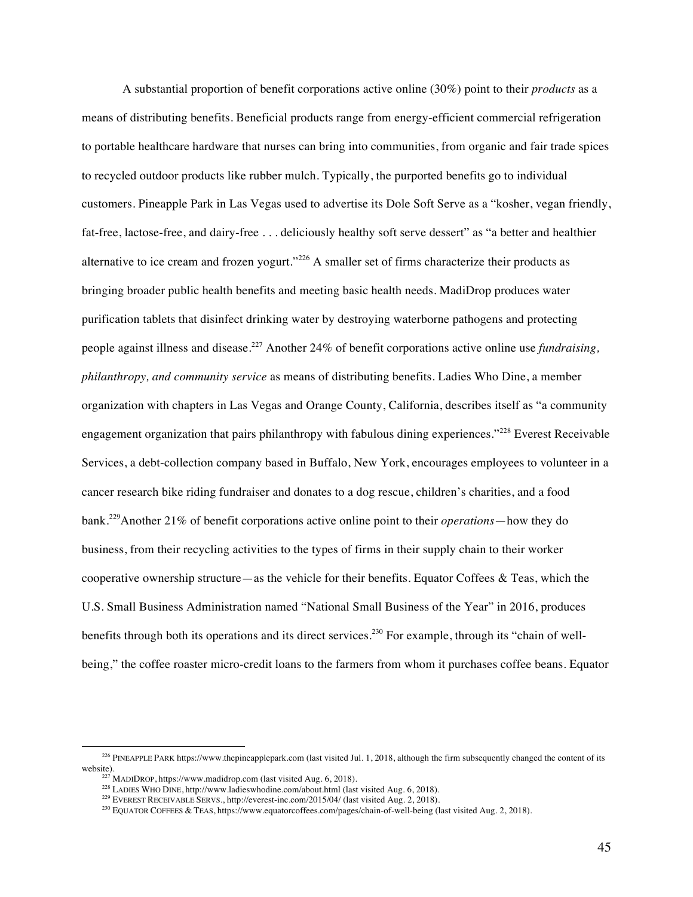A substantial proportion of benefit corporations active online (30%) point to their *products* as a means of distributing benefits. Beneficial products range from energy-efficient commercial refrigeration to portable healthcare hardware that nurses can bring into communities, from organic and fair trade spices to recycled outdoor products like rubber mulch. Typically, the purported benefits go to individual customers. Pineapple Park in Las Vegas used to advertise its Dole Soft Serve as a "kosher, vegan friendly, fat-free, lactose-free, and dairy-free . . . deliciously healthy soft serve dessert" as "a better and healthier alternative to ice cream and frozen yogurt."[226] A smaller set of firms characterize their products as bringing broader public health benefits and meeting basic health needs. MadiDrop produces water purification tablets that disinfect drinking water by destroying waterborne pathogens and protecting people against illness and disease.[227] Another 24% of benefit corporations active online use *fundraising, philanthropy, and community service* as means of distributing benefits. Ladies Who Dine, a member organization with chapters in Las Vegas and Orange County, California, describes itself as "a community engagement organization that pairs philanthropy with fabulous dining experiences."[228] Everest Receivable Services, a debt-collection company based in Buffalo, New York, encourages employees to volunteer in a cancer research bike riding fundraiser and donates to a dog rescue, children's charities, and a food bank.[229]Another 21% of benefit corporations active online point to their *operations*—how they do business, from their recycling activities to the types of firms in their supply chain to their worker cooperative ownership structure—as the vehicle for their benefits. Equator Coffees & Teas, which the U.S. Small Business Administration named "National Small Business of the Year" in 2016, produces benefits through both its operations and its direct services.[230] For example, through its "chain of well-being," the coffee roaster micro-credit loans to the farmers from whom it purchases coffee beans. Equator

[226] PINEAPPLE PARK https://www.thepineapplepark.com (last visited Jul. 1, 2018, although the firm subsequently changed the content of its website).

[227] MADIDROP, https://www.madidrop.com (last visited Aug. 6, 2018).

[228] LADIES WHO DINE, http://www.ladieswhodine.com/about.html (last visited Aug. 6, 2018).

[229] EVEREST RECEIVABLE SERVS., http://everest-inc.com/2015/04/ (last visited Aug. 2, 2018).

[230] EQUATOR COFFEES & TEAS, https://www.equatorcoffees.com/pages/chain-of-well-being (last visited Aug. 2, 2018).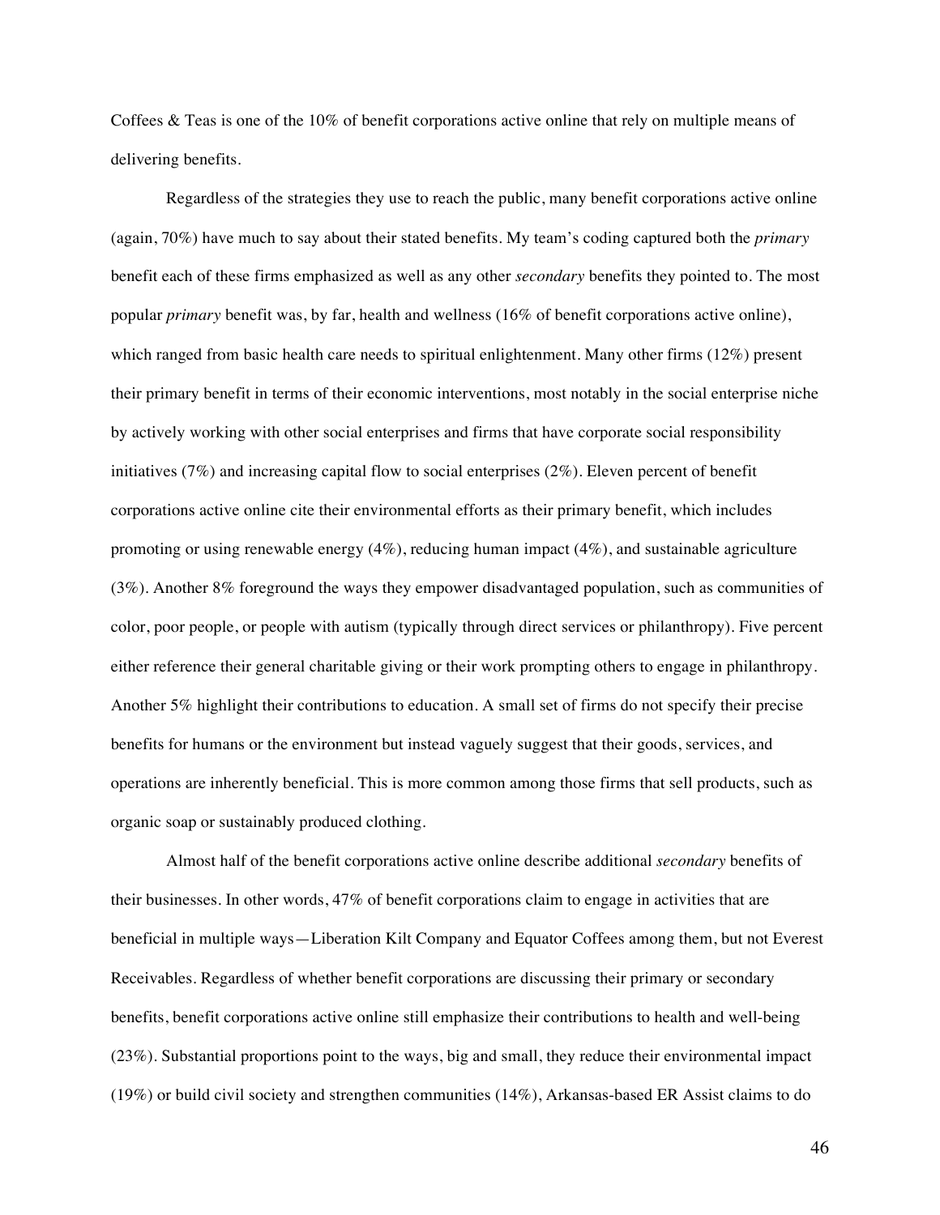Coffees & Teas is one of the 10% of benefit corporations active online that rely on multiple means of delivering benefits.

Regardless of the strategies they use to reach the public, many benefit corporations active online (again, 70%) have much to say about their stated benefits. My team's coding captured both the *primary* benefit each of these firms emphasized as well as any other *secondary* benefits they pointed to. The most popular *primary* benefit was, by far, health and wellness (16% of benefit corporations active online), which ranged from basic health care needs to spiritual enlightenment. Many other firms (12%) present their primary benefit in terms of their economic interventions, most notably in the social enterprise niche by actively working with other social enterprises and firms that have corporate social responsibility initiatives (7%) and increasing capital flow to social enterprises (2%). Eleven percent of benefit corporations active online cite their environmental efforts as their primary benefit, which includes promoting or using renewable energy (4%), reducing human impact (4%), and sustainable agriculture (3%). Another 8% foreground the ways they empower disadvantaged population, such as communities of color, poor people, or people with autism (typically through direct services or philanthropy). Five percent either reference their general charitable giving or their work prompting others to engage in philanthropy. Another 5% highlight their contributions to education. A small set of firms do not specify their precise benefits for humans or the environment but instead vaguely suggest that their goods, services, and operations are inherently beneficial. This is more common among those firms that sell products, such as organic soap or sustainably produced clothing.

Almost half of the benefit corporations active online describe additional *secondary* benefits of their businesses. In other words, 47% of benefit corporations claim to engage in activities that are beneficial in multiple ways—Liberation Kilt Company and Equator Coffees among them, but not Everest Receivables. Regardless of whether benefit corporations are discussing their primary or secondary benefits, benefit corporations active online still emphasize their contributions to health and well-being (23%). Substantial proportions point to the ways, big and small, they reduce their environmental impact (19%) or build civil society and strengthen communities (14%), Arkansas-based ER Assist claims to do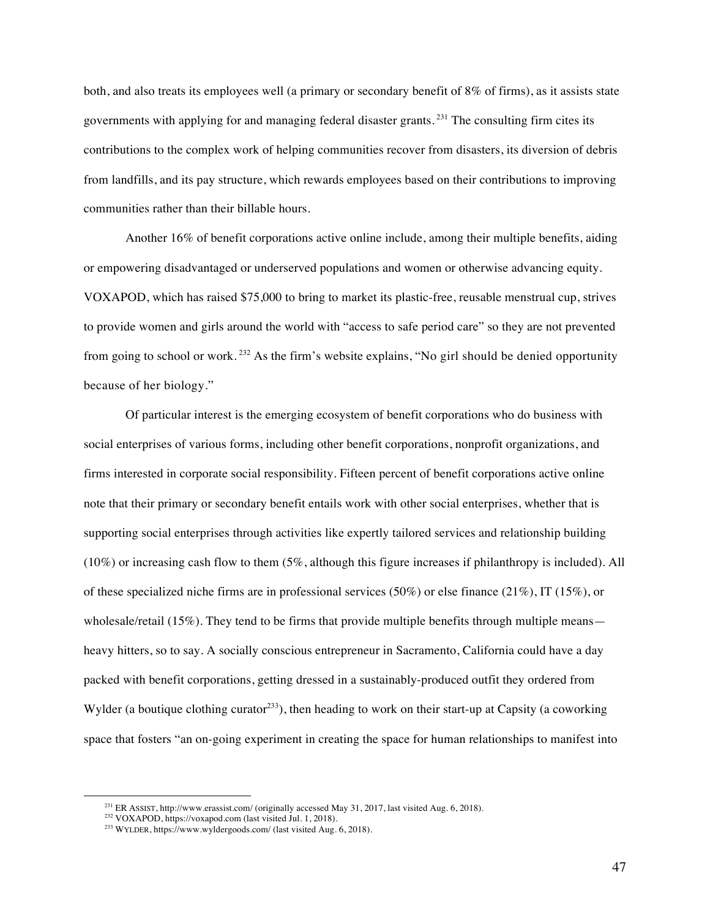both, and also treats its employees well (a primary or secondary benefit of 8% of firms), as it assists state governments with applying for and managing federal disaster grants.[231] The consulting firm cites its contributions to the complex work of helping communities recover from disasters, its diversion of debris from landfills, and its pay structure, which rewards employees based on their contributions to improving communities rather than their billable hours.

Another 16% of benefit corporations active online include, among their multiple benefits, aiding or empowering disadvantaged or underserved populations and women or otherwise advancing equity. VOXAPOD, which has raised $75,000 to bring to market its plastic-free, reusable menstrual cup, strives to provide women and girls around the world with "access to safe period care" so they are not prevented from going to school or work.[232] As the firm's website explains, "No girl should be denied opportunity because of her biology."

Of particular interest is the emerging ecosystem of benefit corporations who do business with social enterprises of various forms, including other benefit corporations, nonprofit organizations, and firms interested in corporate social responsibility. Fifteen percent of benefit corporations active online note that their primary or secondary benefit entails work with other social enterprises, whether that is supporting social enterprises through activities like expertly tailored services and relationship building (10%) or increasing cash flow to them (5%, although this figure increases if philanthropy is included). All of these specialized niche firms are in professional services (50%) or else finance (21%), IT (15%), or wholesale/retail (15%). They tend to be firms that provide multiple benefits through multiple means—heavy hitters, so to say. A socially conscious entrepreneur in Sacramento, California could have a day packed with benefit corporations, getting dressed in a sustainably-produced outfit they ordered from Wylder (a boutique clothing curator[233]), then heading to work on their start-up at Capsity (a coworking space that fosters "an on-going experiment in creating the space for human relationships to manifest into

---

[231] ER ASSIST, http://www.erassist.com/ (originally accessed May 31, 2017, last visited Aug. 6, 2018).

[232] VOXAPOD, https://voxapod.com (last visited Jul. 1, 2018).

[233] WYLDER, https://www.wyldergoods.com/ (last visited Aug. 6, 2018).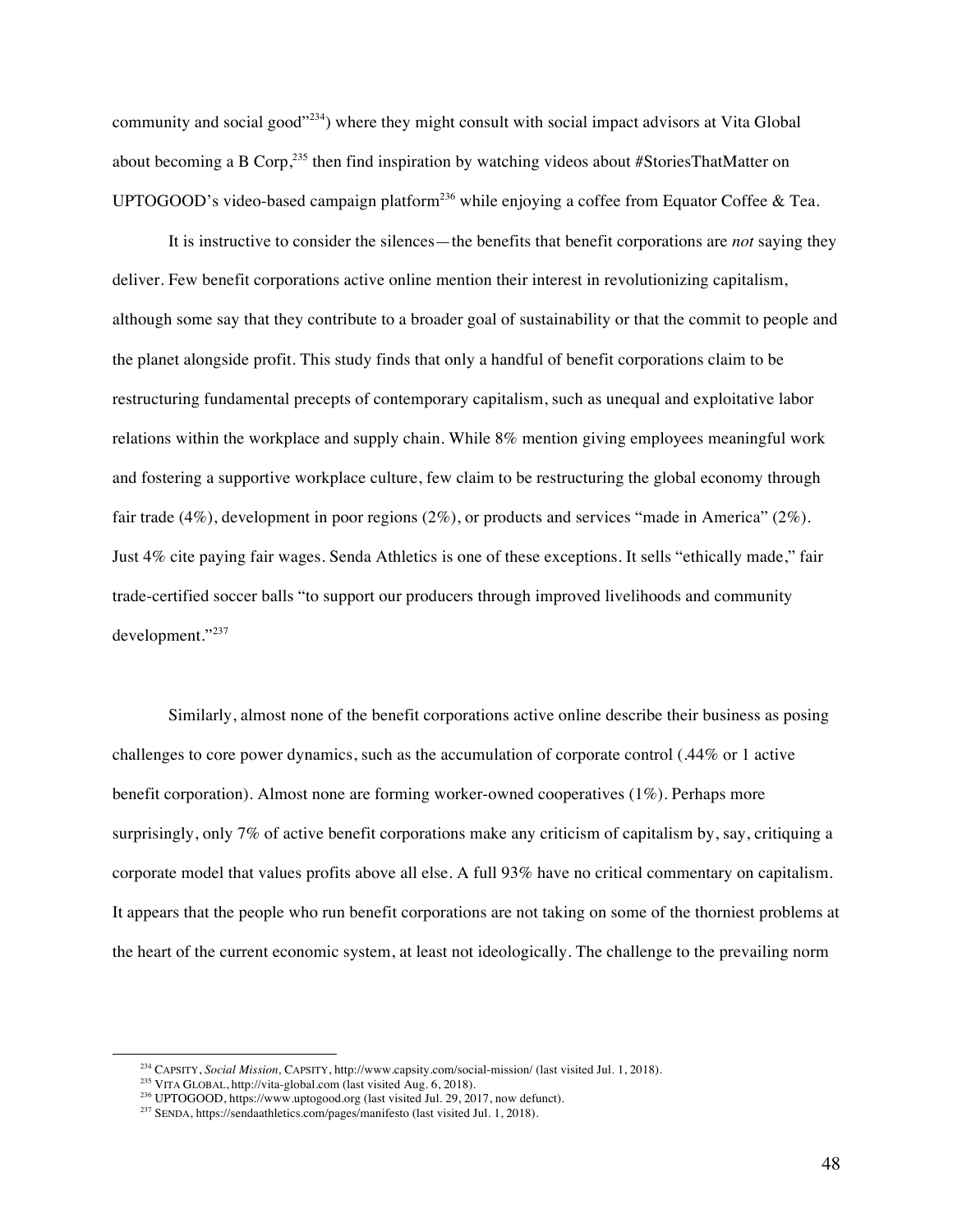community and social good"[234]) where they might consult with social impact advisors at Vita Global about becoming a B Corp,[235] then find inspiration by watching videos about #StoriesThatMatter on UPTOGOOD's video-based campaign platform[236] while enjoying a coffee from Equator Coffee & Tea.

It is instructive to consider the silences—the benefits that benefit corporations are *not* saying they deliver. Few benefit corporations active online mention their interest in revolutionizing capitalism, although some say that they contribute to a broader goal of sustainability or that the commit to people and the planet alongside profit. This study finds that only a handful of benefit corporations claim to be restructuring fundamental precepts of contemporary capitalism, such as unequal and exploitative labor relations within the workplace and supply chain. While 8% mention giving employees meaningful work and fostering a supportive workplace culture, few claim to be restructuring the global economy through fair trade (4%), development in poor regions (2%), or products and services "made in America" (2%). Just 4% cite paying fair wages. Senda Athletics is one of these exceptions. It sells "ethically made," fair trade-certified soccer balls "to support our producers through improved livelihoods and community development."[237]

Similarly, almost none of the benefit corporations active online describe their business as posing challenges to core power dynamics, such as the accumulation of corporate control (.44% or 1 active benefit corporation). Almost none are forming worker-owned cooperatives (1%). Perhaps more surprisingly, only 7% of active benefit corporations make any criticism of capitalism by, say, critiquing a corporate model that values profits above all else. A full 93% have no critical commentary on capitalism. It appears that the people who run benefit corporations are not taking on some of the thorniest problems at the heart of the current economic system, at least not ideologically. The challenge to the prevailing norm

---

[234] CAPSITY, *Social Mission*, CAPSITY, http://www.capsity.com/social-mission/ (last visited Jul. 1, 2018).

[235] VITA GLOBAL, http://vita-global.com (last visited Aug. 6, 2018).

[236] UPTOGOOD, https://www.uptogood.org (last visited Jul. 29, 2017, now defunct).

[237] SENDA, https://sendaathletics.com/pages/manifesto (last visited Jul. 1, 2018).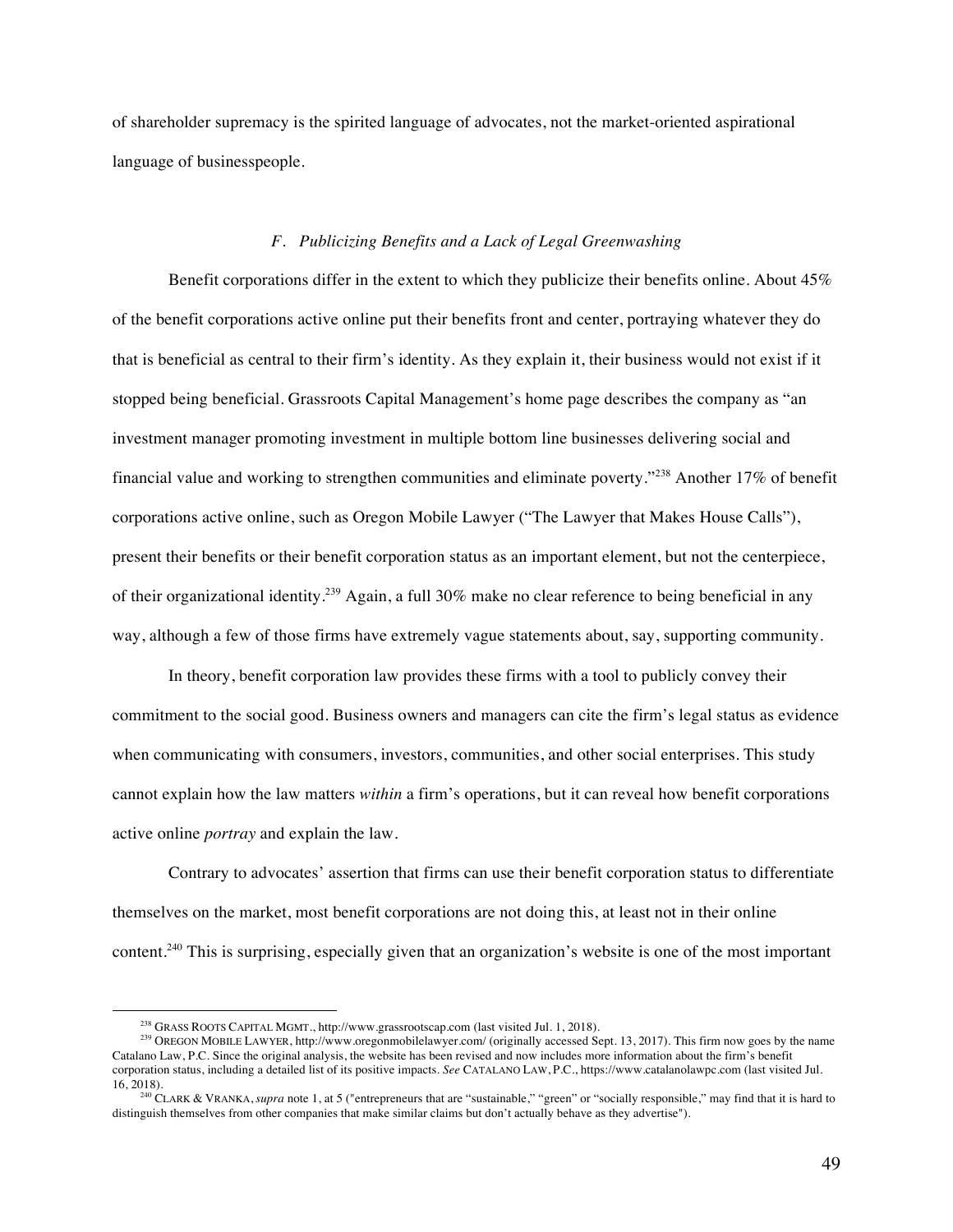of shareholder supremacy is the spirited language of advocates, not the market-oriented aspirational language of businesspeople.

### *F. Publicizing Benefits and a Lack of Legal Greenwashing*

Benefit corporations differ in the extent to which they publicize their benefits online. About 45% of the benefit corporations active online put their benefits front and center, portraying whatever they do that is beneficial as central to their firm's identity. As they explain it, their business would not exist if it stopped being beneficial. Grassroots Capital Management's home page describes the company as "an investment manager promoting investment in multiple bottom line businesses delivering social and financial value and working to strengthen communities and eliminate poverty."[238] Another 17% of benefit corporations active online, such as Oregon Mobile Lawyer ("The Lawyer that Makes House Calls"), present their benefits or their benefit corporation status as an important element, but not the centerpiece, of their organizational identity.[239] Again, a full 30% make no clear reference to being beneficial in any way, although a few of those firms have extremely vague statements about, say, supporting community.

In theory, benefit corporation law provides these firms with a tool to publicly convey their commitment to the social good. Business owners and managers can cite the firm's legal status as evidence when communicating with consumers, investors, communities, and other social enterprises. This study cannot explain how the law matters *within* a firm's operations, but it can reveal how benefit corporations active online *portray* and explain the law.

Contrary to advocates' assertion that firms can use their benefit corporation status to differentiate themselves on the market, most benefit corporations are not doing this, at least not in their online content.[240] This is surprising, especially given that an organization's website is one of the most important

---

[238] GRASS ROOTS CAPITAL MGMT., http://www.grassrootscap.com (last visited Jul. 1, 2018).

[239] OREGON MOBILE LAWYER, http://www.oregonmobilelawyer.com/ (originally accessed Sept. 13, 2017). This firm now goes by the name Catalano Law, P.C. Since the original analysis, the website has been revised and now includes more information about the firm's benefit corporation status, including a detailed list of its positive impacts. *See* CATALANO LAW, P.C., https://www.catalanolawpc.com (last visited Jul. 16, 2018).

[240] CLARK & VRANKA, *supra* note 1, at 5 ("entrepreneurs that are "sustainable," "green" or "socially responsible," may find that it is hard to distinguish themselves from other companies that make similar claims but don't actually behave as they advertise").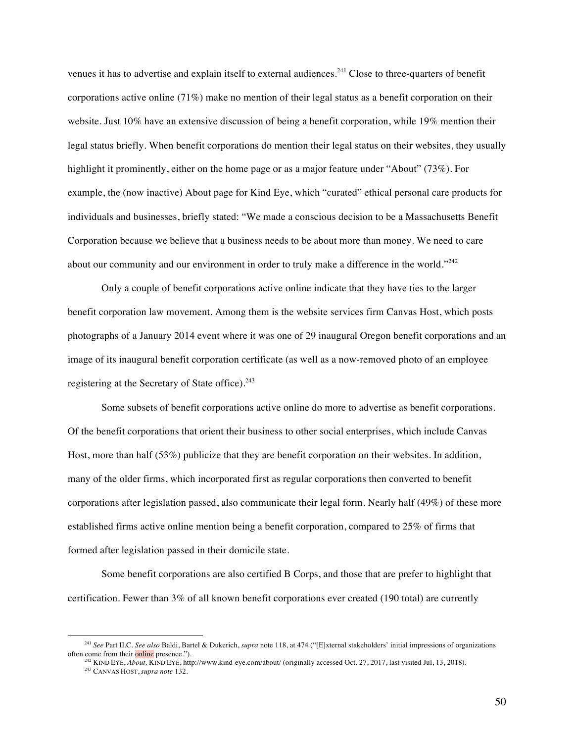venues it has to advertise and explain itself to external audiences.[241] Close to three-quarters of benefit corporations active online (71%) make no mention of their legal status as a benefit corporation on their website. Just 10% have an extensive discussion of being a benefit corporation, while 19% mention their legal status briefly. When benefit corporations do mention their legal status on their websites, they usually highlight it prominently, either on the home page or as a major feature under "About" (73%). For example, the (now inactive) About page for Kind Eye, which "curated" ethical personal care products for individuals and businesses, briefly stated: "We made a conscious decision to be a Massachusetts Benefit Corporation because we believe that a business needs to be about more than money. We need to care about our community and our environment in order to truly make a difference in the world."[242]

Only a couple of benefit corporations active online indicate that they have ties to the larger benefit corporation law movement. Among them is the website services firm Canvas Host, which posts photographs of a January 2014 event where it was one of 29 inaugural Oregon benefit corporations and an image of its inaugural benefit corporation certificate (as well as a now-removed photo of an employee registering at the Secretary of State office).[243]

Some subsets of benefit corporations active online do more to advertise as benefit corporations. Of the benefit corporations that orient their business to other social enterprises, which include Canvas Host, more than half (53%) publicize that they are benefit corporation on their websites. In addition, many of the older firms, which incorporated first as regular corporations then converted to benefit corporations after legislation passed, also communicate their legal form. Nearly half (49%) of these more established firms active online mention being a benefit corporation, compared to 25% of firms that formed after legislation passed in their domicile state.

Some benefit corporations are also certified B Corps, and those that are prefer to highlight that certification. Fewer than 3% of all known benefit corporations ever created (190 total) are currently

---

[241] *See* Part II.C. *See also* Baldi, Bartel & Dukerich, *supra* note 118, at 474 ("[E]xternal stakeholders' initial impressions of organizations often come from their online presence.").

[242] KIND EYE, *About,* KIND EYE, http://www.kind-eye.com/about/ (originally accessed Oct. 27, 2017, last visited Jul, 13, 2018).

[243] CANVAS HOST, *supra note* 132.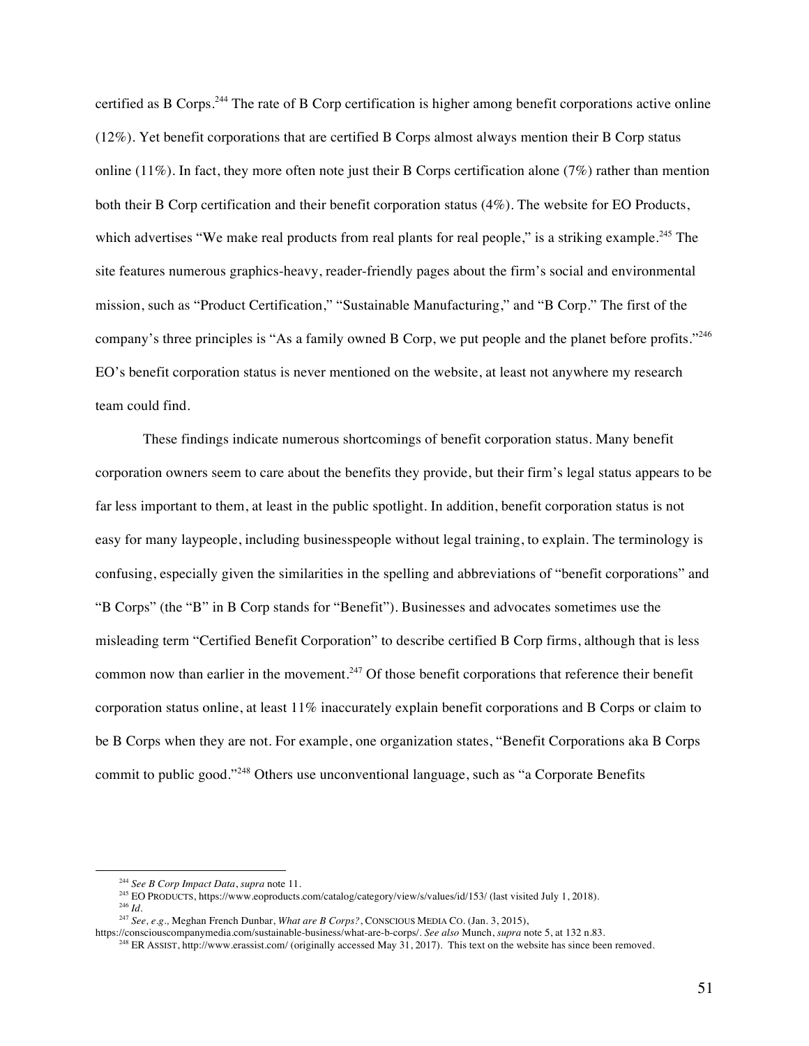certified as B Corps.[244] The rate of B Corp certification is higher among benefit corporations active online (12%). Yet benefit corporations that are certified B Corps almost always mention their B Corp status online (11%). In fact, they more often note just their B Corps certification alone (7%) rather than mention both their B Corp certification and their benefit corporation status (4%). The website for EO Products, which advertises "We make real products from real plants for real people," is a striking example.[245] The site features numerous graphics-heavy, reader-friendly pages about the firm's social and environmental mission, such as "Product Certification," "Sustainable Manufacturing," and "B Corp." The first of the company's three principles is "As a family owned B Corp, we put people and the planet before profits."[246] EO's benefit corporation status is never mentioned on the website, at least not anywhere my research team could find.

These findings indicate numerous shortcomings of benefit corporation status. Many benefit corporation owners seem to care about the benefits they provide, but their firm's legal status appears to be far less important to them, at least in the public spotlight. In addition, benefit corporation status is not easy for many laypeople, including businesspeople without legal training, to explain. The terminology is confusing, especially given the similarities in the spelling and abbreviations of "benefit corporations" and "B Corps" (the "B" in B Corp stands for "Benefit"). Businesses and advocates sometimes use the misleading term "Certified Benefit Corporation" to describe certified B Corp firms, although that is less common now than earlier in the movement.[247] Of those benefit corporations that reference their benefit corporation status online, at least 11% inaccurately explain benefit corporations and B Corps or claim to be B Corps when they are not. For example, one organization states, "Benefit Corporations aka B Corps commit to public good."[248] Others use unconventional language, such as "a Corporate Benefits

---

[244] *See B Corp Impact Data*, *supra* note 11.

[245] EO PRODUCTS, https://www.eoproducts.com/catalog/category/view/s/values/id/153/ (last visited July 1, 2018).

[246] *Id.*

[247] *See, e.g.,* Meghan French Dunbar, *What are B Corps?*, CONSCIOUS MEDIA CO. (Jan. 3, 2015), https://consciouscompanymedia.com/sustainable-business/what-are-b-corps/. *See also* Munch, *supra* note 5, at 132 n.83.

[248] ER ASSIST, http://www.erassist.com/ (originally accessed May 31, 2017). This text on the website has since been removed.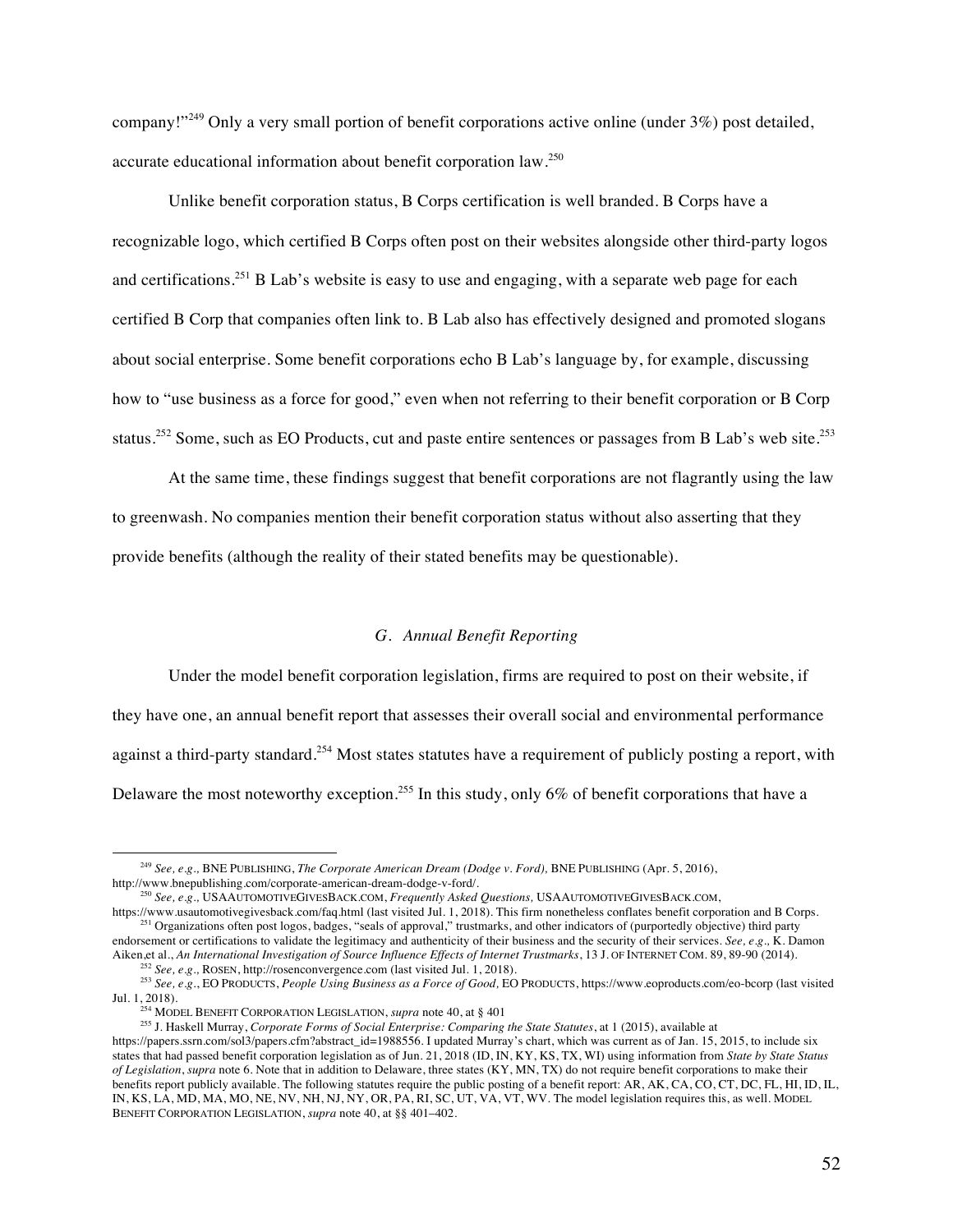company!"[249] Only a very small portion of benefit corporations active online (under 3%) post detailed, accurate educational information about benefit corporation law.[250]

Unlike benefit corporation status, B Corps certification is well branded. B Corps have a recognizable logo, which certified B Corps often post on their websites alongside other third-party logos and certifications.[251] B Lab's website is easy to use and engaging, with a separate web page for each certified B Corp that companies often link to. B Lab also has effectively designed and promoted slogans about social enterprise. Some benefit corporations echo B Lab's language by, for example, discussing how to "use business as a force for good," even when not referring to their benefit corporation or B Corp status.[252] Some, such as EO Products, cut and paste entire sentences or passages from B Lab's web site.[253]

At the same time, these findings suggest that benefit corporations are not flagrantly using the law to greenwash. No companies mention their benefit corporation status without also asserting that they provide benefits (although the reality of their stated benefits may be questionable).

### *G. Annual Benefit Reporting*

Under the model benefit corporation legislation, firms are required to post on their website, if they have one, an annual benefit report that assesses their overall social and environmental performance against a third-party standard.[254] Most states statutes have a requirement of publicly posting a report, with Delaware the most noteworthy exception.[255] In this study, only 6% of benefit corporations that have a

---

[249] *See, e.g.,* BNE PUBLISHING, *The Corporate American Dream (Dodge v. Ford),* BNE PUBLISHING (Apr. 5, 2016), http://www.bnepublishing.com/corporate-american-dream-dodge-v-ford/.

[250] *See, e.g.,* USAAUTOMOTIVEGIVESBACK.COM, *Frequently Asked Questions,* USAAUTOMOTIVEGIVESBACK.COM, https://www.usautomotivegivesback.com/faq.html (last visited Jul. 1, 2018). This firm nonetheless conflates benefit corporation and B Corps.

[251] Organizations often post logos, badges, "seals of approval," trustmarks, and other indicators of (purportedly objective) third party endorsement or certifications to validate the legitimacy and authenticity of their business and the security of their services. *See, e.g.,* K. Damon Aiken,et al., *An International Investigation of Source Influence Effects of Internet Trustmarks*, 13 J. OF INTERNET COM. 89, 89-90 (2014).

[252] *See, e.g.,* ROSEN, http://rosenconvergence.com (last visited Jul. 1, 2018).

[253] *See, e.g.*, EO PRODUCTS, *People Using Business as a Force of Good,* EO PRODUCTS, https://www.eoproducts.com/eo-bcorp (last visited Jul. 1, 2018).

[254] MODEL BENEFIT CORPORATION LEGISLATION, *supra* note 40, at § 401

[255] J. Haskell Murray, *Corporate Forms of Social Enterprise: Comparing the State Statutes*, at 1 (2015), available at https://papers.ssrn.com/sol3/papers.cfm?abstract_id=1988556. I updated Murray's chart, which was current as of Jan. 15, 2015, to include six states that had passed benefit corporation legislation as of Jun. 21, 2018 (ID, IN, KY, KS, TX, WI) using information from *State by State Status of Legislation*, *supra* note 6. Note that in addition to Delaware, three states (KY, MN, TX) do not require benefit corporations to make their benefits report publicly available. The following statutes require the public posting of a benefit report: AR, AK, CA, CO, CT, DC, FL, HI, ID, IL, IN, KS, LA, MD, MA, MO, NE, NV, NH, NJ, NY, OR, PA, RI, SC, UT, VA, VT, WV. The model legislation requires this, as well. MODEL BENEFIT CORPORATION LEGISLATION, *supra* note 40, at §§ 401–402.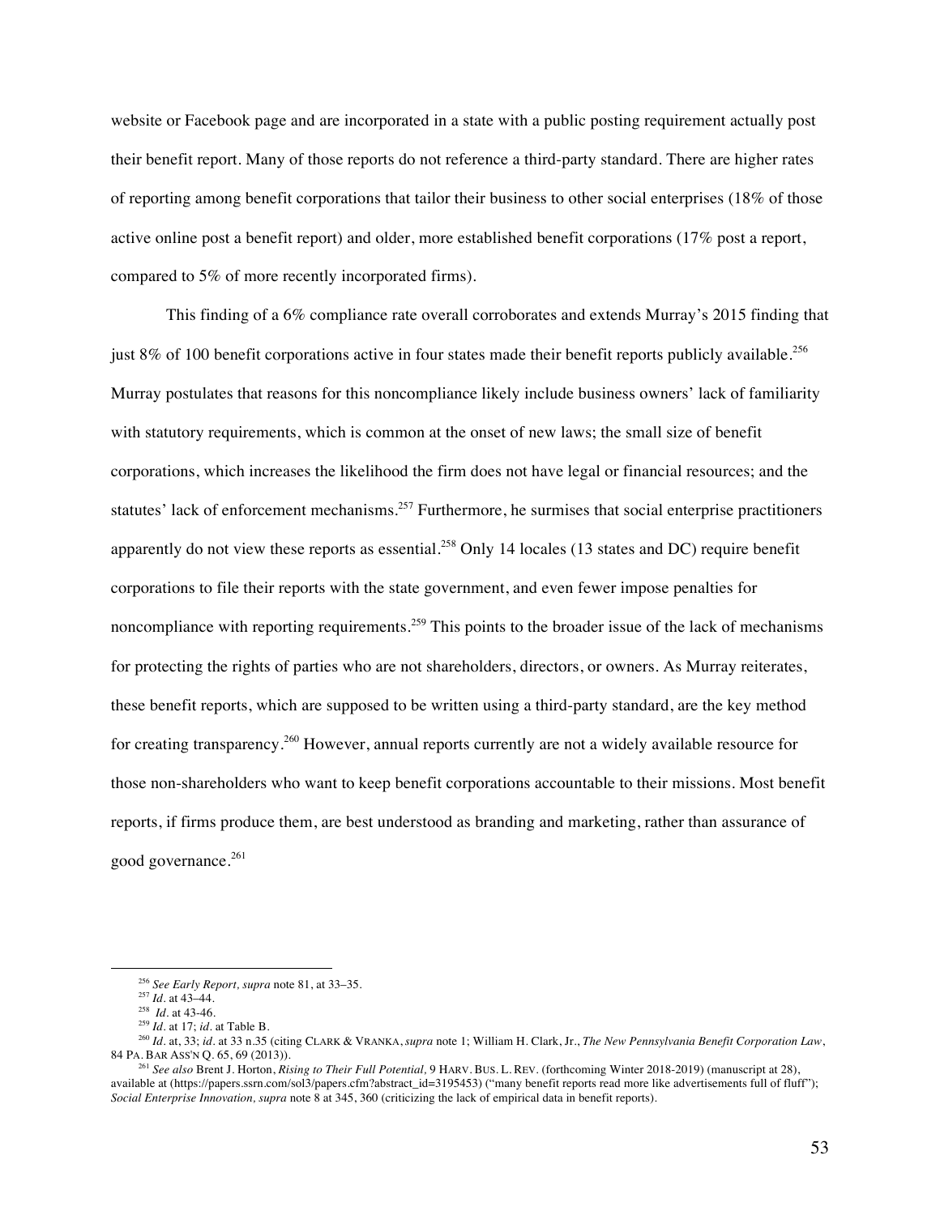website or Facebook page and are incorporated in a state with a public posting requirement actually post their benefit report. Many of those reports do not reference a third-party standard. There are higher rates of reporting among benefit corporations that tailor their business to other social enterprises (18% of those active online post a benefit report) and older, more established benefit corporations (17% post a report, compared to 5% of more recently incorporated firms).

This finding of a 6% compliance rate overall corroborates and extends Murray's 2015 finding that just 8% of 100 benefit corporations active in four states made their benefit reports publicly available.[256] Murray postulates that reasons for this noncompliance likely include business owners' lack of familiarity with statutory requirements, which is common at the onset of new laws; the small size of benefit corporations, which increases the likelihood the firm does not have legal or financial resources; and the statutes' lack of enforcement mechanisms.[257] Furthermore, he surmises that social enterprise practitioners apparently do not view these reports as essential.[258] Only 14 locales (13 states and DC) require benefit corporations to file their reports with the state government, and even fewer impose penalties for noncompliance with reporting requirements.[259] This points to the broader issue of the lack of mechanisms for protecting the rights of parties who are not shareholders, directors, or owners. As Murray reiterates, these benefit reports, which are supposed to be written using a third-party standard, are the key method for creating transparency.[260] However, annual reports currently are not a widely available resource for those non-shareholders who want to keep benefit corporations accountable to their missions. Most benefit reports, if firms produce them, are best understood as branding and marketing, rather than assurance of good governance.[261]

---

[256] *See Early Report, supra* note 81, at 33–35.

[257] *Id.* at 43–44.

[258] *Id.* at 43-46.

[259] *Id.* at 17; *id.* at Table B.

[260] *Id.* at, 33; *id.* at 33 n.35 (citing CLARK & VRANKA, *supra* note 1; William H. Clark, Jr., *The New Pennsylvania Benefit Corporation Law*, 84 PA. BAR ASS'N Q. 65, 69 (2013)).

[261] *See also* Brent J. Horton, *Rising to Their Full Potential,* 9 HARV. BUS. L. REV. (forthcoming Winter 2018-2019) (manuscript at 28), available at (https://papers.ssrn.com/sol3/papers.cfm?abstract_id=3195453) ("many benefit reports read more like advertisements full of fluff"); *Social Enterprise Innovation, supra* note 8 at 345, 360 (criticizing the lack of empirical data in benefit reports).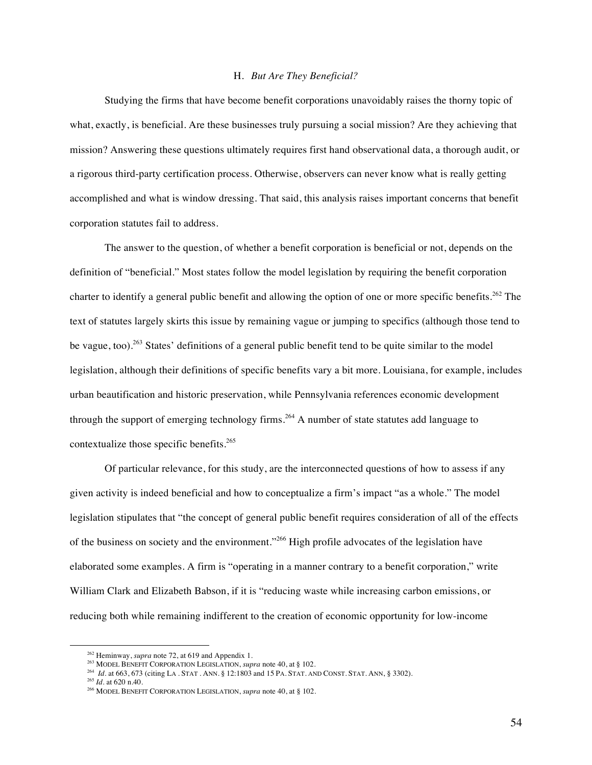### H. *But Are They Beneficial?*

Studying the firms that have become benefit corporations unavoidably raises the thorny topic of what, exactly, is beneficial. Are these businesses truly pursuing a social mission? Are they achieving that mission? Answering these questions ultimately requires first hand observational data, a thorough audit, or a rigorous third-party certification process. Otherwise, observers can never know what is really getting accomplished and what is window dressing. That said, this analysis raises important concerns that benefit corporation statutes fail to address.

The answer to the question, of whether a benefit corporation is beneficial or not, depends on the definition of "beneficial." Most states follow the model legislation by requiring the benefit corporation charter to identify a general public benefit and allowing the option of one or more specific benefits.[262] The text of statutes largely skirts this issue by remaining vague or jumping to specifics (although those tend to be vague, too).[263] States' definitions of a general public benefit tend to be quite similar to the model legislation, although their definitions of specific benefits vary a bit more. Louisiana, for example, includes urban beautification and historic preservation, while Pennsylvania references economic development through the support of emerging technology firms.[264] A number of state statutes add language to contextualize those specific benefits.[265]

Of particular relevance, for this study, are the interconnected questions of how to assess if any given activity is indeed beneficial and how to conceptualize a firm's impact "as a whole." The model legislation stipulates that "the concept of general public benefit requires consideration of all of the effects of the business on society and the environment."[266] High profile advocates of the legislation have elaborated some examples. A firm is "operating in a manner contrary to a benefit corporation," write William Clark and Elizabeth Babson, if it is "reducing waste while increasing carbon emissions, or reducing both while remaining indifferent to the creation of economic opportunity for low-income

---

[262] Heminway, *supra* note 72, at 619 and Appendix 1.

[263] MODEL BENEFIT CORPORATION LEGISLATION, *supra* note 40, at § 102.

[264] *Id*. at 663, 673 (citing LA . STAT . ANN. § 12:1803 and 15 PA. STAT. AND CONST. STAT. ANN, § 3302).

[265] *Id*. at 620 n.40.

[266] MODEL BENEFIT CORPORATION LEGISLATION, *supra* note 40, at § 102.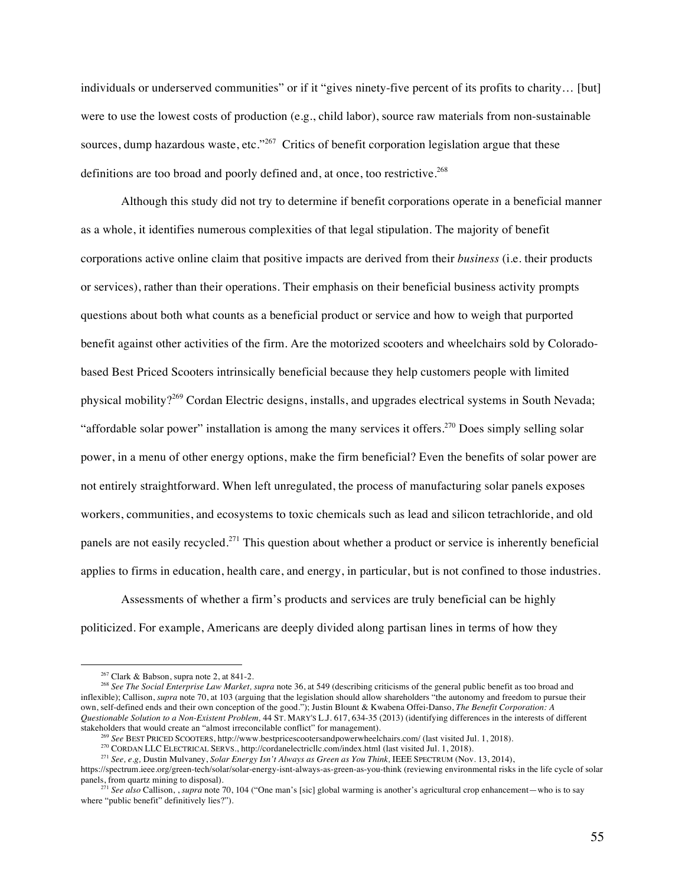individuals or underserved communities" or if it "gives ninety-five percent of its profits to charity… [but] were to use the lowest costs of production (e.g., child labor), source raw materials from non-sustainable sources, dump hazardous waste, etc."[267] Critics of benefit corporation legislation argue that these definitions are too broad and poorly defined and, at once, too restrictive.[268]

Although this study did not try to determine if benefit corporations operate in a beneficial manner as a whole, it identifies numerous complexities of that legal stipulation. The majority of benefit corporations active online claim that positive impacts are derived from their *business* (i.e. their products or services), rather than their operations. Their emphasis on their beneficial business activity prompts questions about both what counts as a beneficial product or service and how to weigh that purported benefit against other activities of the firm. Are the motorized scooters and wheelchairs sold by Colorado-based Best Priced Scooters intrinsically beneficial because they help customers people with limited physical mobility?[269] Cordan Electric designs, installs, and upgrades electrical systems in South Nevada; "affordable solar power" installation is among the many services it offers.[270] Does simply selling solar power, in a menu of other energy options, make the firm beneficial? Even the benefits of solar power are not entirely straightforward. When left unregulated, the process of manufacturing solar panels exposes workers, communities, and ecosystems to toxic chemicals such as lead and silicon tetrachloride, and old panels are not easily recycled.[271] This question about whether a product or service is inherently beneficial applies to firms in education, health care, and energy, in particular, but is not confined to those industries.

Assessments of whether a firm's products and services are truly beneficial can be highly politicized. For example, Americans are deeply divided along partisan lines in terms of how they

---

[267] Clark & Babson, supra note 2, at 841-2.

[268] *See The Social Enterprise Law Market, supra* note 36, at 549 (describing criticisms of the general public benefit as too broad and inflexible); Callison, *supra* note 70, at 103 (arguing that the legislation should allow shareholders "the autonomy and freedom to pursue their own, self-defined ends and their own conception of the good."); Justin Blount & Kwabena Offei-Danso, *The Benefit Corporation: A Questionable Solution to a Non-Existent Problem,* 44 ST. MARY'S L.J. 617, 634-35 (2013) (identifying differences in the interests of different stakeholders that would create an "almost irreconcilable conflict" for management).

[269] *See* BEST PRICED SCOOTERS, http://www.bestpricescootersandpowerwheelchairs.com/ (last visited Jul. 1, 2018).

[270] CORDAN LLC ELECTRICAL SERVS., http://cordanelectricllc.com/index.html (last visited Jul. 1, 2018).

[271] *See, e.g,* Dustin Mulvaney, *Solar Energy Isn't Always as Green as You Think,* IEEE SPECTRUM (Nov. 13, 2014), https://spectrum.ieee.org/green-tech/solar/solar-energy-isnt-always-as-green-as-you-think (reviewing environmental risks in the life cycle of solar panels, from quartz mining to disposal).

[271] *See also* Callison, , *supra* note 70, 104 ("One man's [sic] global warming is another's agricultural crop enhancement—who is to say where "public benefit" definitively lies?").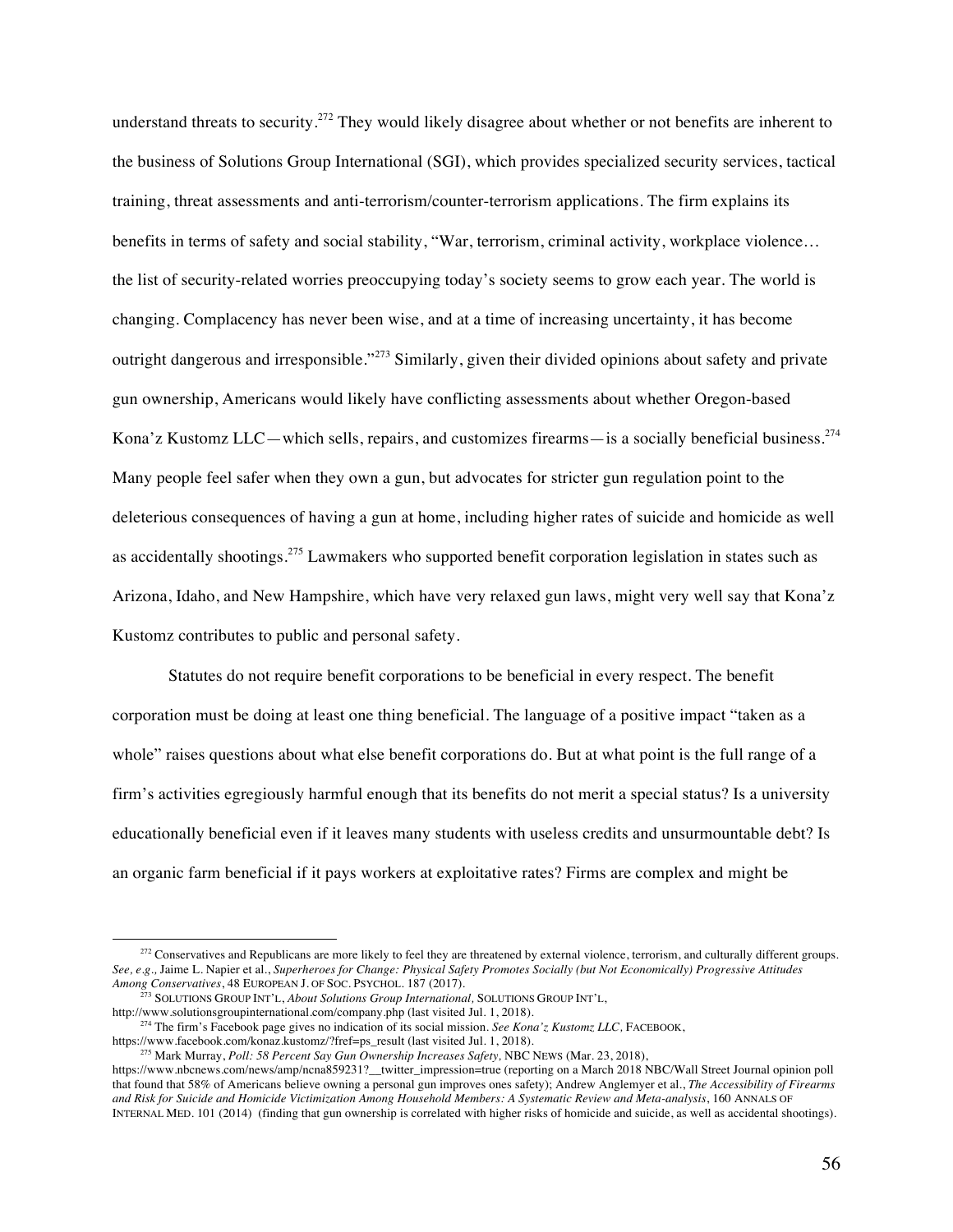understand threats to security.[272] They would likely disagree about whether or not benefits are inherent to the business of Solutions Group International (SGI), which provides specialized security services, tactical training, threat assessments and anti-terrorism/counter-terrorism applications. The firm explains its benefits in terms of safety and social stability, "War, terrorism, criminal activity, workplace violence… the list of security-related worries preoccupying today's society seems to grow each year. The world is changing. Complacency has never been wise, and at a time of increasing uncertainty, it has become outright dangerous and irresponsible."[273] Similarly, given their divided opinions about safety and private gun ownership, Americans would likely have conflicting assessments about whether Oregon-based Kona'z Kustomz LLC—which sells, repairs, and customizes firearms—is a socially beneficial business.[274] Many people feel safer when they own a gun, but advocates for stricter gun regulation point to the deleterious consequences of having a gun at home, including higher rates of suicide and homicide as well as accidentally shootings.[275] Lawmakers who supported benefit corporation legislation in states such as Arizona, Idaho, and New Hampshire, which have very relaxed gun laws, might very well say that Kona'z Kustomz contributes to public and personal safety.

Statutes do not require benefit corporations to be beneficial in every respect. The benefit corporation must be doing at least one thing beneficial. The language of a positive impact "taken as a whole" raises questions about what else benefit corporations do. But at what point is the full range of a firm's activities egregiously harmful enough that its benefits do not merit a special status? Is a university educationally beneficial even if it leaves many students with useless credits and unsurmountable debt? Is an organic farm beneficial if it pays workers at exploitative rates? Firms are complex and might be

---

[272] Conservatives and Republicans are more likely to feel they are threatened by external violence, terrorism, and culturally different groups. *See, e.g.,* Jaime L. Napier et al., *Superheroes for Change: Physical Safety Promotes Socially (but Not Economically) Progressive Attitudes Among Conservatives*, 48 EUROPEAN J. OF SOC. PSYCHOL. 187 (2017).

[273] SOLUTIONS GROUP INT'L, *About Solutions Group International,* SOLUTIONS GROUP INT'L, http://www.solutionsgroupinternational.com/company.php (last visited Jul. 1, 2018).

[274] The firm's Facebook page gives no indication of its social mission. *See Kona'z Kustomz LLC,* FACEBOOK, https://www.facebook.com/konaz.kustomz/?fref=ps_result (last visited Jul. 1, 2018).

[275] Mark Murray, *Poll: 58 Percent Say Gun Ownership Increases Safety,* NBC NEWS (Mar. 23, 2018), https://www.nbcnews.com/news/amp/ncna859231?__twitter_impression=true (reporting on a March 2018 NBC/Wall Street Journal opinion poll that found that 58% of Americans believe owning a personal gun improves ones safety); Andrew Anglemyer et al., *The Accessibility of Firearms and Risk for Suicide and Homicide Victimization Among Household Members: A Systematic Review and Meta-analysis*, 160 ANNALS OF INTERNAL MED. 101 (2014) (finding that gun ownership is correlated with higher risks of homicide and suicide, as well as accidental shootings).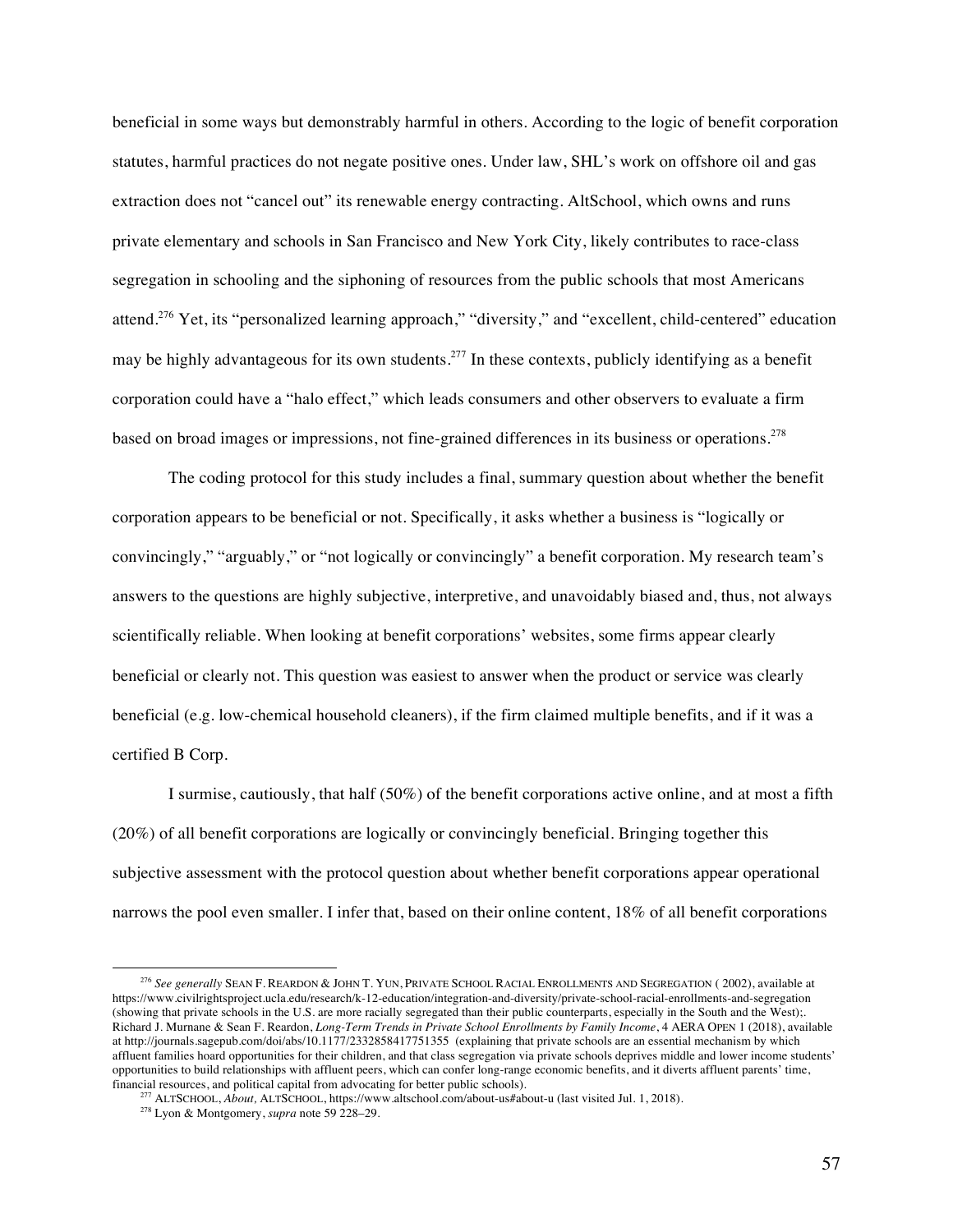beneficial in some ways but demonstrably harmful in others. According to the logic of benefit corporation statutes, harmful practices do not negate positive ones. Under law, SHL's work on offshore oil and gas extraction does not "cancel out" its renewable energy contracting. AltSchool, which owns and runs private elementary and schools in San Francisco and New York City, likely contributes to race-class segregation in schooling and the siphoning of resources from the public schools that most Americans attend.[276] Yet, its "personalized learning approach," "diversity," and "excellent, child-centered" education may be highly advantageous for its own students.[277] In these contexts, publicly identifying as a benefit corporation could have a "halo effect," which leads consumers and other observers to evaluate a firm based on broad images or impressions, not fine-grained differences in its business or operations.[278]

The coding protocol for this study includes a final, summary question about whether the benefit corporation appears to be beneficial or not. Specifically, it asks whether a business is "logically or convincingly," "arguably," or "not logically or convincingly" a benefit corporation. My research team's answers to the questions are highly subjective, interpretive, and unavoidably biased and, thus, not always scientifically reliable. When looking at benefit corporations' websites, some firms appear clearly beneficial or clearly not. This question was easiest to answer when the product or service was clearly beneficial (e.g. low-chemical household cleaners), if the firm claimed multiple benefits, and if it was a certified B Corp.

I surmise, cautiously, that half (50%) of the benefit corporations active online, and at most a fifth (20%) of all benefit corporations are logically or convincingly beneficial. Bringing together this subjective assessment with the protocol question about whether benefit corporations appear operational narrows the pool even smaller. I infer that, based on their online content, 18% of all benefit corporations

---

[276] *See generally* SEAN F. REARDON & JOHN T. YUN, PRIVATE SCHOOL RACIAL ENROLLMENTS AND SEGREGATION ( 2002), available at https://www.civilrightsproject.ucla.edu/research/k-12-education/integration-and-diversity/private-school-racial-enrollments-and-segregation (showing that private schools in the U.S. are more racially segregated than their public counterparts, especially in the South and the West);. Richard J. Murnane & Sean F. Reardon, *Long-Term Trends in Private School Enrollments by Family Income*, 4 AERA OPEN 1 (2018), available at http://journals.sagepub.com/doi/abs/10.1177/2332858417751355 (explaining that private schools are an essential mechanism by which affluent families hoard opportunities for their children, and that class segregation via private schools deprives middle and lower income students' opportunities to build relationships with affluent peers, which can confer long-range economic benefits, and it diverts affluent parents' time, financial resources, and political capital from advocating for better public schools).

[277] ALTSCHOOL, *About,* ALTSCHOOL, https://www.altschool.com/about-us#about-u (last visited Jul. 1, 2018).

[278] Lyon & Montgomery, *supra* note 59 228–29.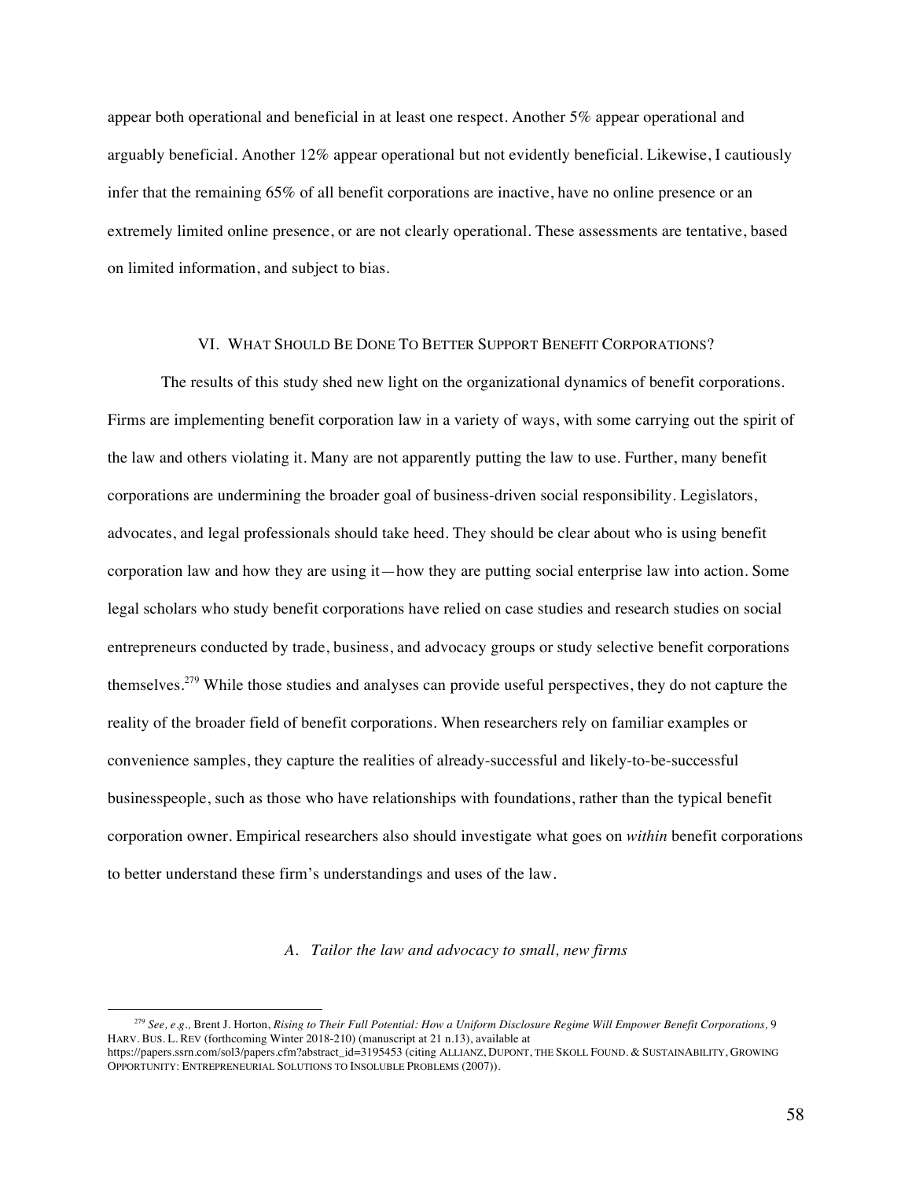appear both operational and beneficial in at least one respect. Another 5% appear operational and arguably beneficial. Another 12% appear operational but not evidently beneficial. Likewise, I cautiously infer that the remaining 65% of all benefit corporations are inactive, have no online presence or an extremely limited online presence, or are not clearly operational. These assessments are tentative, based on limited information, and subject to bias.

## VI. What Should Be Done To Better Support Benefit Corporations?

The results of this study shed new light on the organizational dynamics of benefit corporations. Firms are implementing benefit corporation law in a variety of ways, with some carrying out the spirit of the law and others violating it. Many are not apparently putting the law to use. Further, many benefit corporations are undermining the broader goal of business-driven social responsibility. Legislators, advocates, and legal professionals should take heed. They should be clear about who is using benefit corporation law and how they are using it—how they are putting social enterprise law into action. Some legal scholars who study benefit corporations have relied on case studies and research studies on social entrepreneurs conducted by trade, business, and advocacy groups or study selective benefit corporations themselves.[279] While those studies and analyses can provide useful perspectives, they do not capture the reality of the broader field of benefit corporations. When researchers rely on familiar examples or convenience samples, they capture the realities of already-successful and likely-to-be-successful businesspeople, such as those who have relationships with foundations, rather than the typical benefit corporation owner. Empirical researchers also should investigate what goes on *within* benefit corporations to better understand these firm's understandings and uses of the law.

### *A. Tailor the law and advocacy to small, new firms*

---

[279] *See, e.g.*, Brent J. Horton, *Rising to Their Full Potential: How a Uniform Disclosure Regime Will Empower Benefit Corporations*, 9 HARV. BUS. L. REV (forthcoming Winter 2018-210) (manuscript at 21 n.13), available at https://papers.ssrn.com/sol3/papers.cfm?abstract_id=3195453 (citing ALLIANZ, DUPONT, THE SKOLL FOUND. & SUSTAINABILITY, GROWING OPPORTUNITY: ENTREPRENEURIAL SOLUTIONS TO INSOLUBLE PROBLEMS (2007)).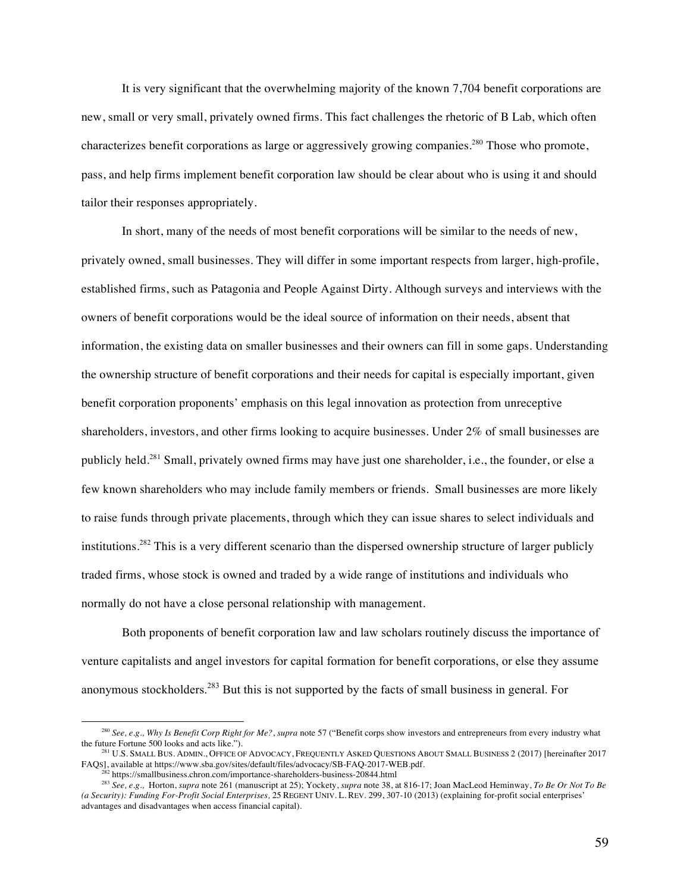It is very significant that the overwhelming majority of the known 7,704 benefit corporations are new, small or very small, privately owned firms. This fact challenges the rhetoric of B Lab, which often characterizes benefit corporations as large or aggressively growing companies.[280] Those who promote, pass, and help firms implement benefit corporation law should be clear about who is using it and should tailor their responses appropriately.

In short, many of the needs of most benefit corporations will be similar to the needs of new, privately owned, small businesses. They will differ in some important respects from larger, high-profile, established firms, such as Patagonia and People Against Dirty. Although surveys and interviews with the owners of benefit corporations would be the ideal source of information on their needs, absent that information, the existing data on smaller businesses and their owners can fill in some gaps. Understanding the ownership structure of benefit corporations and their needs for capital is especially important, given benefit corporation proponents' emphasis on this legal innovation as protection from unreceptive shareholders, investors, and other firms looking to acquire businesses. Under 2% of small businesses are publicly held.[281] Small, privately owned firms may have just one shareholder, i.e., the founder, or else a few known shareholders who may include family members or friends. Small businesses are more likely to raise funds through private placements, through which they can issue shares to select individuals and institutions.[282] This is a very different scenario than the dispersed ownership structure of larger publicly traded firms, whose stock is owned and traded by a wide range of institutions and individuals who normally do not have a close personal relationship with management.

Both proponents of benefit corporation law and law scholars routinely discuss the importance of venture capitalists and angel investors for capital formation for benefit corporations, or else they assume anonymous stockholders.[283] But this is not supported by the facts of small business in general. For

---

[280] *See, e.g., Why Is Benefit Corp Right for Me?*, *supra* note 57 ("Benefit corps show investors and entrepreneurs from every industry what the future Fortune 500 looks and acts like.").

[281] U.S. SMALL BUS. ADMIN., OFFICE OF ADVOCACY, FREQUENTLY ASKED QUESTIONS ABOUT SMALL BUSINESS 2 (2017) [hereinafter 2017 FAQS], available at https://www.sba.gov/sites/default/files/advocacy/SB-FAQ-2017-WEB.pdf.

[282] https://smallbusiness.chron.com/importance-shareholders-business-20844.html

[283] *See, e.g.,* Horton, *supra* note 261 (manuscript at 25); Yockety, *supra* note 38, at 816-17; Joan MacLeod Heminway, *To Be Or Not To Be (a Security): Funding For-Profit Social Enterprises,* 25 REGENT UNIV. L. REV. 299, 307-10 (2013) (explaining for-profit social enterprises' advantages and disadvantages when access financial capital).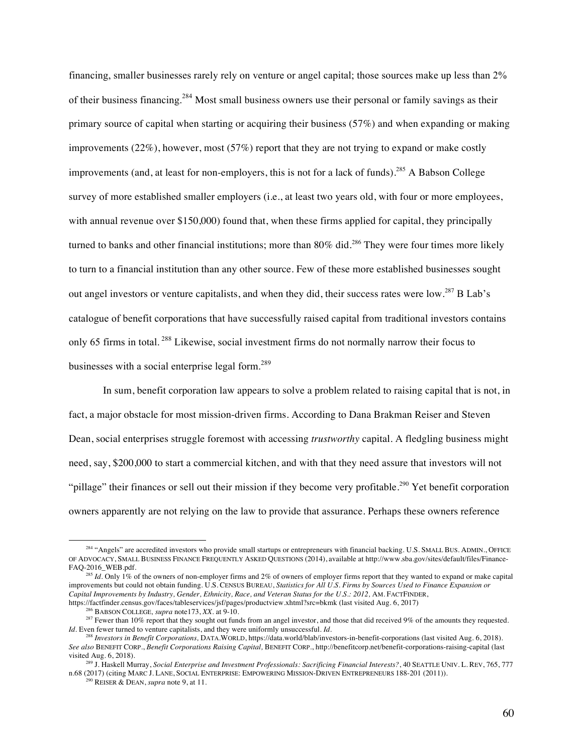financing, smaller businesses rarely rely on venture or angel capital; those sources make up less than 2% of their business financing.[284] Most small business owners use their personal or family savings as their primary source of capital when starting or acquiring their business (57%) and when expanding or making improvements (22%), however, most (57%) report that they are not trying to expand or make costly improvements (and, at least for non-employers, this is not for a lack of funds).[285] A Babson College survey of more established smaller employers (i.e., at least two years old, with four or more employees, with annual revenue over $150,000) found that, when these firms applied for capital, they principally turned to banks and other financial institutions; more than 80% did.[286] They were four times more likely to turn to a financial institution than any other source. Few of these more established businesses sought out angel investors or venture capitalists, and when they did, their success rates were low.[287] B Lab's catalogue of benefit corporations that have successfully raised capital from traditional investors contains only 65 firms in total.[288] Likewise, social investment firms do not normally narrow their focus to businesses with a social enterprise legal form.[289]

In sum, benefit corporation law appears to solve a problem related to raising capital that is not, in fact, a major obstacle for most mission-driven firms. According to Dana Brakman Reiser and Steven Dean, social enterprises struggle foremost with accessing *trustworthy* capital. A fledgling business might need, say, $200,000 to start a commercial kitchen, and with that they need assure that investors will not "pillage" their finances or sell out their mission if they become very profitable.[290] Yet benefit corporation owners apparently are not relying on the law to provide that assurance. Perhaps these owners reference

---

[284] "Angels" are accredited investors who provide small startups or entrepreneurs with financial backing. U.S. SMALL BUS. ADMIN., OFFICE OF ADVOCACY, SMALL BUSINESS FINANCE FREQUENTLY ASKED QUESTIONS (2014), available at http://www.sba.gov/sites/default/files/Finance-FAQ-2016_WEB.pdf.

[285] *Id*. Only 1% of the owners of non-employer firms and 2% of owners of employer firms report that they wanted to expand or make capital improvements but could not obtain funding. U.S. CENSUS BUREAU, *Statistics for All U.S. Firms by Sources Used to Finance Expansion or Capital Improvements by Industry, Gender, Ethnicity, Race, and Veteran Status for the U.S.: 2012,* AM. FACTFINDER, https://factfinder.census.gov/faces/tableservices/jsf/pages/productview.xhtml?src=bkmk (last visited Aug. 6, 2017)

[286] BABSON COLLEGE, *supra* note173, *XX*. at 9-10.

[287] Fewer than 10% report that they sought out funds from an angel investor, and those that did received 9% of the amounts they requested. *Id*. Even fewer turned to venture capitalists, and they were uniformly unsuccessful. *Id*.

[288] *Investors in Benefit Corporations,* DATA.WORLD, https://data.world/blab/investors-in-benefit-corporations (last visited Aug. 6, 2018). *See also* BENEFIT CORP., *Benefit Corporations Raising Capital,* BENEFIT CORP., http://benefitcorp.net/benefit-corporations-raising-capital (last visited Aug. 6, 2018).

[289] J. Haskell Murray, *Social Enterprise and Investment Professionals: Sacrificing Financial Interests?*, 40 SEATTLE UNIV. L. REV, 765, 777 n.68 (2017) (citing MARC J. LANE, SOCIAL ENTERPRISE: EMPOWERING MISSION-DRIVEN ENTREPRENEURS 188-201 (2011)).

[290] REISER & DEAN, *supra* note 9, at 11.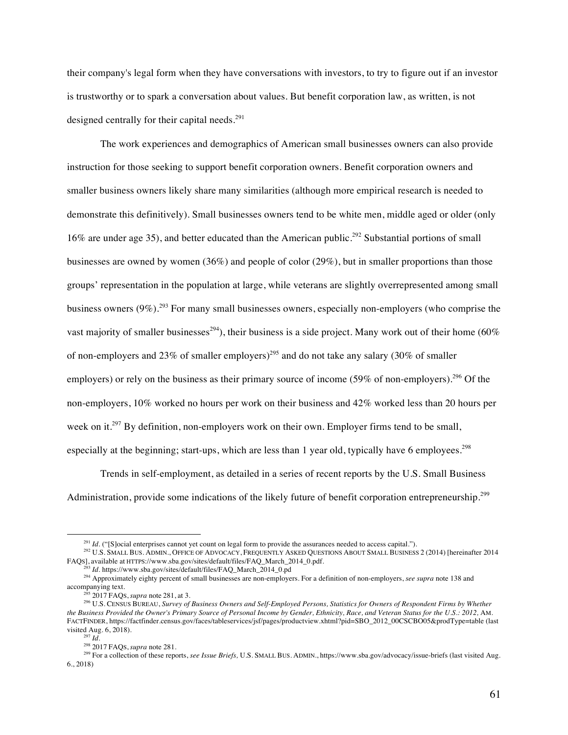their company's legal form when they have conversations with investors, to try to figure out if an investor is trustworthy or to spark a conversation about values. But benefit corporation law, as written, is not designed centrally for their capital needs.[291]

The work experiences and demographics of American small businesses owners can also provide instruction for those seeking to support benefit corporation owners. Benefit corporation owners and smaller business owners likely share many similarities (although more empirical research is needed to demonstrate this definitively). Small businesses owners tend to be white men, middle aged or older (only 16% are under age 35), and better educated than the American public.[292] Substantial portions of small businesses are owned by women (36%) and people of color (29%), but in smaller proportions than those groups' representation in the population at large, while veterans are slightly overrepresented among small business owners (9%).[293] For many small businesses owners, especially non-employers (who comprise the vast majority of smaller businesses[294]), their business is a side project. Many work out of their home (60% of non-employers and 23% of smaller employers)[295] and do not take any salary (30% of smaller employers) or rely on the business as their primary source of income (59% of non-employers).[296] Of the non-employers, 10% worked no hours per work on their business and 42% worked less than 20 hours per week on it.[297] By definition, non-employers work on their own. Employer firms tend to be small, especially at the beginning; start-ups, which are less than 1 year old, typically have 6 employees.[298]

Trends in self-employment, as detailed in a series of recent reports by the U.S. Small Business Administration, provide some indications of the likely future of benefit corporation entrepreneurship.[299]

---

[291] *Id.* ("[S]ocial enterprises cannot yet count on legal form to provide the assurances needed to access capital.").

[292] U.S. SMALL BUS. ADMIN., OFFICE OF ADVOCACY, FREQUENTLY ASKED QUESTIONS ABOUT SMALL BUSINESS 2 (2014) [hereinafter 2014 FAQS], available at HTTPS://www.sba.gov/sites/default/files/FAQ_March_2014_0.pdf.

[293] *Id.* https://www.sba.gov/sites/default/files/FAQ_March_2014_0.pd

[294] Approximately eighty percent of small businesses are non-employers. For a definition of non-employers, *see supra* note 138 and accompanying text.

[295] 2017 FAQS, *supra* note 281, at 3.

[296] U.S. CENSUS BUREAU, *Survey of Business Owners and Self-Employed Persons, Statistics for Owners of Respondent Firms by Whether the Business Provided the Owner's Primary Source of Personal Income by Gender, Ethnicity, Race, and Veteran Status for the U.S.: 2012,* AM. FACTFINDER, https://factfinder.census.gov/faces/tableservices/jsf/pages/productview.xhtml?pid=SBO_2012_00CSCBO05&prodType=table (last visited Aug. 6, 2018).

[297] *Id.*

[298] 2017 FAQS, *supra* note 281.

[299] For a collection of these reports, *see Issue Briefs,* U.S. SMALL BUS. ADMIN., https://www.sba.gov/advocacy/issue-briefs (last visited Aug. 6., 2018)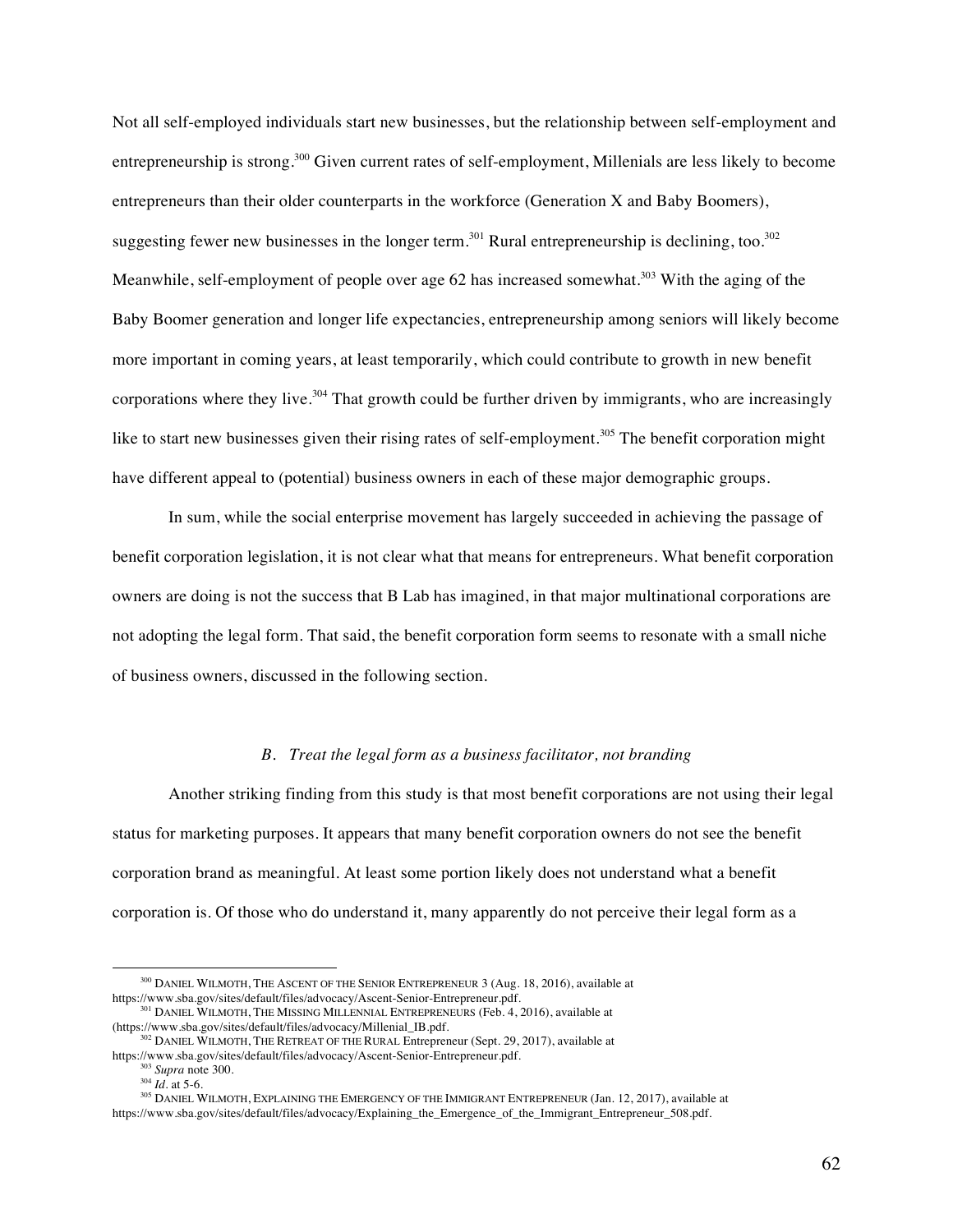Not all self-employed individuals start new businesses, but the relationship between self-employment and entrepreneurship is strong.[300] Given current rates of self-employment, Millenials are less likely to become entrepreneurs than their older counterparts in the workforce (Generation X and Baby Boomers), suggesting fewer new businesses in the longer term.[301] Rural entrepreneurship is declining, too.[302] Meanwhile, self-employment of people over age 62 has increased somewhat.[303] With the aging of the Baby Boomer generation and longer life expectancies, entrepreneurship among seniors will likely become more important in coming years, at least temporarily, which could contribute to growth in new benefit corporations where they live.[304] That growth could be further driven by immigrants, who are increasingly like to start new businesses given their rising rates of self-employment.[305] The benefit corporation might have different appeal to (potential) business owners in each of these major demographic groups.

In sum, while the social enterprise movement has largely succeeded in achieving the passage of benefit corporation legislation, it is not clear what that means for entrepreneurs. What benefit corporation owners are doing is not the success that B Lab has imagined, in that major multinational corporations are not adopting the legal form. That said, the benefit corporation form seems to resonate with a small niche of business owners, discussed in the following section.

### *B. Treat the legal form as a business facilitator, not branding*

Another striking finding from this study is that most benefit corporations are not using their legal status for marketing purposes. It appears that many benefit corporation owners do not see the benefit corporation brand as meaningful. At least some portion likely does not understand what a benefit corporation is. Of those who do understand it, many apparently do not perceive their legal form as a

---

[300] DANIEL WILMOTH, THE ASCENT OF THE SENIOR ENTREPRENEUR 3 (Aug. 18, 2016), available at https://www.sba.gov/sites/default/files/advocacy/Ascent-Senior-Entrepreneur.pdf.

[301] DANIEL WILMOTH, THE MISSING MILLENNIAL ENTREPRENEURS (Feb. 4, 2016), available at (https://www.sba.gov/sites/default/files/advocacy/Millenial_IB.pdf.

[302] DANIEL WILMOTH, THE RETREAT OF THE RURAL Entrepreneur (Sept. 29, 2017), available at https://www.sba.gov/sites/default/files/advocacy/Ascent-Senior-Entrepreneur.pdf.

[303] *Supra* note 300.

[304] *Id*. at 5-6.

[305] DANIEL WILMOTH, EXPLAINING THE EMERGENCY OF THE IMMIGRANT ENTREPRENEUR (Jan. 12, 2017), available at https://www.sba.gov/sites/default/files/advocacy/Explaining_the_Emergence_of_the_Immigrant_Entrepreneur_508.pdf.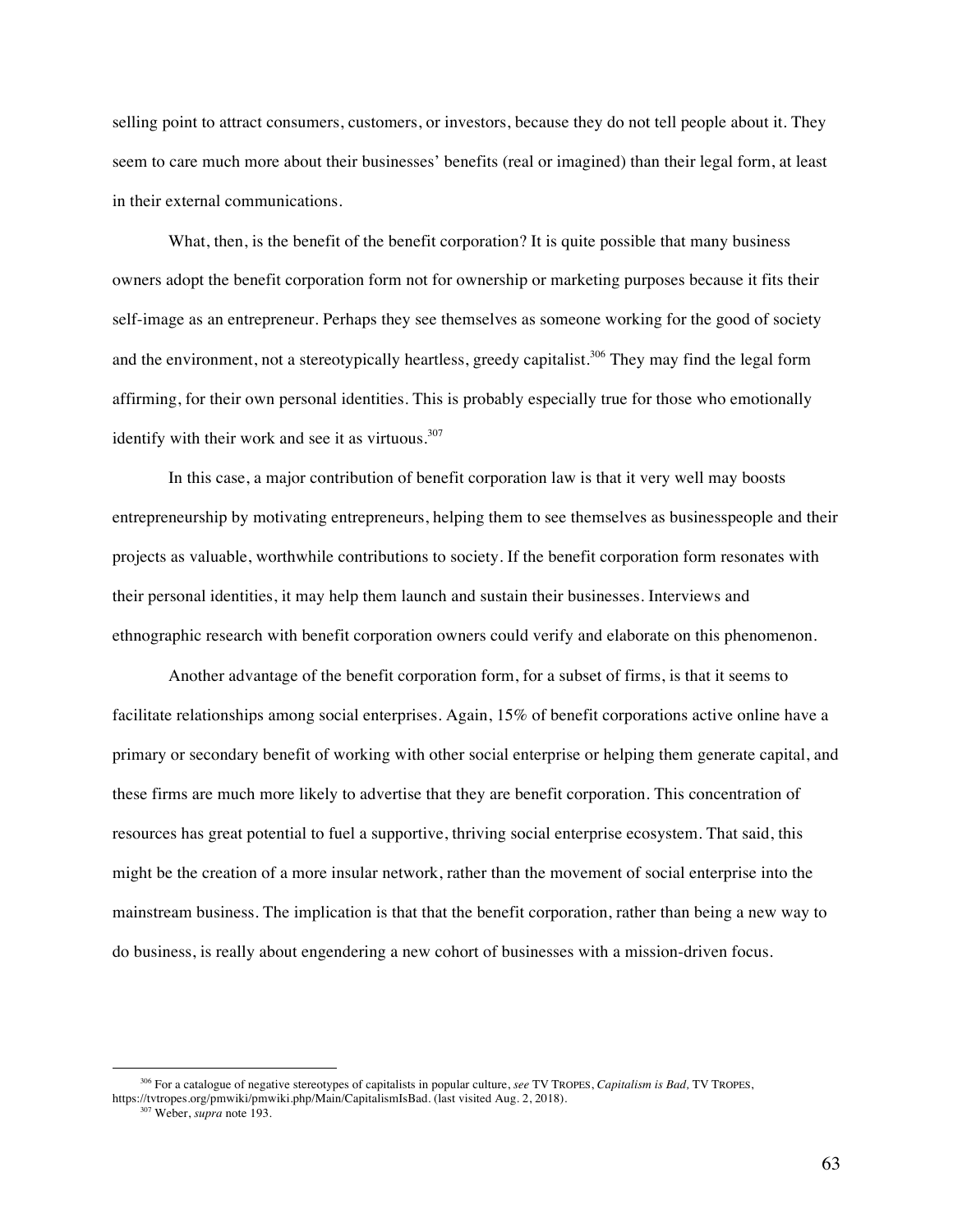selling point to attract consumers, customers, or investors, because they do not tell people about it. They seem to care much more about their businesses' benefits (real or imagined) than their legal form, at least in their external communications.

What, then, is the benefit of the benefit corporation? It is quite possible that many business owners adopt the benefit corporation form not for ownership or marketing purposes because it fits their self-image as an entrepreneur. Perhaps they see themselves as someone working for the good of society and the environment, not a stereotypically heartless, greedy capitalist.[306] They may find the legal form affirming, for their own personal identities. This is probably especially true for those who emotionally identify with their work and see it as virtuous.[307]

In this case, a major contribution of benefit corporation law is that it very well may boosts entrepreneurship by motivating entrepreneurs, helping them to see themselves as businesspeople and their projects as valuable, worthwhile contributions to society. If the benefit corporation form resonates with their personal identities, it may help them launch and sustain their businesses. Interviews and ethnographic research with benefit corporation owners could verify and elaborate on this phenomenon.

Another advantage of the benefit corporation form, for a subset of firms, is that it seems to facilitate relationships among social enterprises. Again, 15% of benefit corporations active online have a primary or secondary benefit of working with other social enterprise or helping them generate capital, and these firms are much more likely to advertise that they are benefit corporation. This concentration of resources has great potential to fuel a supportive, thriving social enterprise ecosystem. That said, this might be the creation of a more insular network, rather than the movement of social enterprise into the mainstream business. The implication is that that the benefit corporation, rather than being a new way to do business, is really about engendering a new cohort of businesses with a mission-driven focus.

---

[306] For a catalogue of negative stereotypes of capitalists in popular culture, *see* TV TROPES, *Capitalism is Bad,* TV TROPES, https://tvtropes.org/pmwiki/pmwiki.php/Main/CapitalismIsBad. (last visited Aug. 2, 2018).

[307] Weber, *supra* note 193.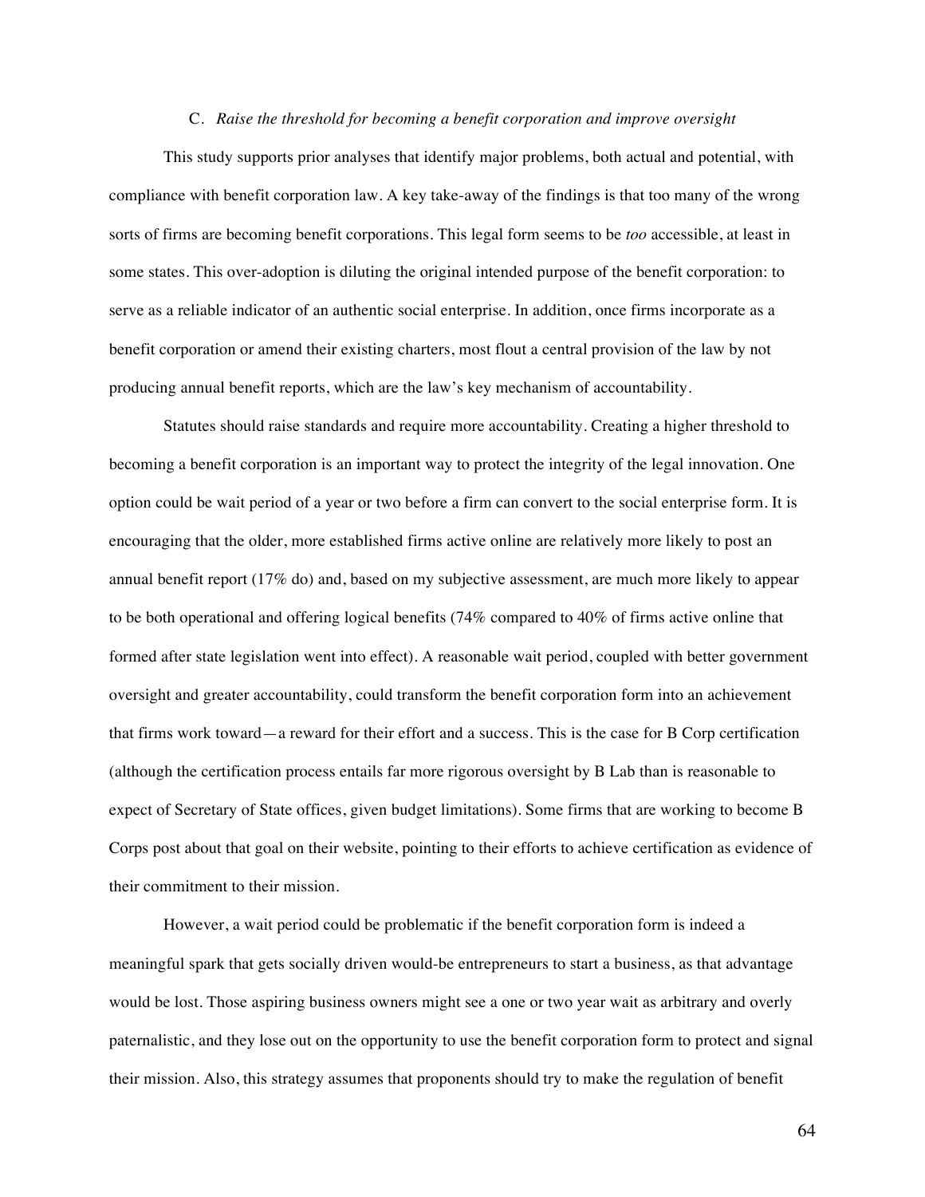### C. *Raise the threshold for becoming a benefit corporation and improve oversight*

This study supports prior analyses that identify major problems, both actual and potential, with compliance with benefit corporation law. A key take-away of the findings is that too many of the wrong sorts of firms are becoming benefit corporations. This legal form seems to be *too* accessible, at least in some states. This over-adoption is diluting the original intended purpose of the benefit corporation: to serve as a reliable indicator of an authentic social enterprise. In addition, once firms incorporate as a benefit corporation or amend their existing charters, most flout a central provision of the law by not producing annual benefit reports, which are the law's key mechanism of accountability.

Statutes should raise standards and require more accountability. Creating a higher threshold to becoming a benefit corporation is an important way to protect the integrity of the legal innovation. One option could be wait period of a year or two before a firm can convert to the social enterprise form. It is encouraging that the older, more established firms active online are relatively more likely to post an annual benefit report (17% do) and, based on my subjective assessment, are much more likely to appear to be both operational and offering logical benefits (74% compared to 40% of firms active online that formed after state legislation went into effect). A reasonable wait period, coupled with better government oversight and greater accountability, could transform the benefit corporation form into an achievement that firms work toward—a reward for their effort and a success. This is the case for B Corp certification (although the certification process entails far more rigorous oversight by B Lab than is reasonable to expect of Secretary of State offices, given budget limitations). Some firms that are working to become B Corps post about that goal on their website, pointing to their efforts to achieve certification as evidence of their commitment to their mission.

However, a wait period could be problematic if the benefit corporation form is indeed a meaningful spark that gets socially driven would-be entrepreneurs to start a business, as that advantage would be lost. Those aspiring business owners might see a one or two year wait as arbitrary and overly paternalistic, and they lose out on the opportunity to use the benefit corporation form to protect and signal their mission. Also, this strategy assumes that proponents should try to make the regulation of benefit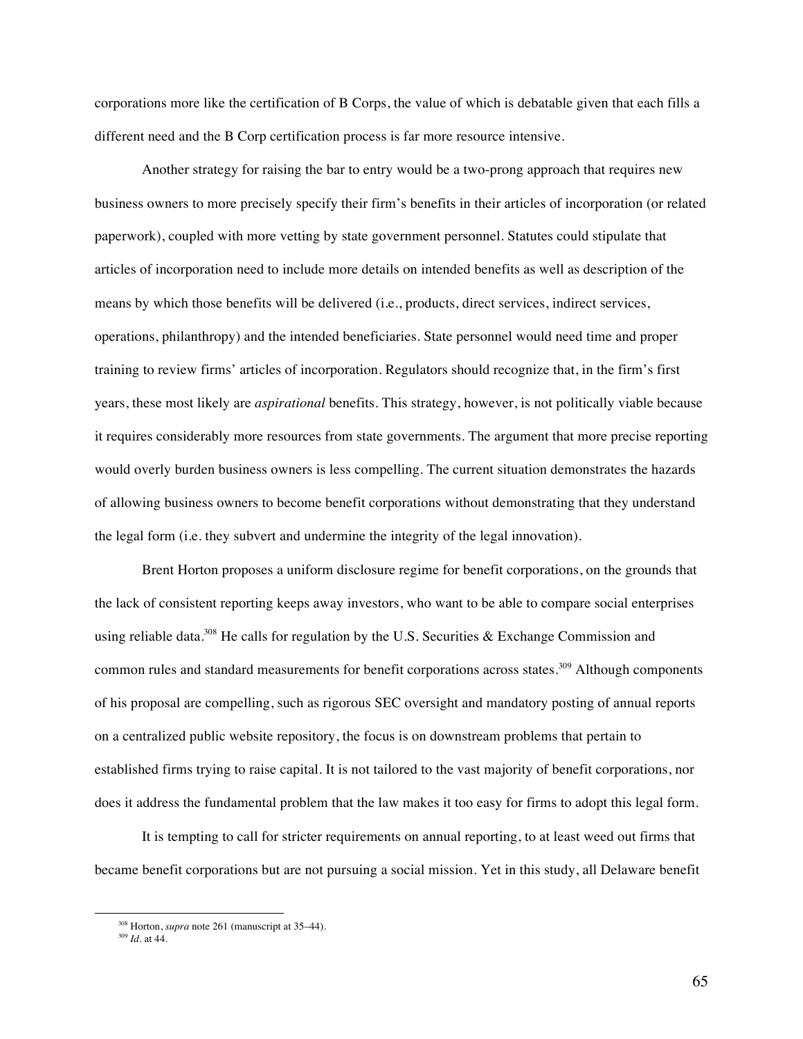corporations more like the certification of B Corps, the value of which is debatable given that each fills a different need and the B Corp certification process is far more resource intensive.

Another strategy for raising the bar to entry would be a two-prong approach that requires new business owners to more precisely specify their firm's benefits in their articles of incorporation (or related paperwork), coupled with more vetting by state government personnel. Statutes could stipulate that articles of incorporation need to include more details on intended benefits as well as description of the means by which those benefits will be delivered (i.e., products, direct services, indirect services, operations, philanthropy) and the intended beneficiaries. State personnel would need time and proper training to review firms' articles of incorporation. Regulators should recognize that, in the firm's first years, these most likely are *aspirational* benefits. This strategy, however, is not politically viable because it requires considerably more resources from state governments. The argument that more precise reporting would overly burden business owners is less compelling. The current situation demonstrates the hazards of allowing business owners to become benefit corporations without demonstrating that they understand the legal form (i.e. they subvert and undermine the integrity of the legal innovation).

Brent Horton proposes a uniform disclosure regime for benefit corporations, on the grounds that the lack of consistent reporting keeps away investors, who want to be able to compare social enterprises using reliable data.[308] He calls for regulation by the U.S. Securities & Exchange Commission and common rules and standard measurements for benefit corporations across states.[309] Although components of his proposal are compelling, such as rigorous SEC oversight and mandatory posting of annual reports on a centralized public website repository, the focus is on downstream problems that pertain to established firms trying to raise capital. It is not tailored to the vast majority of benefit corporations, nor does it address the fundamental problem that the law makes it too easy for firms to adopt this legal form.

It is tempting to call for stricter requirements on annual reporting, to at least weed out firms that became benefit corporations but are not pursuing a social mission. Yet in this study, all Delaware benefit

---

[308] Horton, *supra* note 261 (manuscript at 35–44).

[309] *Id*. at 44.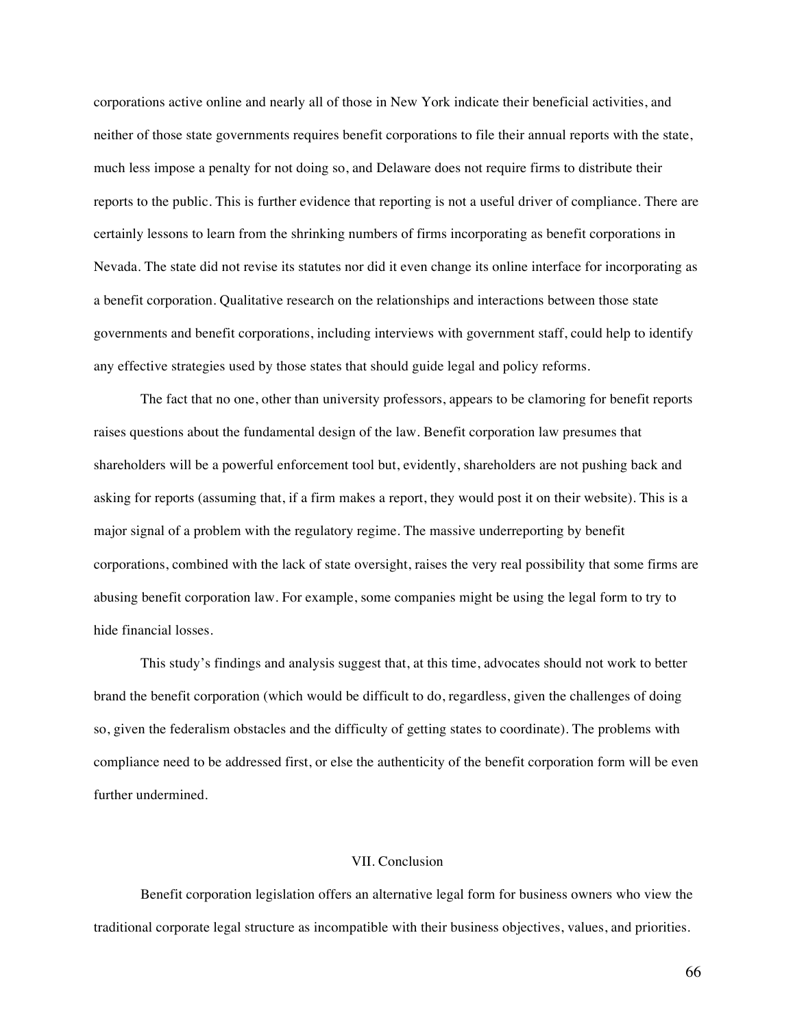corporations active online and nearly all of those in New York indicate their beneficial activities, and neither of those state governments requires benefit corporations to file their annual reports with the state, much less impose a penalty for not doing so, and Delaware does not require firms to distribute their reports to the public. This is further evidence that reporting is not a useful driver of compliance. There are certainly lessons to learn from the shrinking numbers of firms incorporating as benefit corporations in Nevada. The state did not revise its statutes nor did it even change its online interface for incorporating as a benefit corporation. Qualitative research on the relationships and interactions between those state governments and benefit corporations, including interviews with government staff, could help to identify any effective strategies used by those states that should guide legal and policy reforms.

The fact that no one, other than university professors, appears to be clamoring for benefit reports raises questions about the fundamental design of the law. Benefit corporation law presumes that shareholders will be a powerful enforcement tool but, evidently, shareholders are not pushing back and asking for reports (assuming that, if a firm makes a report, they would post it on their website). This is a major signal of a problem with the regulatory regime. The massive underreporting by benefit corporations, combined with the lack of state oversight, raises the very real possibility that some firms are abusing benefit corporation law. For example, some companies might be using the legal form to try to hide financial losses.

This study's findings and analysis suggest that, at this time, advocates should not work to better brand the benefit corporation (which would be difficult to do, regardless, given the challenges of doing so, given the federalism obstacles and the difficulty of getting states to coordinate). The problems with compliance need to be addressed first, or else the authenticity of the benefit corporation form will be even further undermined.

## VII. Conclusion

Benefit corporation legislation offers an alternative legal form for business owners who view the traditional corporate legal structure as incompatible with their business objectives, values, and priorities.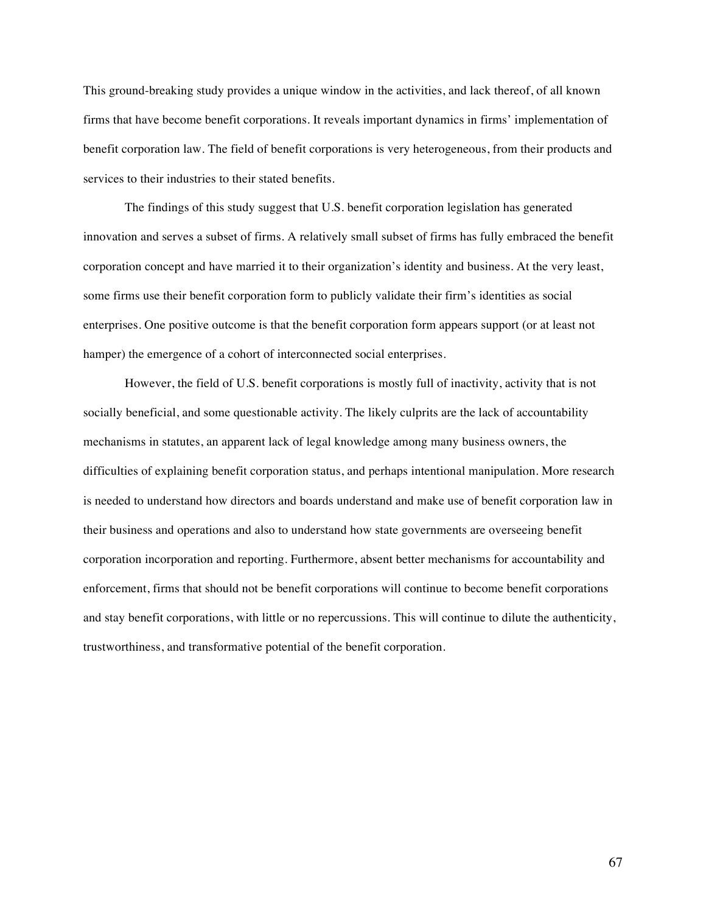This ground-breaking study provides a unique window in the activities, and lack thereof, of all known firms that have become benefit corporations. It reveals important dynamics in firms' implementation of benefit corporation law. The field of benefit corporations is very heterogeneous, from their products and services to their industries to their stated benefits.

The findings of this study suggest that U.S. benefit corporation legislation has generated innovation and serves a subset of firms. A relatively small subset of firms has fully embraced the benefit corporation concept and have married it to their organization's identity and business. At the very least, some firms use their benefit corporation form to publicly validate their firm's identities as social enterprises. One positive outcome is that the benefit corporation form appears support (or at least not hamper) the emergence of a cohort of interconnected social enterprises.

However, the field of U.S. benefit corporations is mostly full of inactivity, activity that is not socially beneficial, and some questionable activity. The likely culprits are the lack of accountability mechanisms in statutes, an apparent lack of legal knowledge among many business owners, the difficulties of explaining benefit corporation status, and perhaps intentional manipulation. More research is needed to understand how directors and boards understand and make use of benefit corporation law in their business and operations and also to understand how state governments are overseeing benefit corporation incorporation and reporting. Furthermore, absent better mechanisms for accountability and enforcement, firms that should not be benefit corporations will continue to become benefit corporations and stay benefit corporations, with little or no repercussions. This will continue to dilute the authenticity, trustworthiness, and transformative potential of the benefit corporation.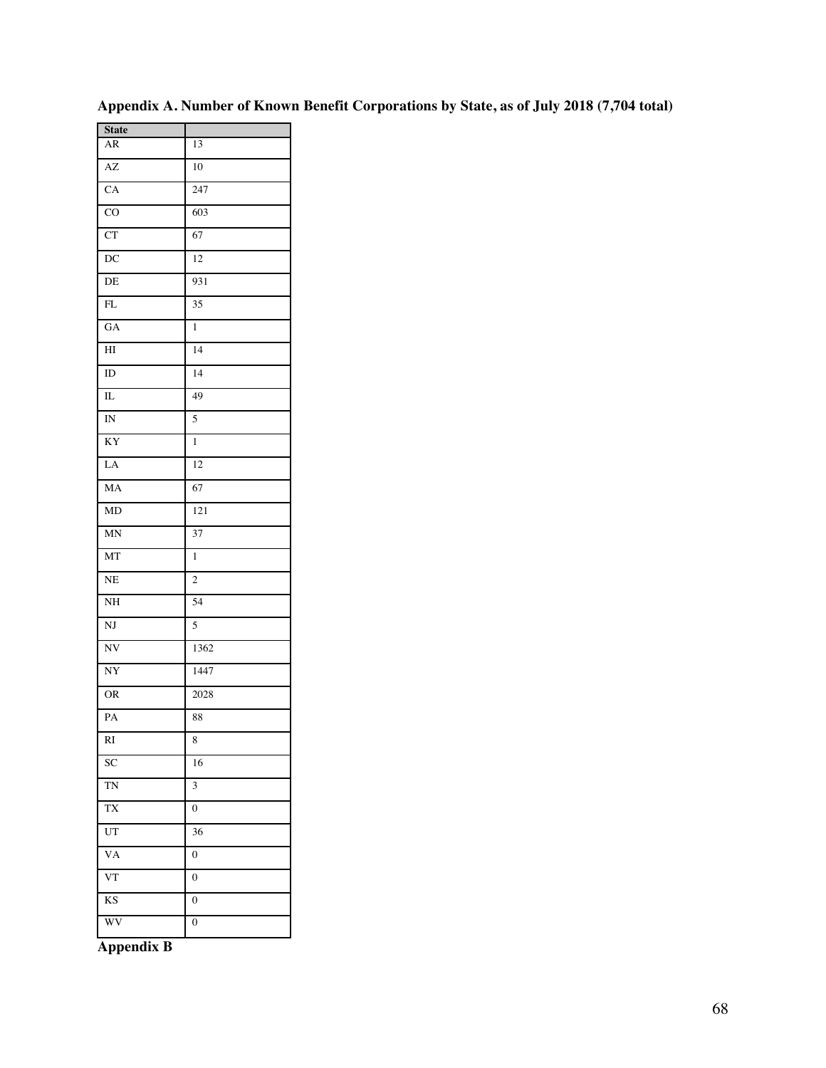**Appendix A. Number of Known Benefit Corporations by State, as of July 2018 (7,704 total)**

| State | |
|---|---|
| AR | 13 |
| AZ | 10 |
| CA | 247 |
| CO | 603 |
| CT | 67 |
| DC | 12 |
| DE | 931 |
| FL | 35 |
| GA | 1 |
| HI | 14 |
| ID | 14 |
| IL | 49 |
| IN | 5 |
| KY | 1 |
| LA | 12 |
| MA | 67 |
| MD | 121 |
| MN | 37 |
| MT | 1 |
| NE | 2 |
| NH | 54 |
| NJ | 5 |
| NV | 1362 |
| NY | 1447 |
| OR | 2028 |
| PA | 88 |
| RI | 8 |
| SC | 16 |
| TN | 3 |
| TX | 0 |
| UT | 36 |
| VA | 0 |
| VT | 0 |
| KS | 0 |
| WV | 0 |

**Appendix B**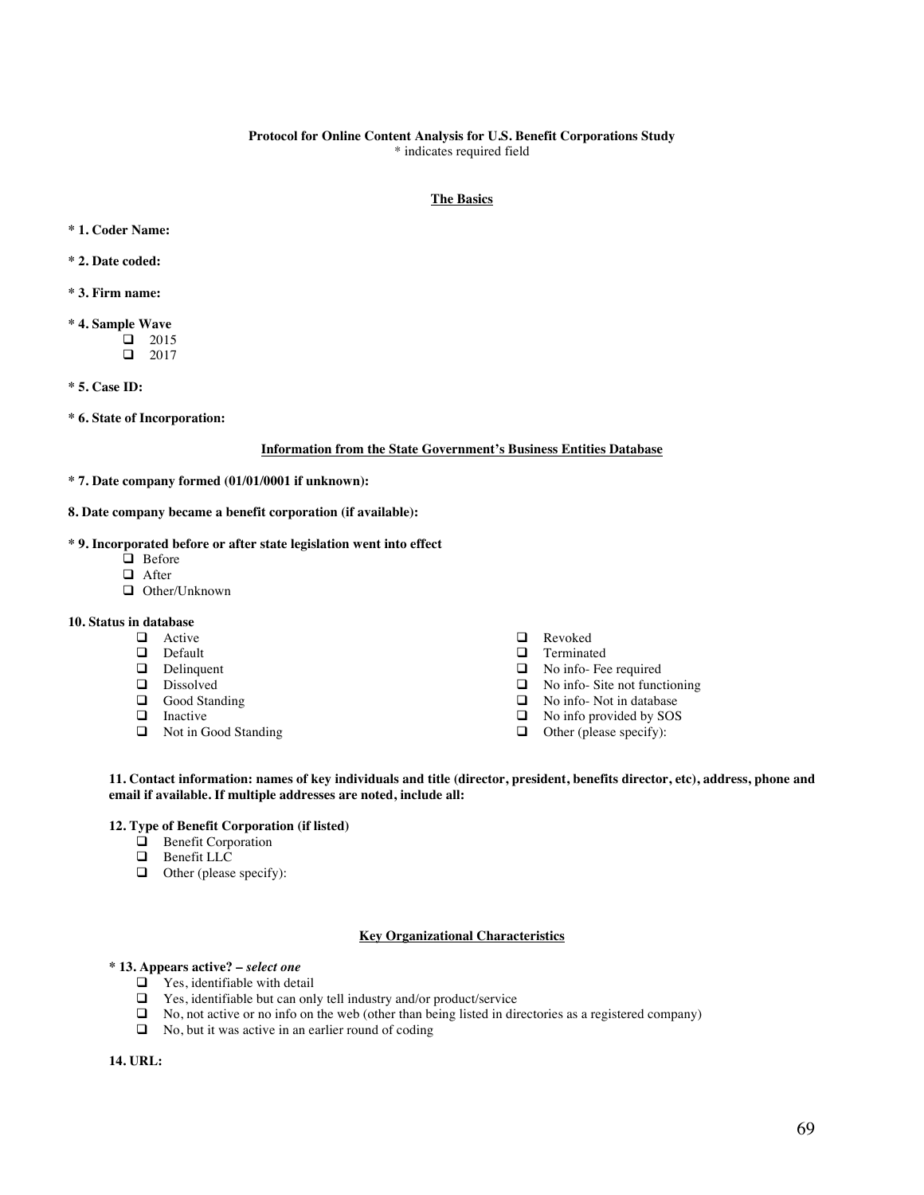**Protocol for Online Content Analysis for U.S. Benefit Corporations Study**
\* indicates required field

**The Basics**

**\* 1. Coder Name:**

**\* 2. Date coded:**

**\* 3. Firm name:**

**\* 4. Sample Wave**

- ❑ 2015
- ❑ 2017

**\* 5. Case ID:**

**\* 6. State of Incorporation:**

**Information from the State Government's Business Entities Database**

**\* 7. Date company formed (01/01/0001 if unknown):**

**8. Date company became a benefit corporation (if available):**

**\* 9. Incorporated before or after state legislation went into effect**

- ❑ Before
- ❑ After
- ❑ Other/Unknown

**10. Status in database**

- ❑ Active
- ❑ Default
- ❑ Delinquent
- ❑ Dissolved
- ❑ Good Standing
- ❑ Inactive
- ❑ Not in Good Standing
- ❑ Revoked
- ❑ Terminated
- ❑ No info- Fee required
- ❑ No info- Site not functioning
- ❑ No info- Not in database
- ❑ No info provided by SOS
- ❑ Other (please specify):

**11. Contact information: names of key individuals and title (director, president, benefits director, etc), address, phone and email if available. If multiple addresses are noted, include all:**

**12. Type of Benefit Corporation (if listed)**

- ❑ Benefit Corporation
- ❑ Benefit LLC
- ❑ Other (please specify):

**Key Organizational Characteristics**

**\* 13. Appears active? –** ***select one***

- ❑ Yes, identifiable with detail
- ❑ Yes, identifiable but can only tell industry and/or product/service
- ❑ No, not active or no info on the web (other than being listed in directories as a registered company)
- ❑ No, but it was active in an earlier round of coding

**14. URL:**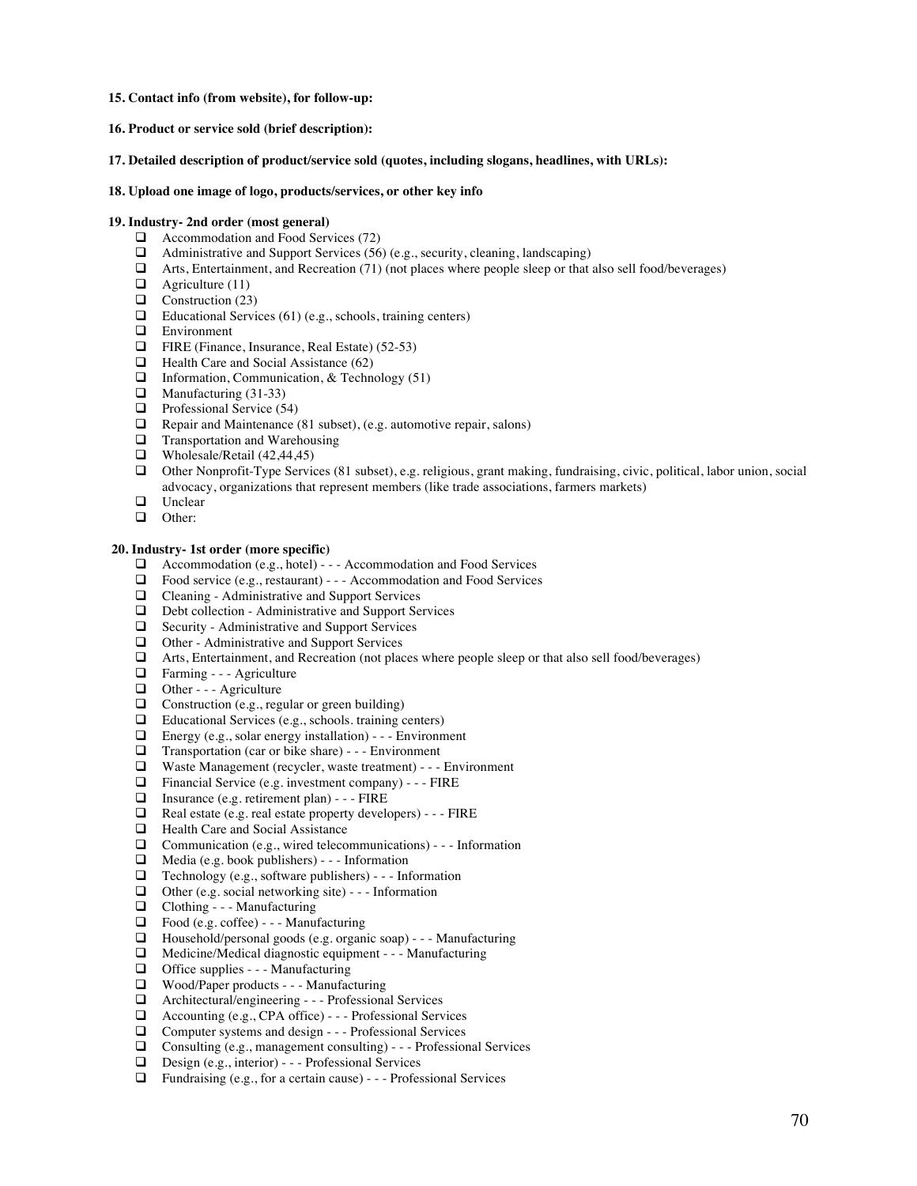**15. Contact info (from website), for follow-up:**

**16. Product or service sold (brief description):**

**17. Detailed description of product/service sold (quotes, including slogans, headlines, with URLs):**

**18. Upload one image of logo, products/services, or other key info**

**19. Industry- 2nd order (most general)**

- ❑ Accommodation and Food Services (72)
- ❑ Administrative and Support Services (56) (e.g., security, cleaning, landscaping)
- ❑ Arts, Entertainment, and Recreation (71) (not places where people sleep or that also sell food/beverages)
- ❑ Agriculture (11)
- ❑ Construction (23)
- ❑ Educational Services (61) (e.g., schools, training centers)
- ❑ Environment
- ❑ FIRE (Finance, Insurance, Real Estate) (52-53)
- ❑ Health Care and Social Assistance (62)
- ❑ Information, Communication, & Technology (51)
- ❑ Manufacturing (31-33)
- ❑ Professional Service (54)
- ❑ Repair and Maintenance (81 subset), (e.g. automotive repair, salons)
- ❑ Transportation and Warehousing
- ❑ Wholesale/Retail (42,44,45)
- ❑ Other Nonprofit-Type Services (81 subset), e.g. religious, grant making, fundraising, civic, political, labor union, social advocacy, organizations that represent members (like trade associations, farmers markets)
- ❑ Unclear
- ❑ Other:

**20. Industry- 1st order (more specific)**

- ❑ Accommodation (e.g., hotel) - - - Accommodation and Food Services
- ❑ Food service (e.g., restaurant) - - - Accommodation and Food Services
- ❑ Cleaning - Administrative and Support Services
- ❑ Debt collection - Administrative and Support Services
- ❑ Security - Administrative and Support Services
- ❑ Other - Administrative and Support Services
- ❑ Arts, Entertainment, and Recreation (not places where people sleep or that also sell food/beverages)
- ❑ Farming - - - Agriculture
- ❑ Other - - - Agriculture
- ❑ Construction (e.g., regular or green building)
- ❑ Educational Services (e.g., schools. training centers)
- ❑ Energy (e.g., solar energy installation) - - - Environment
- ❑ Transportation (car or bike share) - - - Environment
- ❑ Waste Management (recycler, waste treatment) - - - Environment
- ❑ Financial Service (e.g. investment company) - - - FIRE
- ❑ Insurance (e.g. retirement plan) - - - FIRE
- ❑ Real estate (e.g. real estate property developers) - - - FIRE
- ❑ Health Care and Social Assistance
- ❑ Communication (e.g., wired telecommunications) - - - Information
- ❑ Media (e.g. book publishers) - - - Information
- ❑ Technology (e.g., software publishers) - - - Information
- ❑ Other (e.g. social networking site) - - - Information
- ❑ Clothing - - - Manufacturing
- ❑ Food (e.g. coffee) - - - Manufacturing
- ❑ Household/personal goods (e.g. organic soap) - - - Manufacturing
- ❑ Medicine/Medical diagnostic equipment - - - Manufacturing
- ❑ Office supplies - - - Manufacturing
- ❑ Wood/Paper products - - - Manufacturing
- ❑ Architectural/engineering - - - Professional Services
- ❑ Accounting (e.g., CPA office) - - - Professional Services
- ❑ Computer systems and design - - - Professional Services
- ❑ Consulting (e.g., management consulting) - - - Professional Services
- ❑ Design (e.g., interior) - - - Professional Services
- ❑ Fundraising (e.g., for a certain cause) - - - Professional Services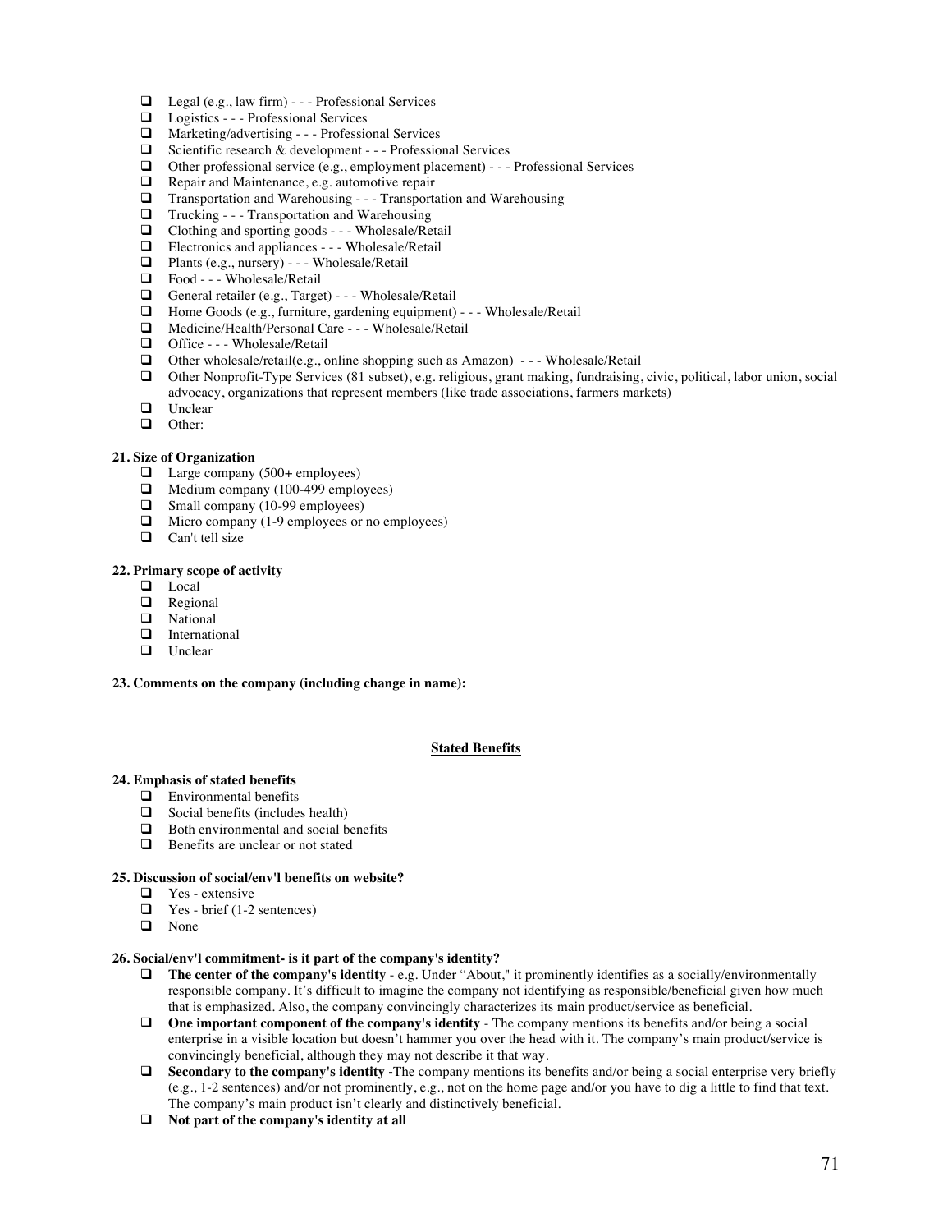- ❑ Legal (e.g., law firm) - - - Professional Services
- ❑ Logistics - - - Professional Services
- ❑ Marketing/advertising - - - Professional Services
- ❑ Scientific research & development - - - Professional Services
- ❑ Other professional service (e.g., employment placement) - - - Professional Services
- ❑ Repair and Maintenance, e.g. automotive repair
- ❑ Transportation and Warehousing - - - Transportation and Warehousing
- ❑ Trucking - - - Transportation and Warehousing
- ❑ Clothing and sporting goods - - - Wholesale/Retail
- ❑ Electronics and appliances - - - Wholesale/Retail
- ❑ Plants (e.g., nursery) - - - Wholesale/Retail
- ❑ Food - - - Wholesale/Retail
- ❑ General retailer (e.g., Target) - - - Wholesale/Retail
- ❑ Home Goods (e.g., furniture, gardening equipment) - - - Wholesale/Retail
- ❑ Medicine/Health/Personal Care - - - Wholesale/Retail
- ❑ Office - - - Wholesale/Retail
- ❑ Other wholesale/retail(e.g., online shopping such as Amazon) - - - Wholesale/Retail
- ❑ Other Nonprofit-Type Services (81 subset), e.g. religious, grant making, fundraising, civic, political, labor union, social advocacy, organizations that represent members (like trade associations, farmers markets)
- ❑ Unclear
- ❑ Other:

**21. Size of Organization**

- ❑ Large company (500+ employees)
- ❑ Medium company (100-499 employees)
- ❑ Small company (10-99 employees)
- ❑ Micro company (1-9 employees or no employees)
- ❑ Can't tell size

**22. Primary scope of activity**

- ❑ Local
- ❑ Regional
- ❑ National
- ❑ International
- ❑ Unclear

**23. Comments on the company (including change in name):**

## Stated Benefits

**24. Emphasis of stated benefits**

- ❑ Environmental benefits
- ❑ Social benefits (includes health)
- ❑ Both environmental and social benefits
- ❑ Benefits are unclear or not stated

**25. Discussion of social/env'l benefits on website?**

- ❑ Yes - extensive
- ❑ Yes - brief (1-2 sentences)
- ❑ None

**26. Social/env'l commitment- is it part of the company's identity?**

- ❑ **The center of the company's identity** - e.g. Under "About," it prominently identifies as a socially/environmentally responsible company. It's difficult to imagine the company not identifying as responsible/beneficial given how much that is emphasized. Also, the company convincingly characterizes its main product/service as beneficial.
- ❑ **One important component of the company's identity** - The company mentions its benefits and/or being a social enterprise in a visible location but doesn't hammer you over the head with it. The company's main product/service is convincingly beneficial, although they may not describe it that way.
- ❑ **Secondary to the company's identity -**The company mentions its benefits and/or being a social enterprise very briefly (e.g., 1-2 sentences) and/or not prominently, e.g., not on the home page and/or you have to dig a little to find that text. The company's main product isn't clearly and distinctively beneficial.
- ❑ **Not part of the company's identity at all**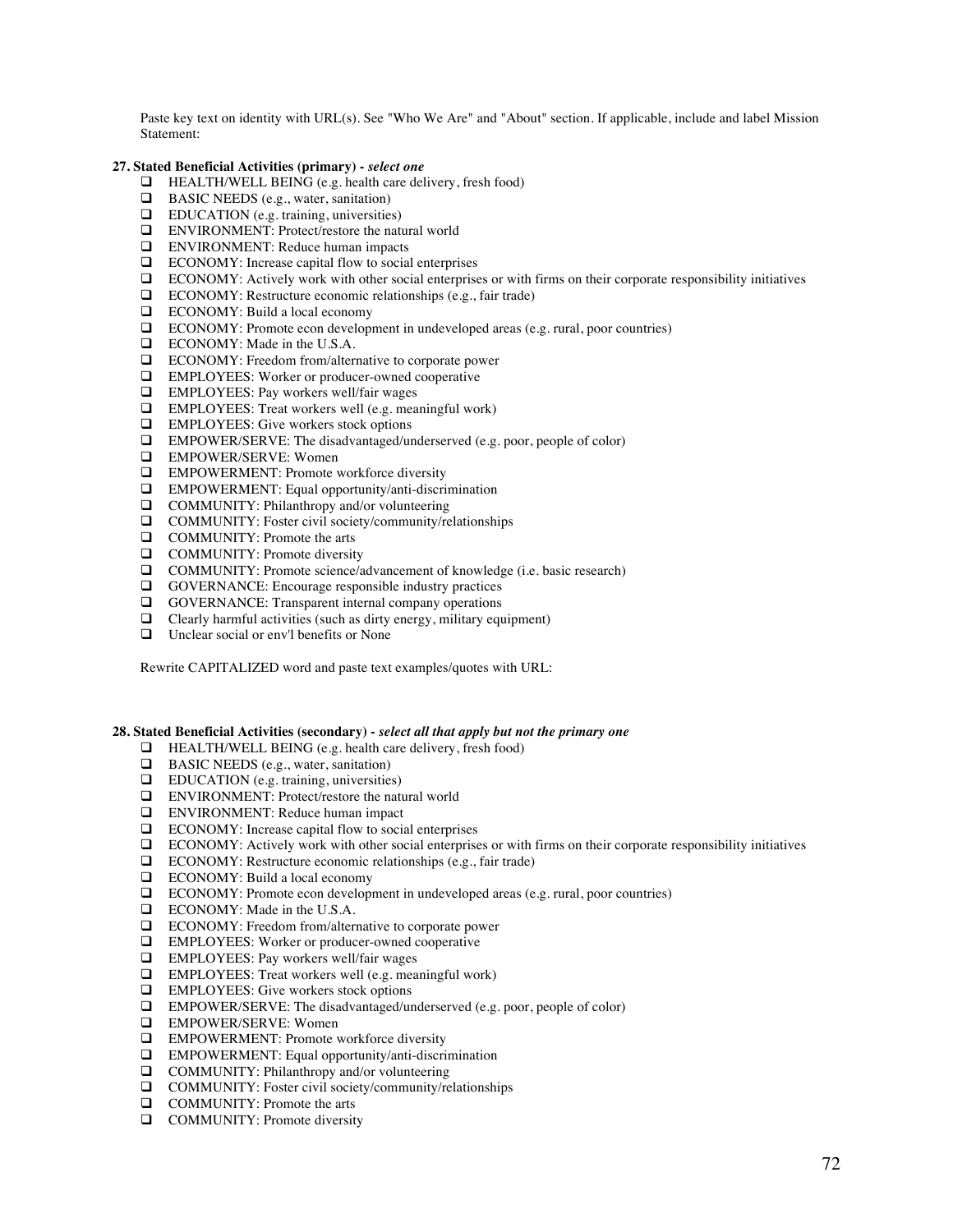Paste key text on identity with URL(s). See "Who We Are" and "About" section. If applicable, include and label Mission Statement:

**27. Stated Beneficial Activities (primary) -** ***select one***

- ❑ HEALTH/WELL BEING (e.g. health care delivery, fresh food)
- ❑ BASIC NEEDS (e.g., water, sanitation)
- ❑ EDUCATION (e.g. training, universities)
- ❑ ENVIRONMENT: Protect/restore the natural world
- ❑ ENVIRONMENT: Reduce human impacts
- ❑ ECONOMY: Increase capital flow to social enterprises
- ❑ ECONOMY: Actively work with other social enterprises or with firms on their corporate responsibility initiatives
- ❑ ECONOMY: Restructure economic relationships (e.g., fair trade)
- ❑ ECONOMY: Build a local economy
- ❑ ECONOMY: Promote econ development in undeveloped areas (e.g. rural, poor countries)
- ❑ ECONOMY: Made in the U.S.A.
- ❑ ECONOMY: Freedom from/alternative to corporate power
- ❑ EMPLOYEES: Worker or producer-owned cooperative
- ❑ EMPLOYEES: Pay workers well/fair wages
- ❑ EMPLOYEES: Treat workers well (e.g. meaningful work)
- ❑ EMPLOYEES: Give workers stock options
- ❑ EMPOWER/SERVE: The disadvantaged/underserved (e.g. poor, people of color)
- ❑ EMPOWER/SERVE: Women
- ❑ EMPOWERMENT: Promote workforce diversity
- ❑ EMPOWERMENT: Equal opportunity/anti-discrimination
- ❑ COMMUNITY: Philanthropy and/or volunteering
- ❑ COMMUNITY: Foster civil society/community/relationships
- ❑ COMMUNITY: Promote the arts
- ❑ COMMUNITY: Promote diversity
- ❑ COMMUNITY: Promote science/advancement of knowledge (i.e. basic research)
- ❑ GOVERNANCE: Encourage responsible industry practices
- ❑ GOVERNANCE: Transparent internal company operations
- ❑ Clearly harmful activities (such as dirty energy, military equipment)
- ❑ Unclear social or env'l benefits or None

Rewrite CAPITALIZED word and paste text examples/quotes with URL:

**28. Stated Beneficial Activities (secondary) -** ***select all that apply but not the primary one***

- ❑ HEALTH/WELL BEING (e.g. health care delivery, fresh food)
- ❑ BASIC NEEDS (e.g., water, sanitation)
- ❑ EDUCATION (e.g. training, universities)
- ❑ ENVIRONMENT: Protect/restore the natural world
- ❑ ENVIRONMENT: Reduce human impact
- ❑ ECONOMY: Increase capital flow to social enterprises
- ❑ ECONOMY: Actively work with other social enterprises or with firms on their corporate responsibility initiatives
- ❑ ECONOMY: Restructure economic relationships (e.g., fair trade)
- ❑ ECONOMY: Build a local economy
- ❑ ECONOMY: Promote econ development in undeveloped areas (e.g. rural, poor countries)
- ❑ ECONOMY: Made in the U.S.A.
- ❑ ECONOMY: Freedom from/alternative to corporate power
- ❑ EMPLOYEES: Worker or producer-owned cooperative
- ❑ EMPLOYEES: Pay workers well/fair wages
- ❑ EMPLOYEES: Treat workers well (e.g. meaningful work)
- ❑ EMPLOYEES: Give workers stock options
- ❑ EMPOWER/SERVE: The disadvantaged/underserved (e.g. poor, people of color)
- ❑ EMPOWER/SERVE: Women
- ❑ EMPOWERMENT: Promote workforce diversity
- ❑ EMPOWERMENT: Equal opportunity/anti-discrimination
- ❑ COMMUNITY: Philanthropy and/or volunteering
- ❑ COMMUNITY: Foster civil society/community/relationships
- ❑ COMMUNITY: Promote the arts
- ❑ COMMUNITY: Promote diversity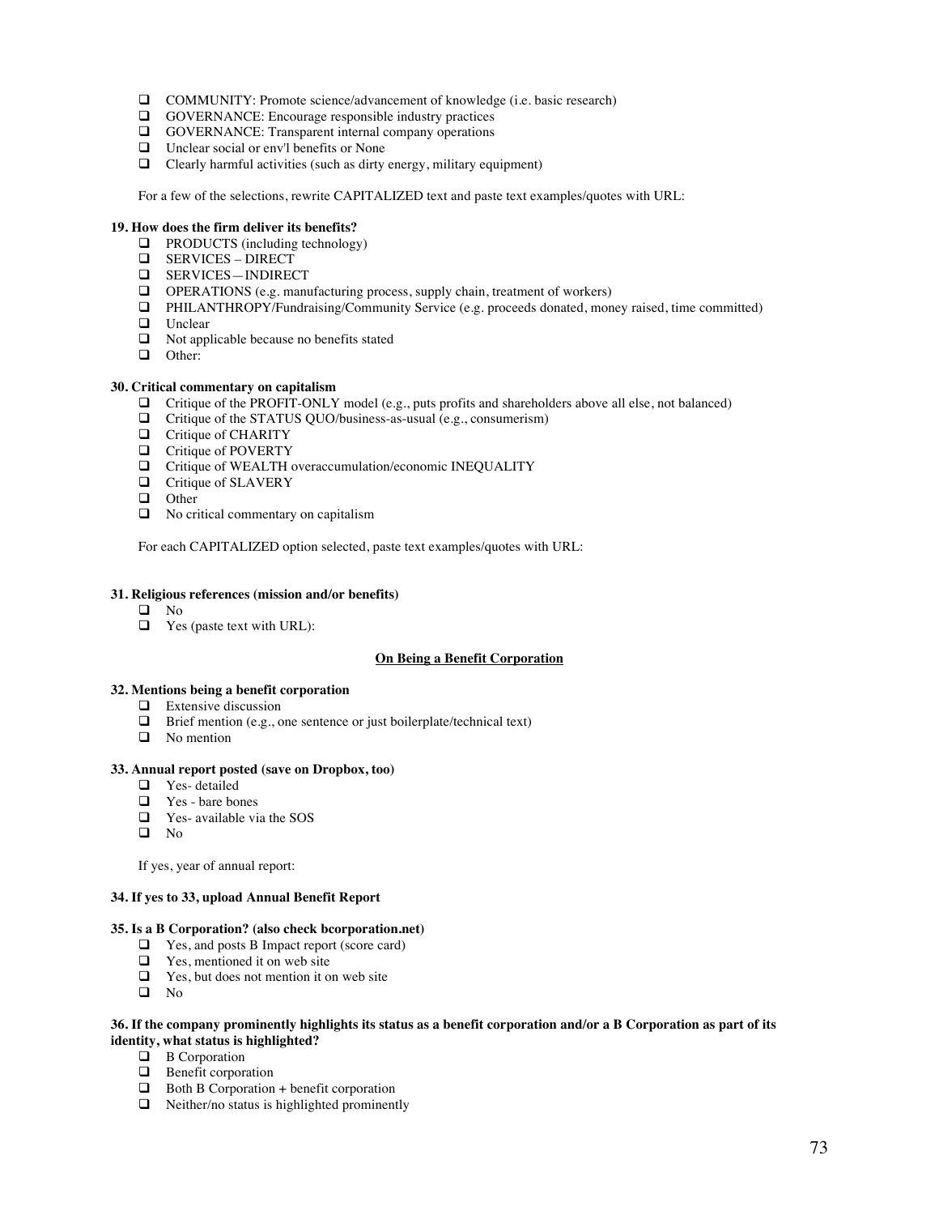- ❑ COMMUNITY: Promote science/advancement of knowledge (i.e. basic research)
- ❑ GOVERNANCE: Encourage responsible industry practices
- ❑ GOVERNANCE: Transparent internal company operations
- ❑ Unclear social or env'l benefits or None
- ❑ Clearly harmful activities (such as dirty energy, military equipment)

For a few of the selections, rewrite CAPITALIZED text and paste text examples/quotes with URL:

**19. How does the firm deliver its benefits?**

- ❑ PRODUCTS (including technology)
- ❑ SERVICES – DIRECT
- ❑ SERVICES—INDIRECT
- ❑ OPERATIONS (e.g. manufacturing process, supply chain, treatment of workers)
- ❑ PHILANTHROPY/Fundraising/Community Service (e.g. proceeds donated, money raised, time committed)
- ❑ Unclear
- ❑ Not applicable because no benefits stated
- ❑ Other:

**30. Critical commentary on capitalism**

- ❑ Critique of the PROFIT-ONLY model (e.g., puts profits and shareholders above all else, not balanced)
- ❑ Critique of the STATUS QUO/business-as-usual (e.g., consumerism)
- ❑ Critique of CHARITY
- ❑ Critique of POVERTY
- ❑ Critique of WEALTH overaccumulation/economic INEQUALITY
- ❑ Critique of SLAVERY
- ❑ Other
- ❑ No critical commentary on capitalism

For each CAPITALIZED option selected, paste text examples/quotes with URL:

**31. Religious references (mission and/or benefits)**

- ❑ No
- ❑ Yes (paste text with URL):

**<u>On Being a Benefit Corporation</u>**

**32. Mentions being a benefit corporation**

- ❑ Extensive discussion
- ❑ Brief mention (e.g., one sentence or just boilerplate/technical text)
- ❑ No mention

**33. Annual report posted (save on Dropbox, too)**

- ❑ Yes- detailed
- ❑ Yes - bare bones
- ❑ Yes- available via the SOS
- ❑ No

If yes, year of annual report:

**34. If yes to 33, upload Annual Benefit Report**

**35. Is a B Corporation? (also check bcorporation.net)**

- ❑ Yes, and posts B Impact report (score card)
- ❑ Yes, mentioned it on web site
- ❑ Yes, but does not mention it on web site
- ❑ No

**36. If the company prominently highlights its status as a benefit corporation and/or a B Corporation as part of its identity, what status is highlighted?**

- ❑ B Corporation
- ❑ Benefit corporation
- ❑ Both B Corporation + benefit corporation
- ❑ Neither/no status is highlighted prominently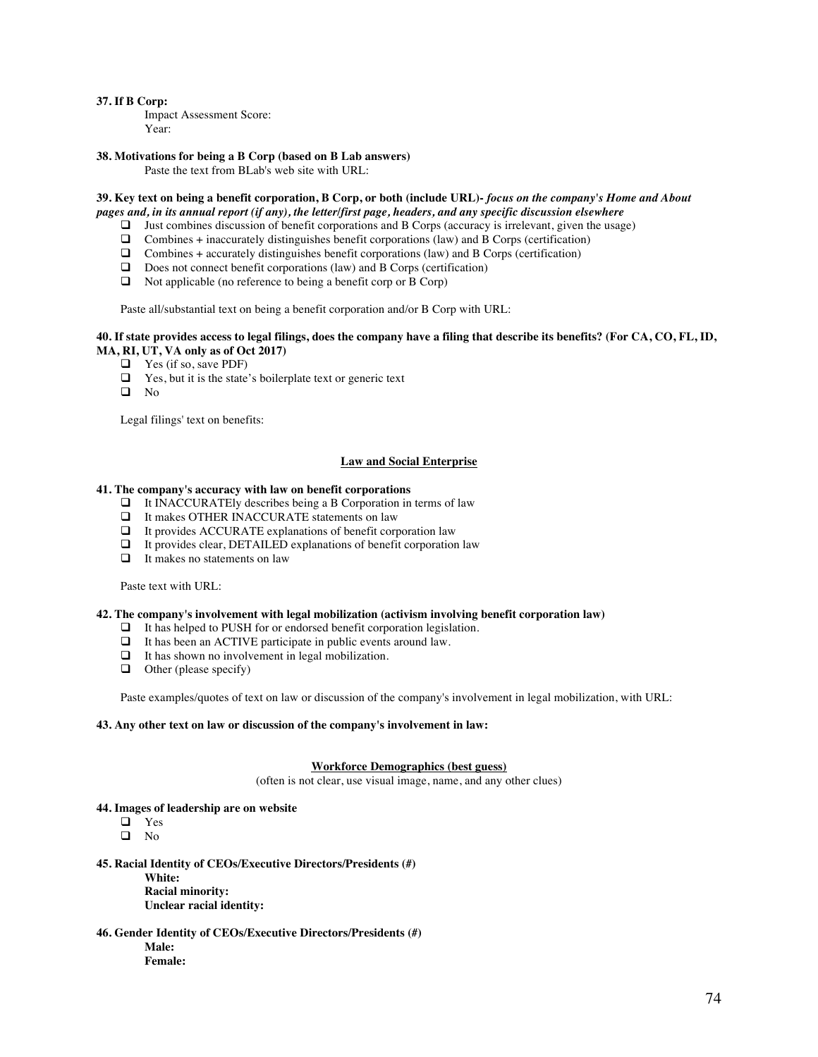**37. If B Corp:**

Impact Assessment Score:

Year:

**38. Motivations for being a B Corp (based on B Lab answers)**

Paste the text from BLab's web site with URL:

**39. Key text on being a benefit corporation, B Corp, or both (include URL)-** ***focus on the company's Home and About pages and, in its annual report (if any), the letter/first page, headers, and any specific discussion elsewhere***

- ❑ Just combines discussion of benefit corporations and B Corps (accuracy is irrelevant, given the usage)
- ❑ Combines + inaccurately distinguishes benefit corporations (law) and B Corps (certification)
- ❑ Combines + accurately distinguishes benefit corporations (law) and B Corps (certification)
- ❑ Does not connect benefit corporations (law) and B Corps (certification)
- ❑ Not applicable (no reference to being a benefit corp or B Corp)

Paste all/substantial text on being a benefit corporation and/or B Corp with URL:

**40. If state provides access to legal filings, does the company have a filing that describe its benefits? (For CA, CO, FL, ID, MA, RI, UT, VA only as of Oct 2017)**

- ❑ Yes (if so, save PDF)
- ❑ Yes, but it is the state's boilerplate text or generic text
- ❑ No

Legal filings' text on benefits:

## Law and Social Enterprise

**41. The company's accuracy with law on benefit corporations**

- ❑ It INACCURATEly describes being a B Corporation in terms of law
- ❑ It makes OTHER INACCURATE statements on law
- ❑ It provides ACCURATE explanations of benefit corporation law
- ❑ It provides clear, DETAILED explanations of benefit corporation law
- ❑ It makes no statements on law

Paste text with URL:

**42. The company's involvement with legal mobilization (activism involving benefit corporation law)**

- ❑ It has helped to PUSH for or endorsed benefit corporation legislation.
- ❑ It has been an ACTIVE participate in public events around law.
- ❑ It has shown no involvement in legal mobilization.
- ❑ Other (please specify)

Paste examples/quotes of text on law or discussion of the company's involvement in legal mobilization, with URL:

**43. Any other text on law or discussion of the company's involvement in law:**

## Workforce Demographics (best guess)

(often is not clear, use visual image, name, and any other clues)

**44. Images of leadership are on website**

- ❑ Yes
- ❑ No

**45. Racial Identity of CEOs/Executive Directors/Presidents (#)**

**White:**

**Racial minority:**

**Unclear racial identity:**

**46. Gender Identity of CEOs/Executive Directors/Presidents (#)**

**Male:**

**Female:**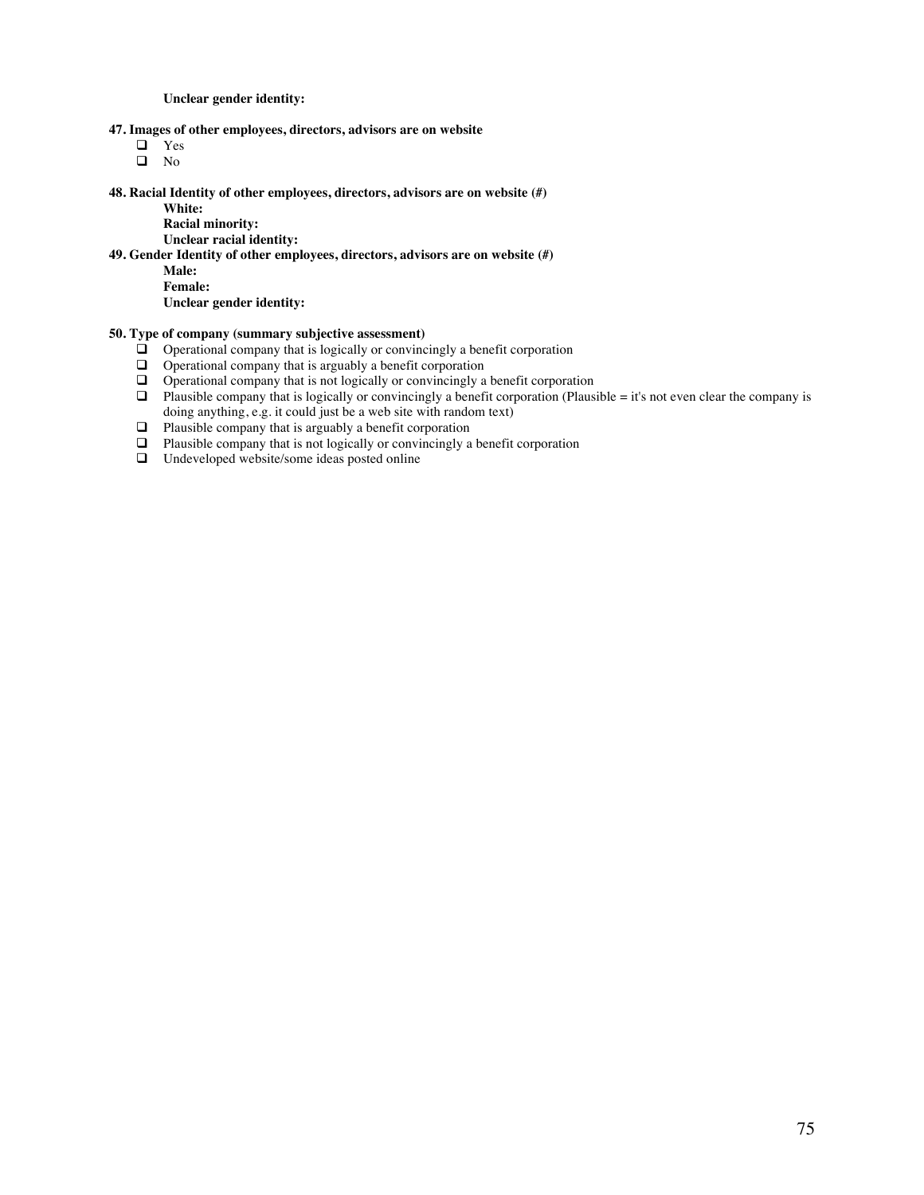**Unclear gender identity:**

**47. Images of other employees, directors, advisors are on website**

- ☐ Yes
- ☐ No

**48. Racial Identity of other employees, directors, advisors are on website (#)**

**White:**
**Racial minority:**
**Unclear racial identity:**

**49. Gender Identity of other employees, directors, advisors are on website (#)**

**Male:**
**Female:**
**Unclear gender identity:**

**50. Type of company (summary subjective assessment)**

- ☐ Operational company that is logically or convincingly a benefit corporation
- ☐ Operational company that is arguably a benefit corporation
- ☐ Operational company that is not logically or convincingly a benefit corporation
- ☐ Plausible company that is logically or convincingly a benefit corporation (Plausible = it's not even clear the company is doing anything, e.g. it could just be a web site with random text)
- ☐ Plausible company that is arguably a benefit corporation
- ☐ Plausible company that is not logically or convincingly a benefit corporation
- ☐ Undeveloped website/some ideas posted online